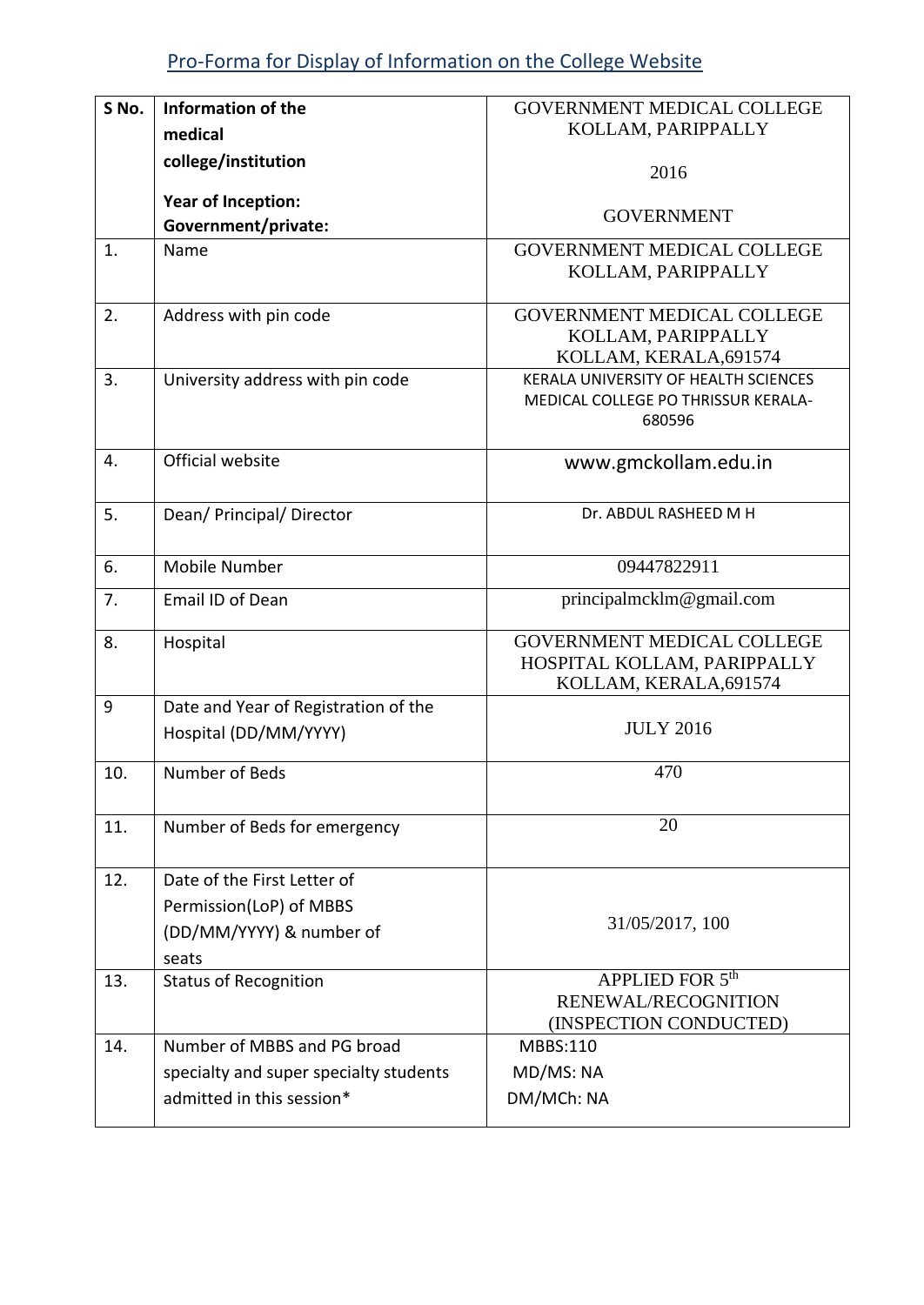# Pro-Forma for Display of Information on the College Website

| S No. | Information of the medical college/institution<br><br>Year of Inception:<br>Government/private: | GOVERNMENT MEDICAL COLLEGE KOLLAM, PARIPPALLY<br><br>2016<br><br>GOVERNMENT |
|---|---|---|
| 1. | Name | GOVERNMENT MEDICAL COLLEGE KOLLAM, PARIPPALLY |
| 2. | Address with pin code | GOVERNMENT MEDICAL COLLEGE KOLLAM, PARIPPALLY KOLLAM, KERALA,691574 |
| 3. | University address with pin code | KERALA UNIVERSITY OF HEALTH SCIENCES MEDICAL COLLEGE PO THRISSUR KERALA-680596 |
| 4. | Official website | www.gmckollam.edu.in |
| 5. | Dean/ Principal/ Director | Dr. ABDUL RASHEED M H |
| 6. | Mobile Number | 09447822911 |
| 7. | Email ID of Dean | principalmcklm@gmail.com |
| 8. | Hospital | GOVERNMENT MEDICAL COLLEGE HOSPITAL KOLLAM, PARIPPALLY KOLLAM, KERALA,691574 |
| 9 | Date and Year of Registration of the Hospital (DD/MM/YYYY) | JULY 2016 |
| 10. | Number of Beds | 470 |
| 11. | Number of Beds for emergency | 20 |
| 12. | Date of the First Letter of Permission(LoP) of MBBS (DD/MM/YYYY) & number of seats | 31/05/2017, 100 |
| 13. | Status of Recognition | APPLIED FOR 5th RENEWAL/RECOGNITION (INSPECTION CONDUCTED) |
| 14. | Number of MBBS and PG broad specialty and super specialty students admitted in this session* | MBBS:110<br>MD/MS: NA<br>DM/MCh: NA |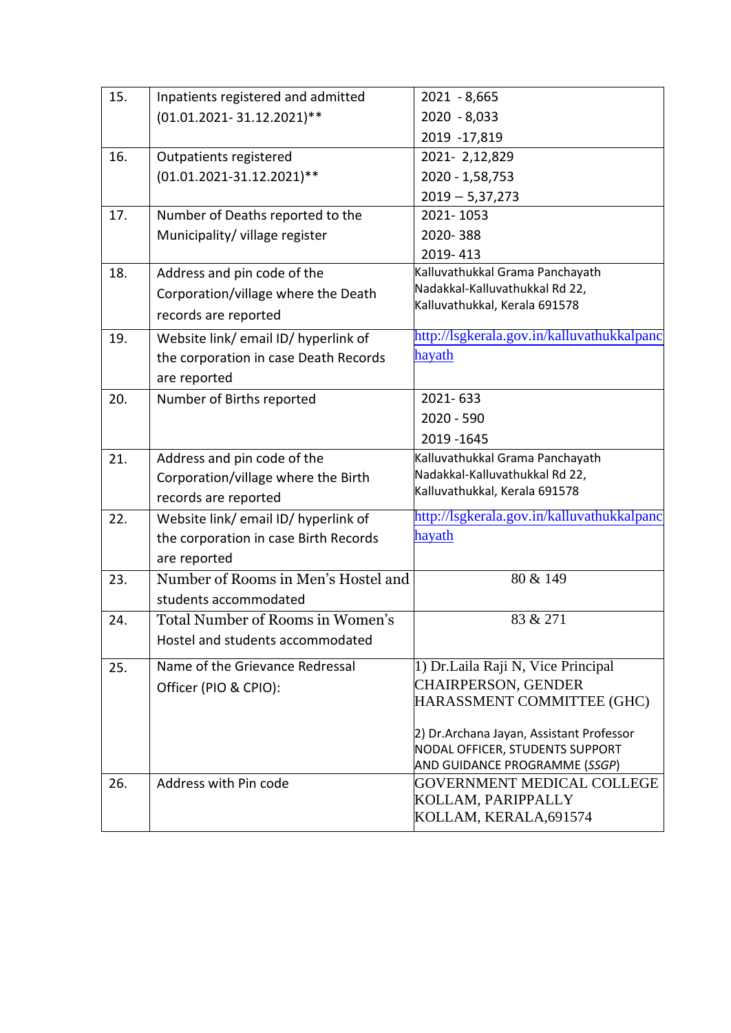| 15. | Inpatients registered and admitted (01.01.2021- 31.12.2021)** | 2021 - 8,665<br>2020 - 8,033<br>2019 -17,819 |
|---|---|---|
| 16. | Outpatients registered (01.01.2021-31.12.2021)** | 2021- 2,12,829<br>2020 - 1,58,753<br>2019 – 5,37,273 |
| 17. | Number of Deaths reported to the Municipality/ village register | 2021- 1053<br>2020- 388<br>2019- 413 |
| 18. | Address and pin code of the Corporation/village where the Death records are reported | Kalluvathukkal Grama Panchayath<br>Nadakkal-Kalluvathukkal Rd 22,<br>Kalluvathukkal, Kerala 691578 |
| 19. | Website link/ email ID/ hyperlink of the corporation in case Death Records are reported | http://lsgkerala.gov.in/kalluvathukkalpanchayath |
| 20. | Number of Births reported | 2021- 633<br>2020 - 590<br>2019 -1645 |
| 21. | Address and pin code of the Corporation/village where the Birth records are reported | Kalluvathukkal Grama Panchayath<br>Nadakkal-Kalluvathukkal Rd 22,<br>Kalluvathukkal, Kerala 691578 |
| 22. | Website link/ email ID/ hyperlink of the corporation in case Birth Records are reported | http://lsgkerala.gov.in/kalluvathukkalpanchayath |
| 23. | Number of Rooms in Men's Hostel and students accommodated | 80 & 149 |
| 24. | Total Number of Rooms in Women's Hostel and students accommodated | 83 & 271 |
| 25. | Name of the Grievance Redressal Officer (PIO & CPIO): | 1) Dr.Laila Raji N, Vice Principal<br>CHAIRPERSON, GENDER HARASSMENT COMMITTEE (GHC)<br><br>2) Dr.Archana Jayan, Assistant Professor<br>NODAL OFFICER, STUDENTS SUPPORT AND GUIDANCE PROGRAMME (*SSGP*) |
| 26. | Address with Pin code | GOVERNMENT MEDICAL COLLEGE KOLLAM, PARIPPALLY<br>KOLLAM, KERALA,691574 |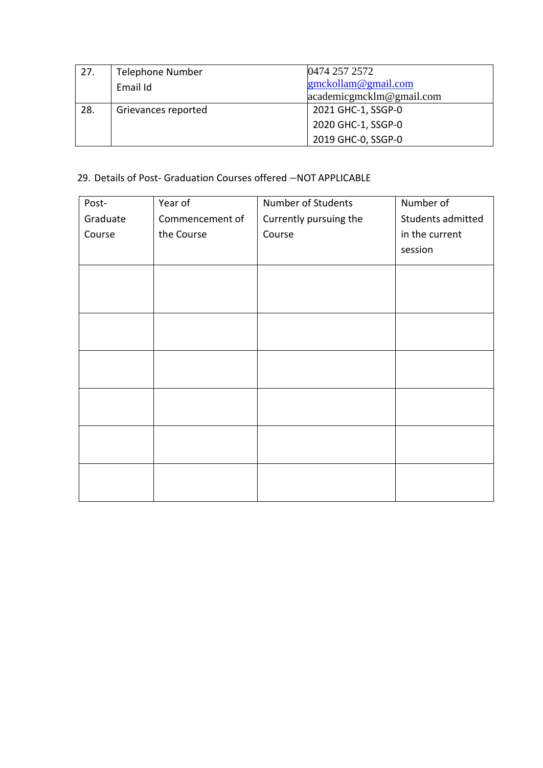| 27. | Telephone Number<br>Email Id | 0474 257 2572<br>gmckollam@gmail.com<br>academicgmcklm@gmail.com |
|---|---|---|
| 28. | Grievances reported | 2021 GHC-1, SSGP-0<br>2020 GHC-1, SSGP-0<br>2019 GHC-0, SSGP-0 |

29. Details of Post- Graduation Courses offered –NOT APPLICABLE

| Post-Graduate Course | Year of Commencement of the Course | Number of Students Currently pursuing the Course | Number of Students admitted in the current session |
|---|---|---|---|
| | | | |
| | | | |
| | | | |
| | | | |
| | | | |
| | | | |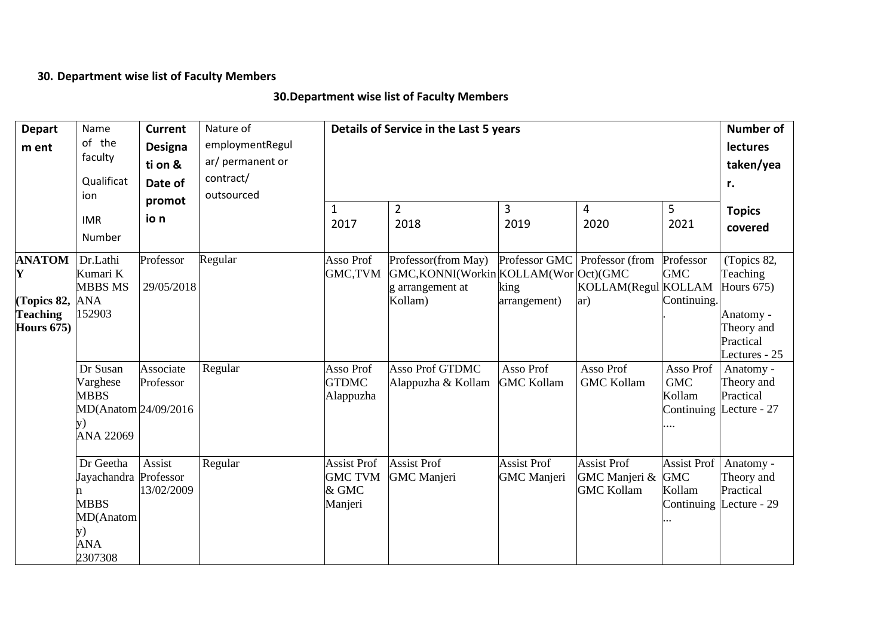**30. Department wise list of Faculty Members**

**30.Department wise list of Faculty Members**

| **Department** | Name of the faculty Qualification IMR Number | **Current Designation & Date of promotion** | Nature of employment Regular/ permanent or contract/ outsourced | **Details of Service in the Last 5 years** | | | | | **Number of lectures taken/year. Topics covered** |
|---|---|---|---|---|---|---|---|---|---|
| | | | | 1 2017 | 2 2018 | 3 2019 | 4 2020 | 5 2021 | |
| **ANATOMY (Topics 82, Teaching Hours 675)** | Dr.Lathi Kumari K MBBS MS ANA 152903 | Professor 29/05/2018 | Regular | Asso Prof GMC,TVM | Professor(from May) GMC,KONNI(Working arrangement at Kollam) | Professor GMC KOLLAM(Working arrangement) | Professor (from Oct)(GMC KOLLAM(Regular) | Professor GMC KOLLAM Continuing.. | (Topics 82, Teaching Hours 675) Anatomy - Theory and Practical Lectures - 25 |
| | Dr Susan Varghese MBBS MD(Anatomy) ANA 22069 | Associate Professor 24/09/2016 | Regular | Asso Prof GTDMC Alappuzha | Asso Prof GTDMC Alappuzha & Kollam | Asso Prof GMC Kollam | Asso Prof GMC Kollam | Asso Prof GMC Kollam Continuing .... | Anatomy - Theory and Practical Lecture - 27 |
| | Dr Geetha Jayachandran MBBS MD(Anatomy) ANA 2307308 | Assist Professor 13/02/2009 | Regular | Assist Prof GMC TVM & GMC Manjeri | Assist Prof GMC Manjeri | Assist Prof GMC Manjeri | Assist Prof GMC Manjeri & GMC Kollam | Assist Prof GMC Kollam Continuing ... | Anatomy - Theory and Practical Lecture - 29 |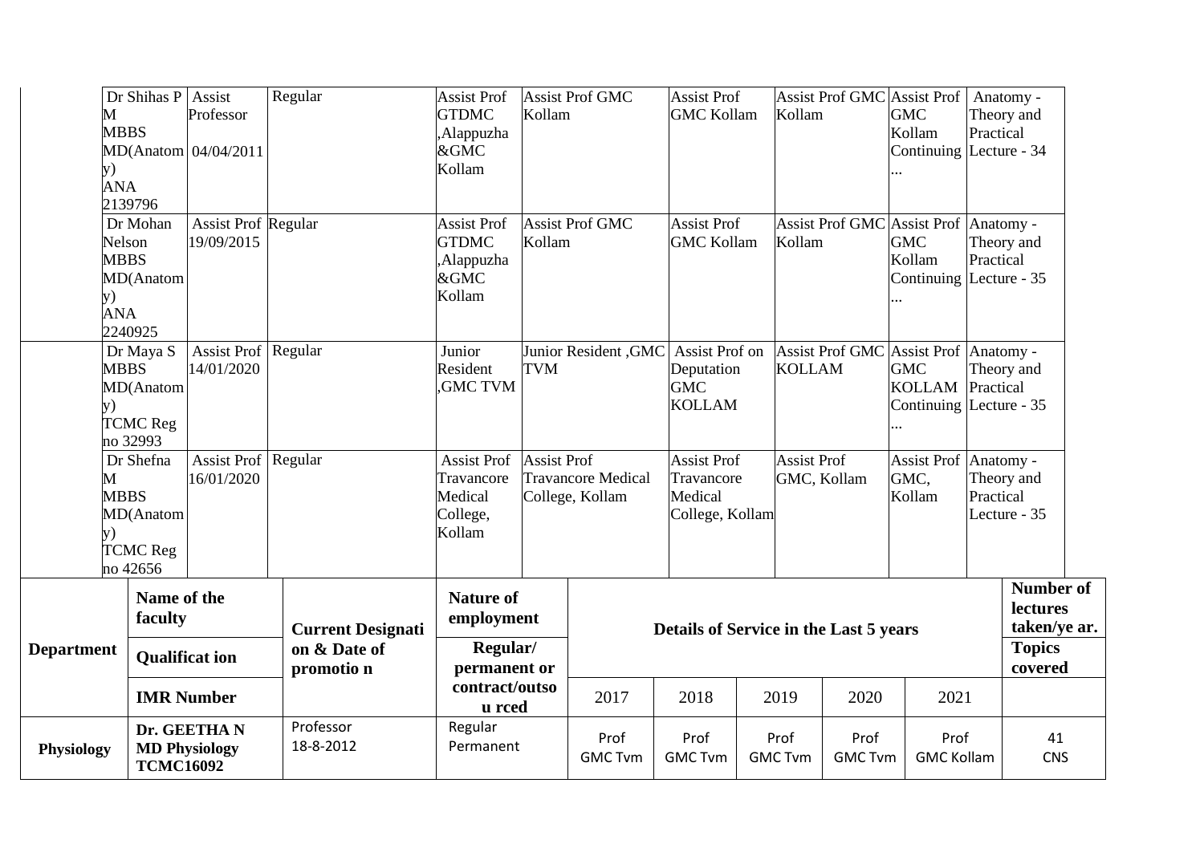| Department | Name of the faculty / Qualification / IMR Number | Current Designation & Date of promotion | Nature of employment Regular/ permanent or contract/outsourced | Details of Service in the Last 5 years | | | | | Number of lectures taken/year. Topics covered |
|---|---|---|---|---|---|---|---|---|---|
| | | | | 2017 | 2018 | 2019 | 2020 | 2021 | |
| | Dr Shihas P M MBBS MD(Anatomy) ANA 2139796 | Assist Professor 04/04/2011 | Regular | Assist Prof GTDMC ,Alappuzha &GMC Kollam | Assist Prof GMC Kollam | Assist Prof GMC Kollam | Assist Prof GMC Kollam | Assist Prof GMC Kollam Continuing ... | Anatomy - Theory and Practical Lecture - 34 |
| | Dr Mohan Nelson MBBS MD(Anatomy) ANA 2240925 | Assist Prof 19/09/2015 | Regular | Assist Prof GTDMC ,Alappuzha &GMC Kollam | Assist Prof GMC Kollam | Assist Prof GMC Kollam | Assist Prof GMC Kollam | Assist Prof GMC Kollam Continuing ... | Anatomy - Theory and Practical Lecture - 35 |
| | Dr Maya S MBBS MD(Anatomy) TCMC Reg no 32993 | Assist Prof 14/01/2020 | Regular | Junior Resident ,GMC TVM | Junior Resident ,GMC TVM | Assist Prof on Deputation GMC KOLLAM | Assist Prof GMC KOLLAM | Assist Prof GMC KOLLAM Continuing ... | Anatomy - Theory and Practical Lecture - 35 |
| | Dr Shefna M MBBS MD(Anatomy) TCMC Reg no 42656 | Assist Prof 16/01/2020 | Regular | Assist Prof Travancore Medical College, Kollam | Assist Prof Travancore Medical College, Kollam | Assist Prof Travancore Medical College, Kollam | Assist Prof GMC, Kollam | Assist Prof GMC, Kollam | Anatomy - Theory and Practical Lecture - 35 |
| **Physiology** | **Dr. GEETHA N MD Physiology TCMC16092** | Professor 18-8-2012 | Regular Permanent | Prof GMC Tvm | Prof GMC Tvm | Prof GMC Tvm | Prof GMC Tvm | Prof GMC Kollam | 41 CNS |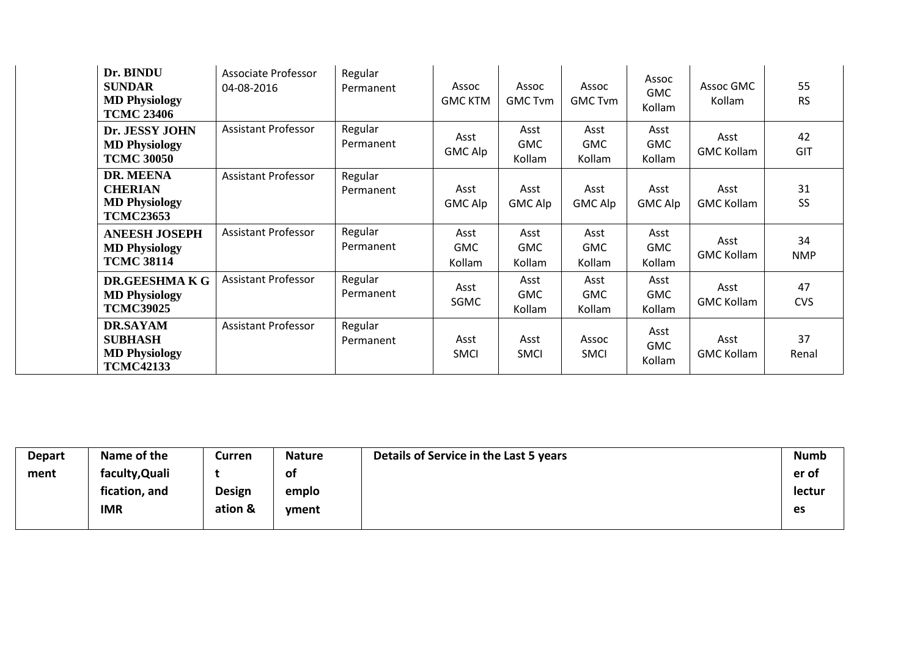| | | | | | | | | | |
|---|---|---|---|---|---|---|---|---|---|
| | **Dr. BINDU SUNDAR MD Physiology TCMC 23406** | Associate Professor 04-08-2016 | Regular Permanent | Assoc GMC KTM | Assoc GMC Tvm | Assoc GMC Tvm | Assoc GMC Kollam | Assoc GMC Kollam | 55 RS |
| | **Dr. JESSY JOHN MD Physiology TCMC 30050** | Assistant Professor | Regular Permanent | Asst GMC Alp | Asst GMC Kollam | Asst GMC Kollam | Asst GMC Kollam | Asst GMC Kollam | 42 GIT |
| | **DR. MEENA CHERIAN MD Physiology TCMC23653** | Assistant Professor | Regular Permanent | Asst GMC Alp | Asst GMC Alp | Asst GMC Alp | Asst GMC Alp | Asst GMC Kollam | 31 SS |
| | **ANEESH JOSEPH MD Physiology TCMC 38114** | Assistant Professor | Regular Permanent | Asst GMC Kollam | Asst GMC Kollam | Asst GMC Kollam | Asst GMC Kollam | Asst GMC Kollam | 34 NMP |
| | **DR.GEESHMA K G MD Physiology TCMC39025** | Assistant Professor | Regular Permanent | Asst SGMC | Asst GMC Kollam | Asst GMC Kollam | Asst GMC Kollam | Asst GMC Kollam | 47 CVS |
| | **DR.SAYAM SUBHASH MD Physiology TCMC42133** | Assistant Professor | Regular Permanent | Asst SMCI | Asst SMCI | Assoc SMCI | Asst GMC Kollam | Asst GMC Kollam | 37 Renal |

| Department | Name of the faculty,Qualification, and IMR | Current Designation & | Nature of employment | Details of Service in the Last 5 years | Number of lectures |
|---|---|---|---|---|---|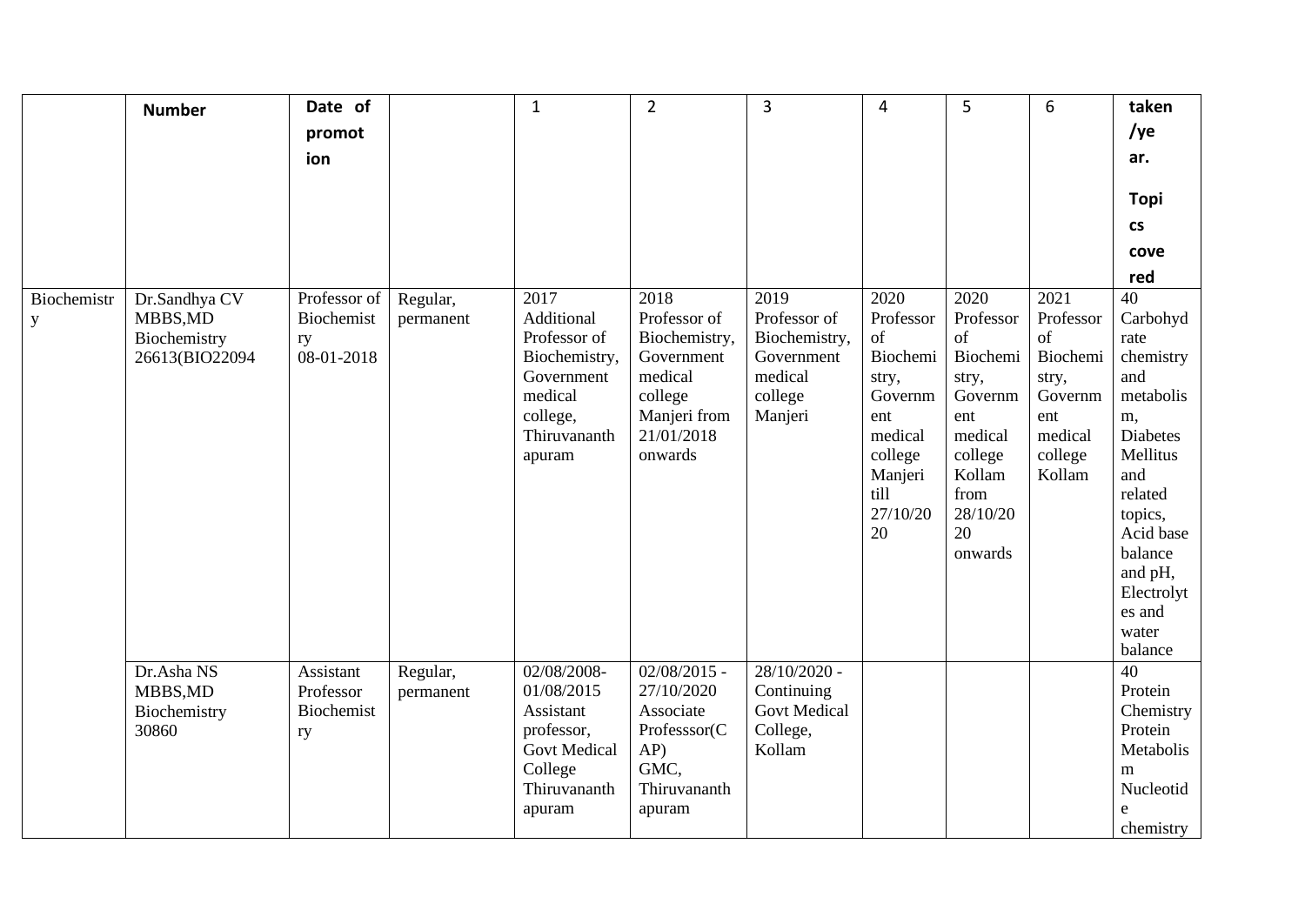| | Number | Date of promotion | | 1 | 2 | 3 | 4 | 5 | 6 | taken /year. Topics covered |
|---|---|---|---|---|---|---|---|---|---|---|
| Biochemistry | Dr.Sandhya CV MBBS,MD Biochemistry 26613(BIO22094 | Professor of Biochemistry 08-01-2018 | Regular, permanent | 2017 Additional Professor of Biochemistry, Government medical college, Thiruvananthapuram | 2018 Professor of Biochemistry, Government medical college Manjeri from 21/01/2018 onwards | 2019 Professor of Biochemistry, Government medical college Manjeri | 2020 Professor of Biochemistry, Government medical college Manjeri till 27/10/2020 | 2020 Professor of Biochemistry, Government medical college Kollam from 28/10/2020 onwards | 2021 Professor of Biochemistry, Government medical college Kollam | 40 Carbohydrate chemistry and metabolism, Diabetes Mellitus and related topics, Acid base balance and pH, Electrolytes and water balance |
| | Dr.Asha NS MBBS,MD Biochemistry 30860 | Assistant Professor Biochemistry | Regular, permanent | 02/08/2008-01/08/2015 Assistant professor, Govt Medical College Thiruvananthapuram | 02/08/2015 - 27/10/2020 Associate Professsor(CAP) GMC, Thiruvananthapuram | 28/10/2020 - Continuing Govt Medical College, Kollam | | | | 40 Protein Chemistry Protein Metabolism Nucleotide chemistry |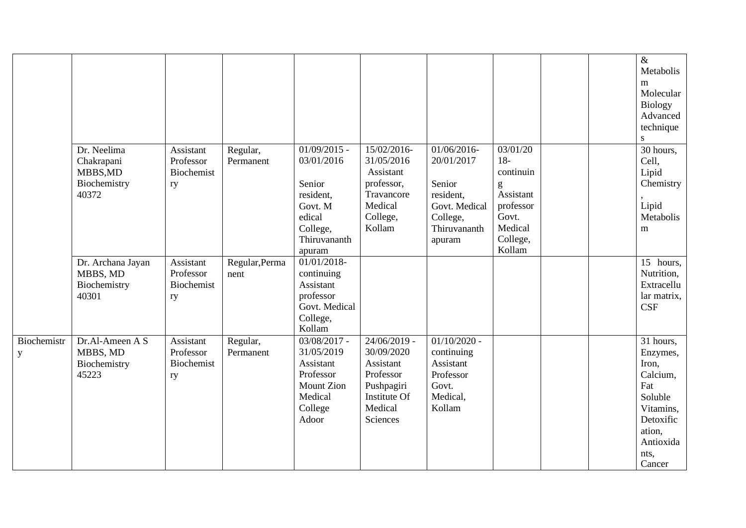| | | | | | | | | | | |
|---|---|---|---|---|---|---|---|---|---|---|
| | | | | | | | | | | & Metabolism Molecular Biology Advanced techniques |
| | Dr. Neelima Chakrapani MBBS,MD Biochemistry 40372 | Assistant Professor Biochemistry | Regular, Permanent | 01/09/2015 - 03/01/2016 Senior resident, Govt. Medical College, Thiruvananthapuram | 15/02/2016-31/05/2016 Assistant professor, Travancore Medical College, Kollam | 01/06/2016-20/01/2017 Senior resident, Govt. Medical College, Thiruvananthapuram | 03/01/2018-continuing Assistant professor Govt. Medical College, Kollam | | | 30 hours, Cell, Lipid Chemistry, Lipid Metabolism |
| | Dr. Archana Jayan MBBS, MD Biochemistry 40301 | Assistant Professor Biochemistry | Regular,Permanent | 01/01/2018-continuing Assistant professor Govt. Medical College, Kollam | | | | | | 15 hours, Nutrition, Extracellular matrix, CSF |
| Biochemistry | Dr.Al-Ameen A S MBBS, MD Biochemistry 45223 | Assistant Professor Biochemistry | Regular, Permanent | 03/08/2017 - 31/05/2019 Assistant Professor Mount Zion Medical College Adoor | 24/06/2019 - 30/09/2020 Assistant Professor Pushpagiri Institute Of Medical Sciences | 01/10/2020 - continuing Assistant Professor Govt. Medical, Kollam | | | | 31 hours, Enzymes, Iron, Calcium, Fat Soluble Vitamins, Detoxification, Antioxidants, Cancer |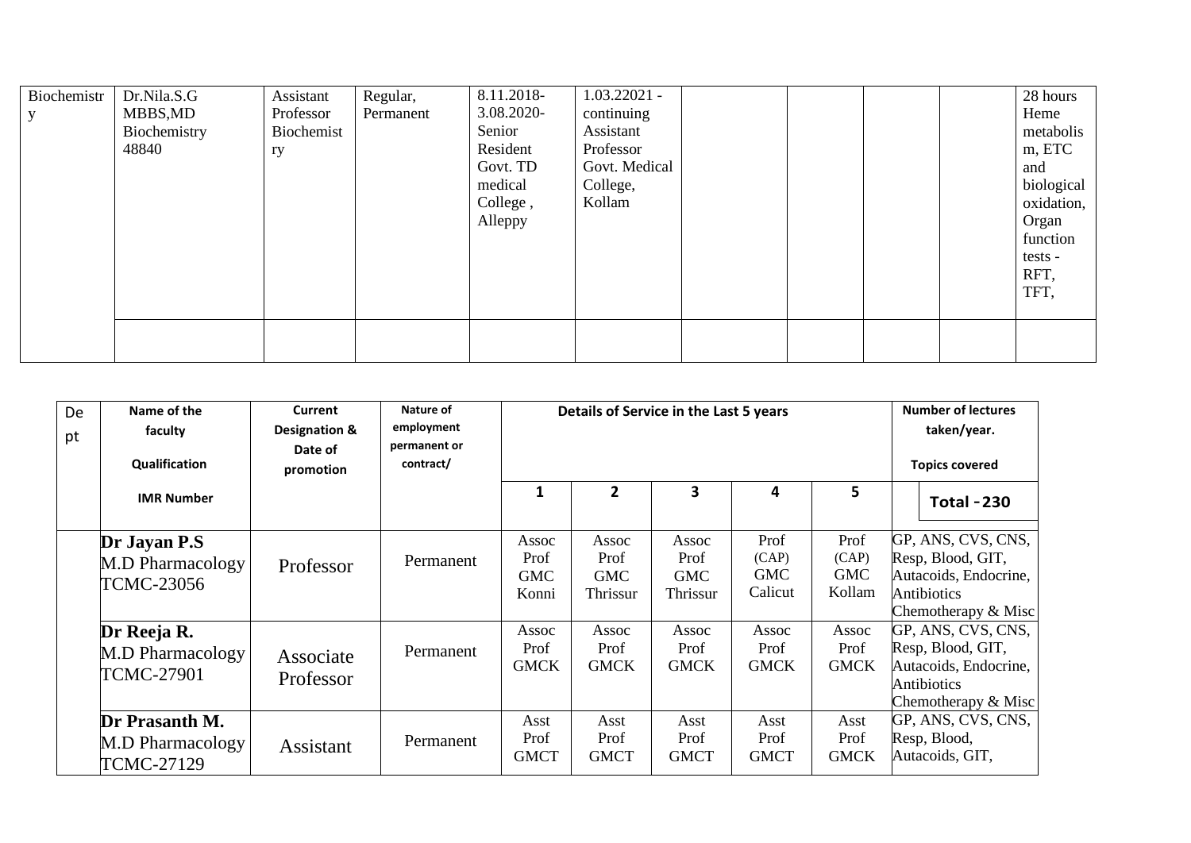| Biochemistry | Dr.Nila.S.G MBBS,MD Biochemistry 48840 | Assistant Professor Biochemistry | Regular, Permanent | 8.11.2018-3.08.2020- Senior Resident Govt. TD medical College , Alleppy | 1.03.22021 - continuing Assistant Professor Govt. Medical College, Kollam | | | | 28 hours Heme metabolism, ETC and biological oxidation, Organ function tests - RFT, TFT, |
|---|---|---|---|---|---|---|---|---|---|
| | | | | | | | | | |

| Dept | Name of the faculty Qualification IMR Number | Current Designation & Date of promotion | Nature of employment permanent or contract/ | Details of Service in the Last 5 years | | | | | Number of lectures taken/year. Topics covered |
|---|---|---|---|---|---|---|---|---|---|
| | | | | 1 | 2 | 3 | 4 | 5 | Total -230 |
| | **Dr Jayan P.S** M.D Pharmacology TCMC-23056 | Professor | Permanent | Assoc Prof GMC Konni | Assoc Prof GMC Thrissur | Assoc Prof GMC Thrissur | Prof (CAP) GMC Calicut | Prof (CAP) GMC Kollam | GP, ANS, CVS, CNS, Resp, Blood, GIT, Autacoids, Endocrine, Antibiotics Chemotherapy & Misc |
| | **Dr Reeja R.** M.D Pharmacology TCMC-27901 | Associate Professor | Permanent | Assoc Prof GMCK | Assoc Prof GMCK | Assoc Prof GMCK | Assoc Prof GMCK | Assoc Prof GMCK | GP, ANS, CVS, CNS, Resp, Blood, GIT, Autacoids, Endocrine, Antibiotics Chemotherapy & Misc |
| | **Dr Prasanth M.** M.D Pharmacology TCMC-27129 | Assistant | Permanent | Asst Prof GMCT | Asst Prof GMCT | Asst Prof GMCT | Asst Prof GMCT | Asst Prof GMCK | GP, ANS, CVS, CNS, Resp, Blood, Autacoids, GIT, |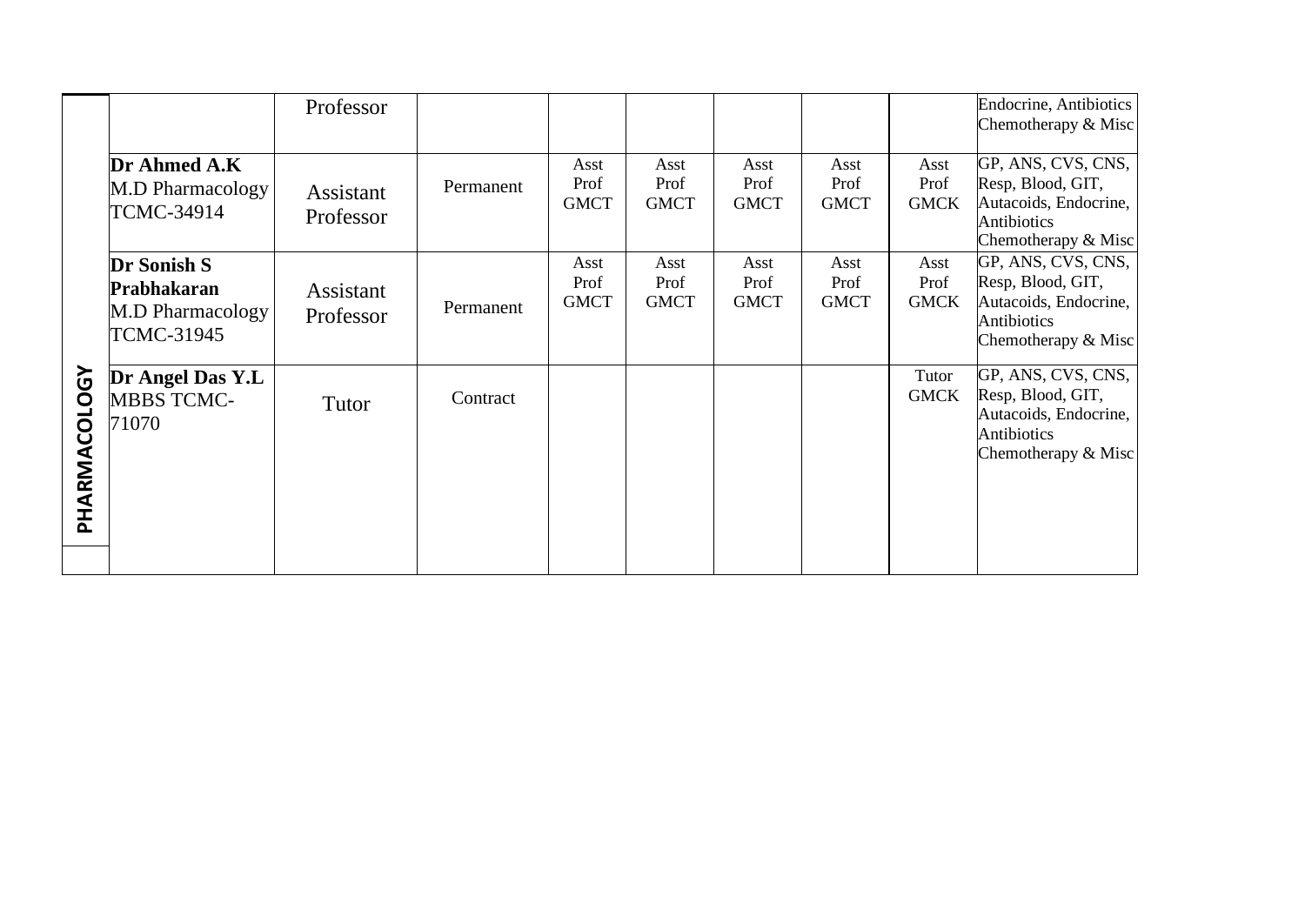| PHARMACOLOGY | | | | | | | | | |
|---|---|---|---|---|---|---|---|---|---|
| | | Professor | | | | | | | Endocrine, Antibiotics Chemotherapy & Misc |
| | **Dr Ahmed A.K** M.D Pharmacology TCMC-34914 | Assistant Professor | Permanent | Asst Prof GMCT | Asst Prof GMCT | Asst Prof GMCT | Asst Prof GMCT | Asst Prof GMCK | GP, ANS, CVS, CNS, Resp, Blood, GIT, Autacoids, Endocrine, Antibiotics Chemotherapy & Misc |
| | **Dr Sonish S Prabhakaran** M.D Pharmacology TCMC-31945 | Assistant Professor | Permanent | Asst Prof GMCT | Asst Prof GMCT | Asst Prof GMCT | Asst Prof GMCT | Asst Prof GMCK | GP, ANS, CVS, CNS, Resp, Blood, GIT, Autacoids, Endocrine, Antibiotics Chemotherapy & Misc |
| | **Dr Angel Das Y.L** MBBS TCMC-71070 | Tutor | Contract | | | | | Tutor GMCK | GP, ANS, CVS, CNS, Resp, Blood, GIT, Autacoids, Endocrine, Antibiotics Chemotherapy & Misc |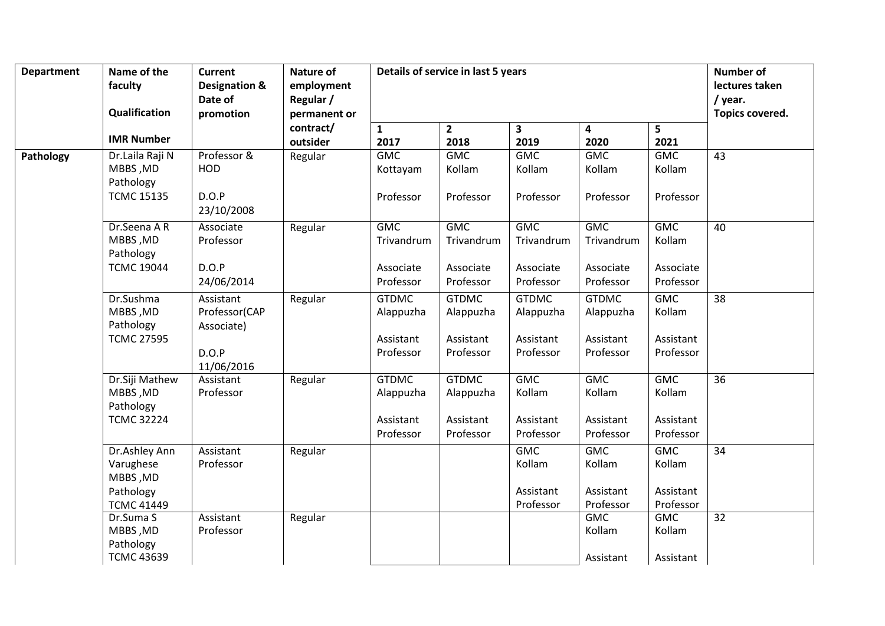| Department | Name of the faculty<br><br>Qualification<br><br>IMR Number | Current Designation & Date of promotion | Nature of employment Regular / permanent or contract/ outsider | Details of service in last 5 years | | | | | Number of lectures taken / year. Topics covered. |
|---|---|---|---|---|---|---|---|---|---|
| | | | | 1<br>2017 | 2<br>2018 | 3<br>2019 | 4<br>2020 | 5<br>2021 | |
| Pathology | Dr.Laila Raji N<br>MBBS ,MD Pathology<br>TCMC 15135 | Professor & HOD<br><br>D.O.P<br>23/10/2008 | Regular | GMC Kottayam<br><br>Professor | GMC Kollam<br><br>Professor | GMC Kollam<br><br>Professor | GMC Kollam<br><br>Professor | GMC Kollam<br><br>Professor | 43 |
| | Dr.Seena A R<br>MBBS ,MD Pathology<br>TCMC 19044 | Associate Professor<br><br>D.O.P<br>24/06/2014 | Regular | GMC Trivandrum<br><br>Associate Professor | GMC Trivandrum<br><br>Associate Professor | GMC Trivandrum<br><br>Associate Professor | GMC Trivandrum<br><br>Associate Professor | GMC Kollam<br><br>Associate Professor | 40 |
| | Dr.Sushma<br>MBBS ,MD Pathology<br>TCMC 27595 | Assistant Professor(CAP Associate)<br><br>D.O.P<br>11/06/2016 | Regular | GTDMC Alappuzha<br><br>Assistant Professor | GTDMC Alappuzha<br><br>Assistant Professor | GTDMC Alappuzha<br><br>Assistant Professor | GTDMC Alappuzha<br><br>Assistant Professor | GMC Kollam<br><br>Assistant Professor | 38 |
| | Dr.Siji Mathew<br>MBBS ,MD Pathology<br>TCMC 32224 | Assistant Professor | Regular | GTDMC Alappuzha<br><br>Assistant Professor | GTDMC Alappuzha<br><br>Assistant Professor | GMC Kollam<br><br>Assistant Professor | GMC Kollam<br><br>Assistant Professor | GMC Kollam<br><br>Assistant Professor | 36 |
| | Dr.Ashley Ann Varughese<br>MBBS ,MD Pathology<br>TCMC 41449 | Assistant Professor | Regular | | | GMC Kollam<br><br>Assistant Professor | GMC Kollam<br><br>Assistant Professor | GMC Kollam<br><br>Assistant Professor | 34 |
| | Dr.Suma S<br>MBBS ,MD Pathology<br>TCMC 43639 | Assistant Professor | Regular | | | | GMC Kollam<br><br>Assistant | GMC Kollam<br><br>Assistant | 32 |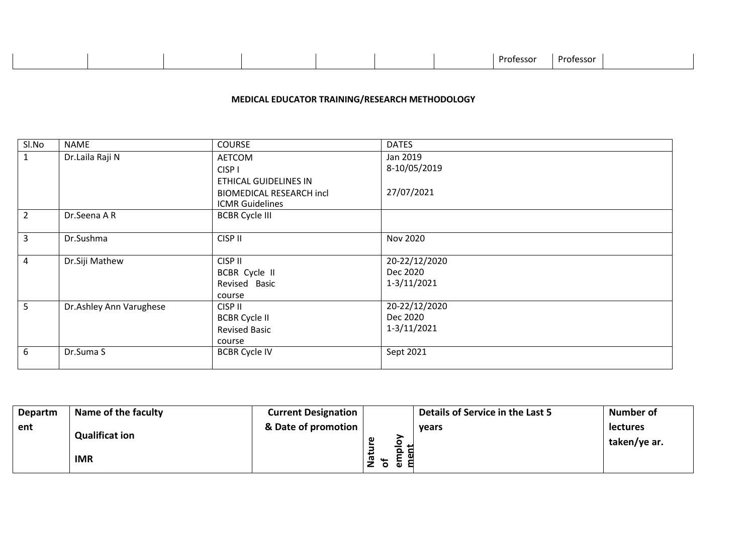| | | | | | | | Professor | Professor | |
|---|---|---|---|---|---|---|---|---|---|

**MEDICAL EDUCATOR TRAINING/RESEARCH METHODOLOGY**

| Sl.No | NAME | COURSE | DATES |
|---|---|---|---|
| 1 | Dr.Laila Raji N | AETCOM<br>CISP I<br>ETHICAL GUIDELINES IN BIOMEDICAL RESEARCH incl ICMR Guidelines | Jan 2019<br>8-10/05/2019<br><br>27/07/2021 |
| 2 | Dr.Seena A R | BCBR Cycle III | |
| 3 | Dr.Sushma | CISP II | Nov 2020 |
| 4 | Dr.Siji Mathew | CISP II<br>BCBR Cycle II<br>Revised Basic course | 20-22/12/2020<br>Dec 2020<br>1-3/11/2021 |
| 5 | Dr.Ashley Ann Varughese | CISP II<br>BCBR Cycle II<br>Revised Basic course | 20-22/12/2020<br>Dec 2020<br>1-3/11/2021 |
| 6 | Dr.Suma S | BCBR Cycle IV | Sept 2021 |

| Department | Name of the faculty<br>Qualification<br>IMR | Current Designation & Date of promotion | Nature of employment | Details of Service in the Last 5 years | Number of lectures taken/year. |
|---|---|---|---|---|---|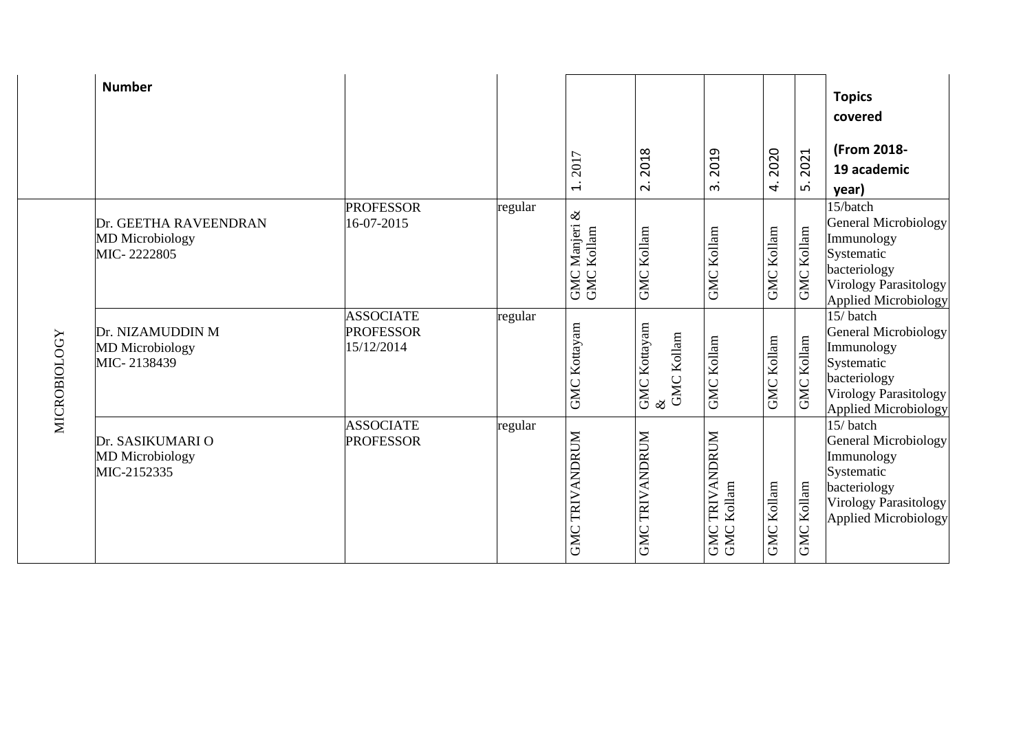| | Number | | | 1. 2017 | 2. 2018 | 3. 2019 | 4. 2020 | 5. 2021 | Topics covered (From 2018-19 academic year) |
|---|---|---|---|---|---|---|---|---|---|
| MICROBIOLOGY | Dr. GEETHA RAVEENDRAN MD Microbiology MIC- 2222805 | PROFESSOR 16-07-2015 | regular | GMC Manjeri & GMC Kollam | GMC Kollam | GMC Kollam | GMC Kollam | GMC Kollam | 15/batch General Microbiology Immunology Systematic bacteriology Virology Parasitology Applied Microbiology |
| | Dr. NIZAMUDDIN M MD Microbiology MIC- 2138439 | ASSOCIATE PROFESSOR 15/12/2014 | regular | GMC Kottayam | GMC Kottayam & GMC Kollam | GMC Kollam | GMC Kollam | GMC Kollam | 15/ batch General Microbiology Immunology Systematic bacteriology Virology Parasitology Applied Microbiology |
| | Dr. SASIKUMARI O MD Microbiology MIC-2152335 | ASSOCIATE PROFESSOR | regular | GMC TRIVANDRUM | GMC TRIVANDRUM | GMC TRIVANDRUM GMC Kollam | GMC Kollam | GMC Kollam | 15/ batch General Microbiology Immunology Systematic bacteriology Virology Parasitology Applied Microbiology |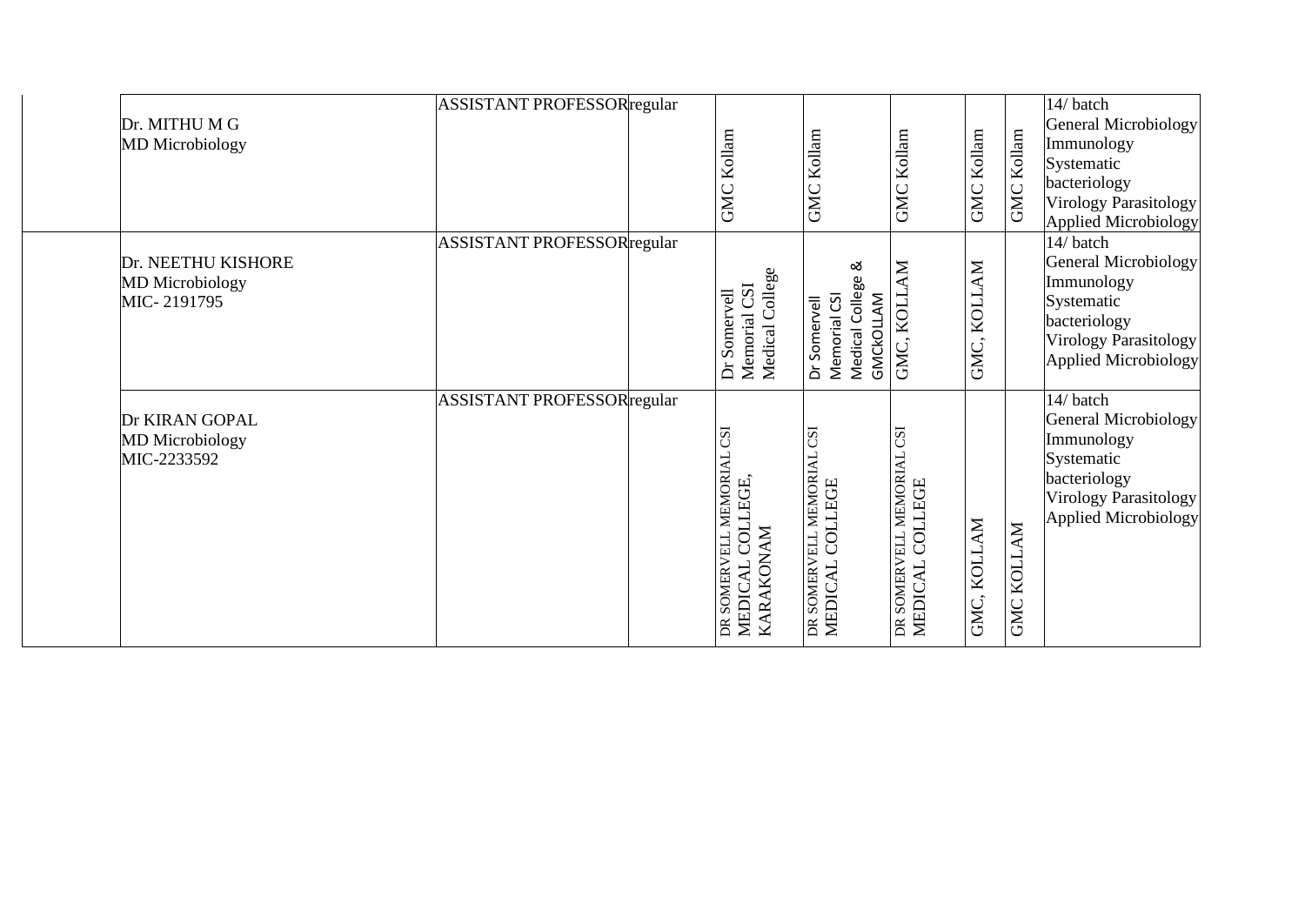| | | | | | | | | | |
|---|---|---|---|---|---|---|---|---|---|
| | Dr. MITHU M G<br>MD Microbiology | ASSISTANT PROFESSOR | regular | GMC Kollam | GMC Kollam | GMC Kollam | GMC Kollam | GMC Kollam | 14/ batch<br>General Microbiology<br>Immunology<br>Systematic bacteriology<br>Virology Parasitology<br>Applied Microbiology |
| | Dr. NEETHU KISHORE<br>MD Microbiology<br>MIC- 2191795 | ASSISTANT PROFESSOR | regular | Dr Somervell Memorial CSI Medical College | Dr Somervell Memorial CSI Medical College & GMCKOLLAM | GMC, KOLLAM | GMC, KOLLAM | | 14/ batch<br>General Microbiology<br>Immunology<br>Systematic bacteriology<br>Virology Parasitology<br>Applied Microbiology |
| | Dr KIRAN GOPAL<br>MD Microbiology<br>MIC-2233592 | ASSISTANT PROFESSOR | regular | DR SOMERVELL MEMORIAL CSI MEDICAL COLLEGE, KARAKONAM | DR SOMERVELL MEMORIAL CSI MEDICAL COLLEGE | DR SOMERVELL MEMORIAL CSI MEDICAL COLLEGE | GMC, KOLLAM | GMC KOLLAM | 14/ batch<br>General Microbiology<br>Immunology<br>Systematic bacteriology<br>Virology Parasitology<br>Applied Microbiology |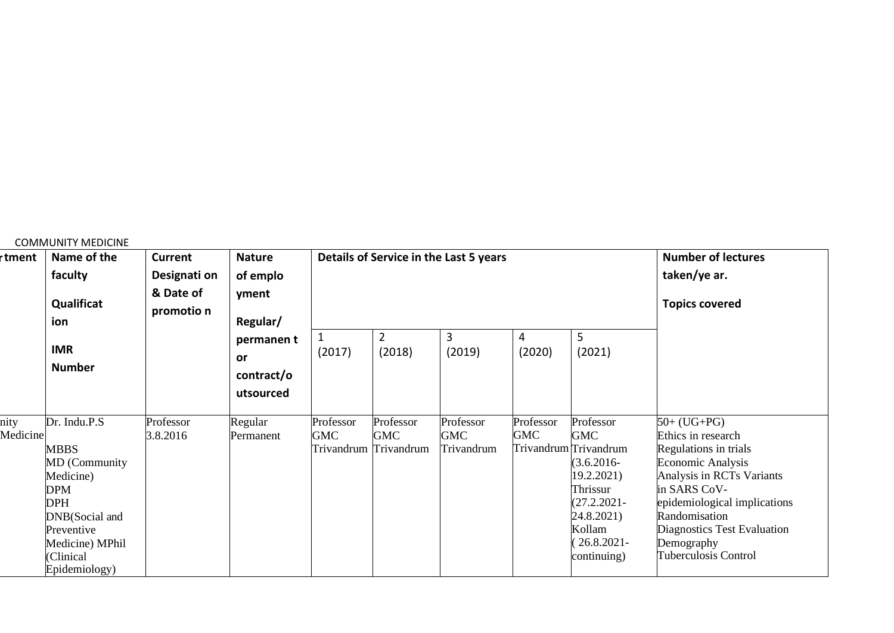COMMUNITY MEDICINE

| rtment | Name of the faculty<br>Qualification<br>IMR Number | Current Designation & Date of promotion | Nature of employment<br>Regular/ permanent or contract/outsourced | Details of Service in the Last 5 years | | | | | Number of lectures taken/year.<br>Topics covered |
|---|---|---|---|---|---|---|---|---|---|
| | | | | 1 (2017) | 2 (2018) | 3 (2019) | 4 (2020) | 5 (2021) | |
| nity Medicine | Dr. Indu.P.S<br>MBBS<br>MD (Community Medicine)<br>DPM<br>DPH<br>DNB(Social and Preventive Medicine) MPhil (Clinical Epidemiology) | Professor<br>3.8.2016 | Regular<br>Permanent | Professor<br>GMC<br>Trivandrum | Professor<br>GMC<br>Trivandrum | Professor<br>GMC<br>Trivandrum | Professor<br>GMC<br>Trivandrum | Professor<br>GMC<br>Trivandrum<br>(3.6.2016-19.2.2021)<br>Thrissur<br>(27.2.2021-24.8.2021)<br>Kollam<br>( 26.8.2021-continuing) | 50+ (UG+PG)<br>Ethics in research<br>Regulations in trials<br>Economic Analysis<br>Analysis in RCTs Variants in SARS CoV-epidemiological implications<br>Randomisation<br>Diagnostics Test Evaluation<br>Demography<br>Tuberculosis Control |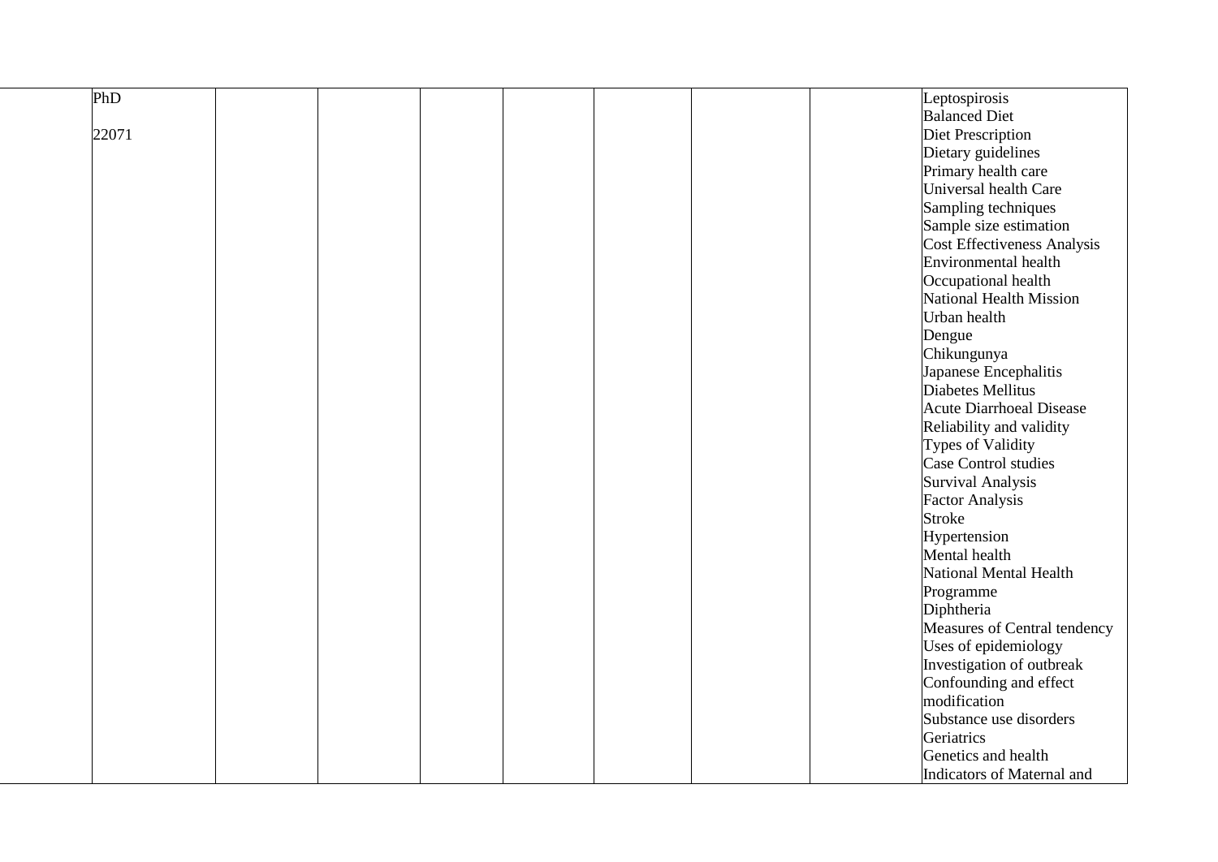| | | | | | | | | | |
|---|---|---|---|---|---|---|---|---|---|
| | PhD<br><br>22071 | | | | | | | | Leptospirosis<br>Balanced Diet<br>Diet Prescription<br>Dietary guidelines<br>Primary health care<br>Universal health Care<br>Sampling techniques<br>Sample size estimation<br>Cost Effectiveness Analysis<br>Environmental health<br>Occupational health<br>National Health Mission<br>Urban health<br>Dengue<br>Chikungunya<br>Japanese Encephalitis<br>Diabetes Mellitus<br>Acute Diarrhoeal Disease<br>Reliability and validity<br>Types of Validity<br>Case Control studies<br>Survival Analysis<br>Factor Analysis<br>Stroke<br>Hypertension<br>Mental health<br>National Mental Health Programme<br>Diphtheria<br>Measures of Central tendency<br>Uses of epidemiology<br>Investigation of outbreak<br>Confounding and effect modification<br>Substance use disorders<br>Geriatrics<br>Genetics and health<br>Indicators of Maternal and |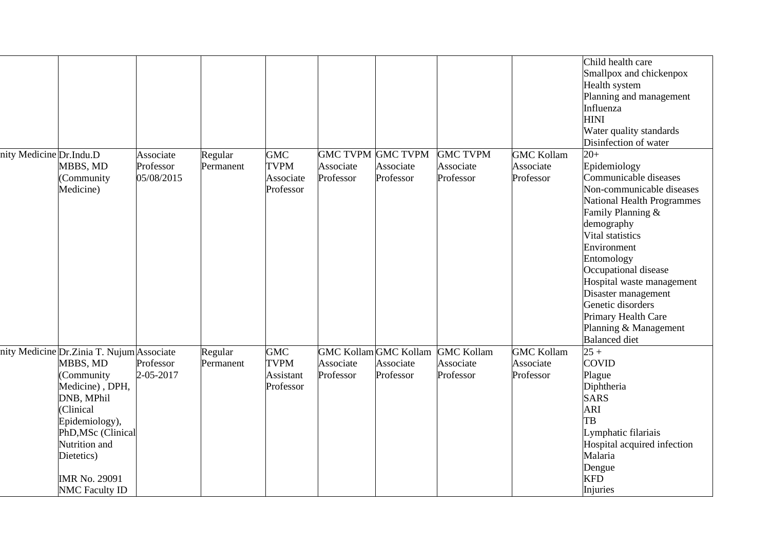| | | | | | | | | | |
|---|---|---|---|---|---|---|---|---|---|
| | | | | | | | | | Child health care<br>Smallpox and chickenpox<br>Health system<br>Planning and management<br>Influenza<br>HINI<br>Water quality standards<br>Disinfection of water |
| nity Medicine | Dr.Indu.D<br>MBBS, MD<br>(Community<br>Medicine) | Associate<br>Professor<br>05/08/2015 | Regular<br>Permanent | GMC<br>TVPM<br>Associate<br>Professor | GMC TVPM<br>Associate<br>Professor | GMC TVPM<br>Associate<br>Professor | GMC TVPM<br>Associate<br>Professor | GMC Kollam<br>Associate<br>Professor | 20+<br>Epidemiology<br>Communicable diseases<br>Non-communicable diseases<br>National Health Programmes<br>Family Planning &<br>demography<br>Vital statistics<br>Environment<br>Entomology<br>Occupational disease<br>Hospital waste management<br>Disaster management<br>Genetic disorders<br>Primary Health Care<br>Planning & Management<br>Balanced diet |
| nity Medicine | Dr.Zinia T. Nujum<br>MBBS, MD<br>(Community<br>Medicine) , DPH,<br>DNB, MPhil<br>(Clinical<br>Epidemiology),<br>PhD,MSc (Clinical<br>Nutrition and<br>Dietetics)<br><br>IMR No. 29091<br>NMC Faculty ID | Associate<br>Professor<br>2-05-2017 | Regular<br>Permanent | GMC<br>TVPM<br>Assistant<br>Professor | GMC Kollam<br>Associate<br>Professor | GMC Kollam<br>Associate<br>Professor | GMC Kollam<br>Associate<br>Professor | GMC Kollam<br>Associate<br>Professor | 25 +<br>COVID<br>Plague<br>Diphtheria<br>SARS<br>ARI<br>TB<br>Lymphatic filariais<br>Hospital acquired infection<br>Malaria<br>Dengue<br>KFD<br>Injuries |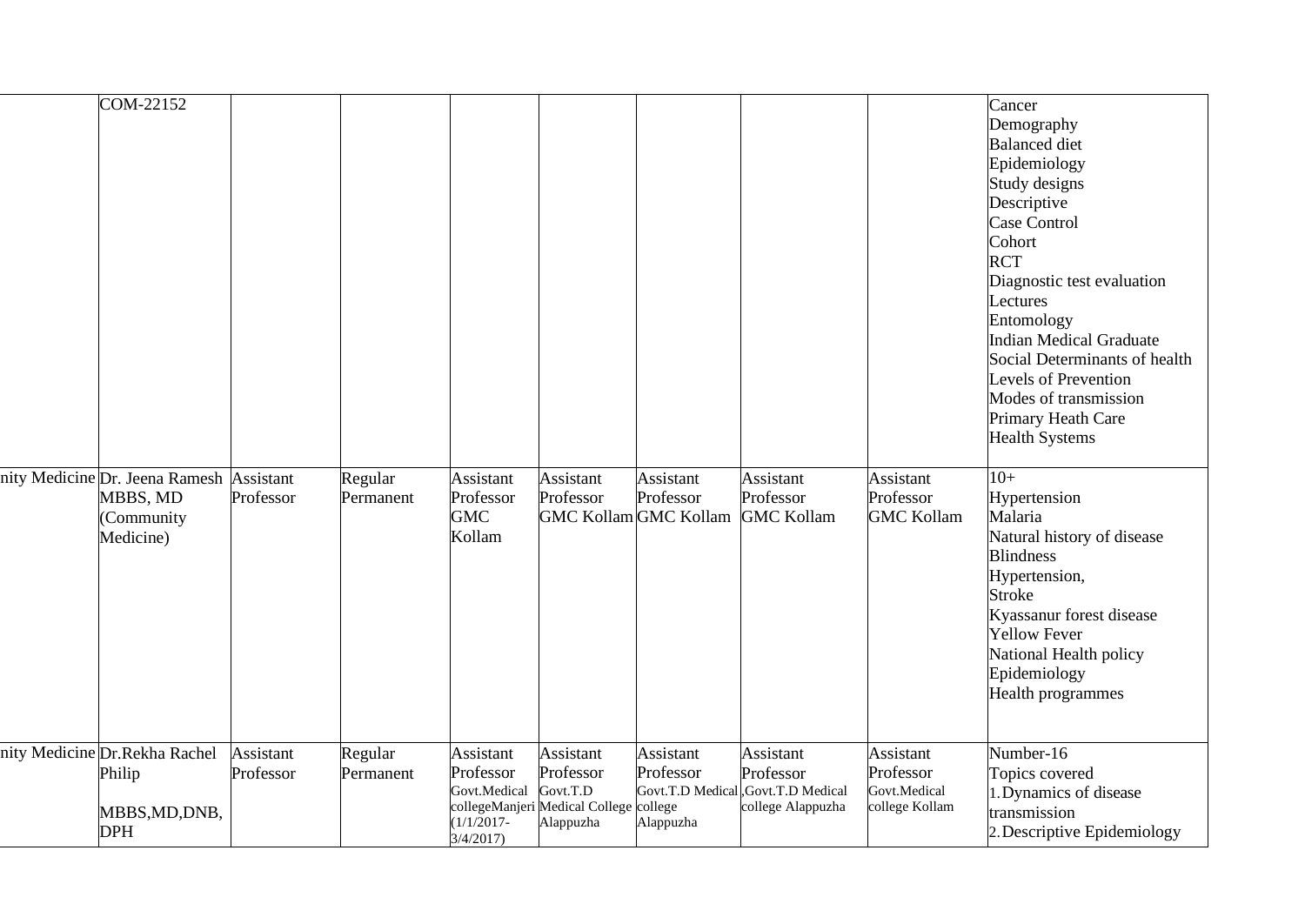|  |  |  |  |  |  |  |  |  |  |
|---|---|---|---|---|---|---|---|---|---|
|  | COM-22152 |  |  |  |  |  |  |  | Cancer<br>Demography<br>Balanced diet<br>Epidemiology<br>Study designs<br>Descriptive<br>Case Control<br>Cohort<br>RCT<br>Diagnostic test evaluation<br>Lectures<br>Entomology<br>Indian Medical Graduate<br>Social Determinants of health<br>Levels of Prevention<br>Modes of transmission<br>Primary Heath Care<br>Health Systems |
| nity Medicine | Dr. Jeena Ramesh MBBS, MD (Community Medicine) | Assistant Professor | Regular Permanent | Assistant Professor GMC Kollam | Assistant Professor GMC Kollam | Assistant Professor GMC Kollam | Assistant Professor GMC Kollam | Assistant Professor GMC Kollam | 10+<br>Hypertension<br>Malaria<br>Natural history of disease<br>Blindness<br>Hypertension,<br>Stroke<br>Kyassanur forest disease<br>Yellow Fever<br>National Health policy<br>Epidemiology<br>Health programmes |
| nity Medicine | Dr.Rekha Rachel Philip<br><br>MBBS,MD,DNB, DPH | Assistant Professor | Regular Permanent | Assistant Professor Govt.Medical collegeManjeri (1/1/2017-3/4/2017) | Assistant Professor Govt.T.D Medical College Alappuzha | Assistant Professor Govt.T.D Medical college Alappuzha | Assistant Professor ,Govt.T.D Medical college Alappuzha | Assistant Professor Govt.Medical college Kollam | Number-16<br>Topics covered<br>1.Dynamics of disease transmission<br>2.Descriptive Epidemiology |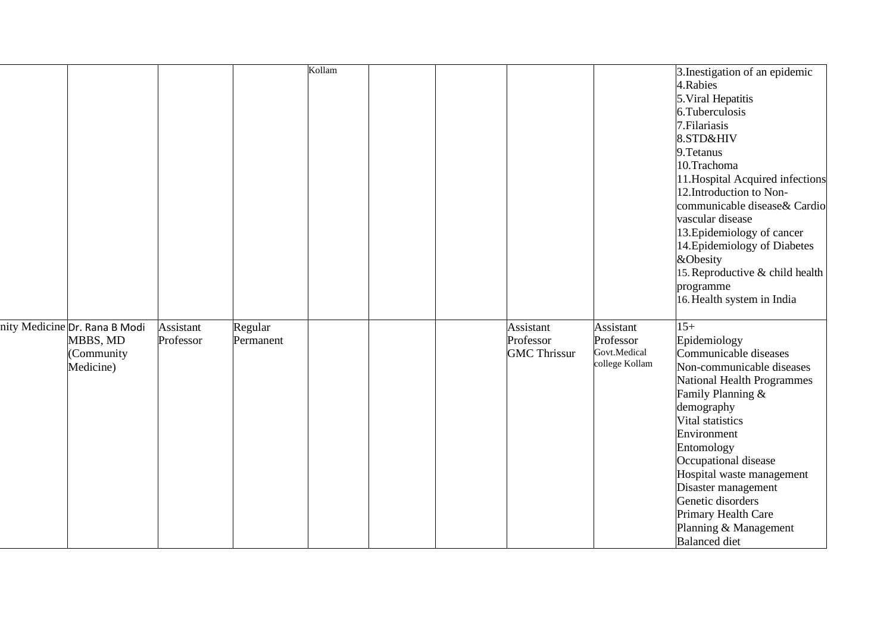| | | | | | | | | | |
|---|---|---|---|---|---|---|---|---|---|
| | | | | Kollam | | | | | 3.Inestigation of an epidemic<br>4.Rabies<br>5.Viral Hepatitis<br>6.Tuberculosis<br>7.Filariasis<br>8.STD&HIV<br>9.Tetanus<br>10.Trachoma<br>11.Hospital Acquired infections<br>12.Introduction to Non-communicable disease& Cardio vascular disease<br>13.Epidemiology of cancer<br>14.Epidemiology of Diabetes &Obesity<br>15.Reproductive & child health programme<br>16.Health system in India |
| nity Medicine | Dr. Rana B Modi<br>MBBS, MD (Community Medicine) | Assistant Professor | Regular Permanent | | | | Assistant Professor GMC Thrissur | Assistant Professor Govt.Medical college Kollam | 15+<br>Epidemiology<br>Communicable diseases<br>Non-communicable diseases<br>National Health Programmes<br>Family Planning & demography<br>Vital statistics<br>Environment<br>Entomology<br>Occupational disease<br>Hospital waste management<br>Disaster management<br>Genetic disorders<br>Primary Health Care<br>Planning & Management<br>Balanced diet |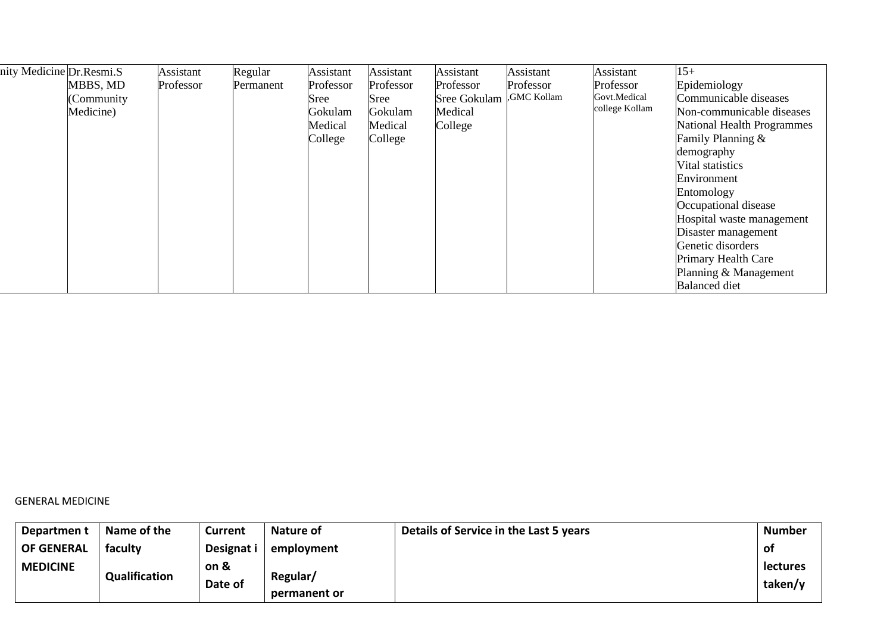| nity Medicine | Dr.Resmi.S MBBS, MD (Community Medicine) | Assistant Professor | Regular Permanent | Assistant Professor Sree Gokulam Medical College | Assistant Professor Sree Gokulam Medical College | Assistant Professor Sree Gokulam Medical College | Assistant Professor ,GMC Kollam | Assistant Professor Govt.Medical college Kollam | 15+ Epidemiology Communicable diseases Non-communicable diseases National Health Programmes Family Planning & demography Vital statistics Environment Entomology Occupational disease Hospital waste management Disaster management Genetic disorders Primary Health Care Planning & Management Balanced diet |
|---|---|---|---|---|---|---|---|---|---|

GENERAL MEDICINE

| Departmen t OF GENERAL MEDICINE | Name of the faculty Qualification | Current Designat i on & Date of | Nature of employment Regular/ permanent or | Details of Service in the Last 5 years | Number of lectures taken/y |
|---|---|---|---|---|---|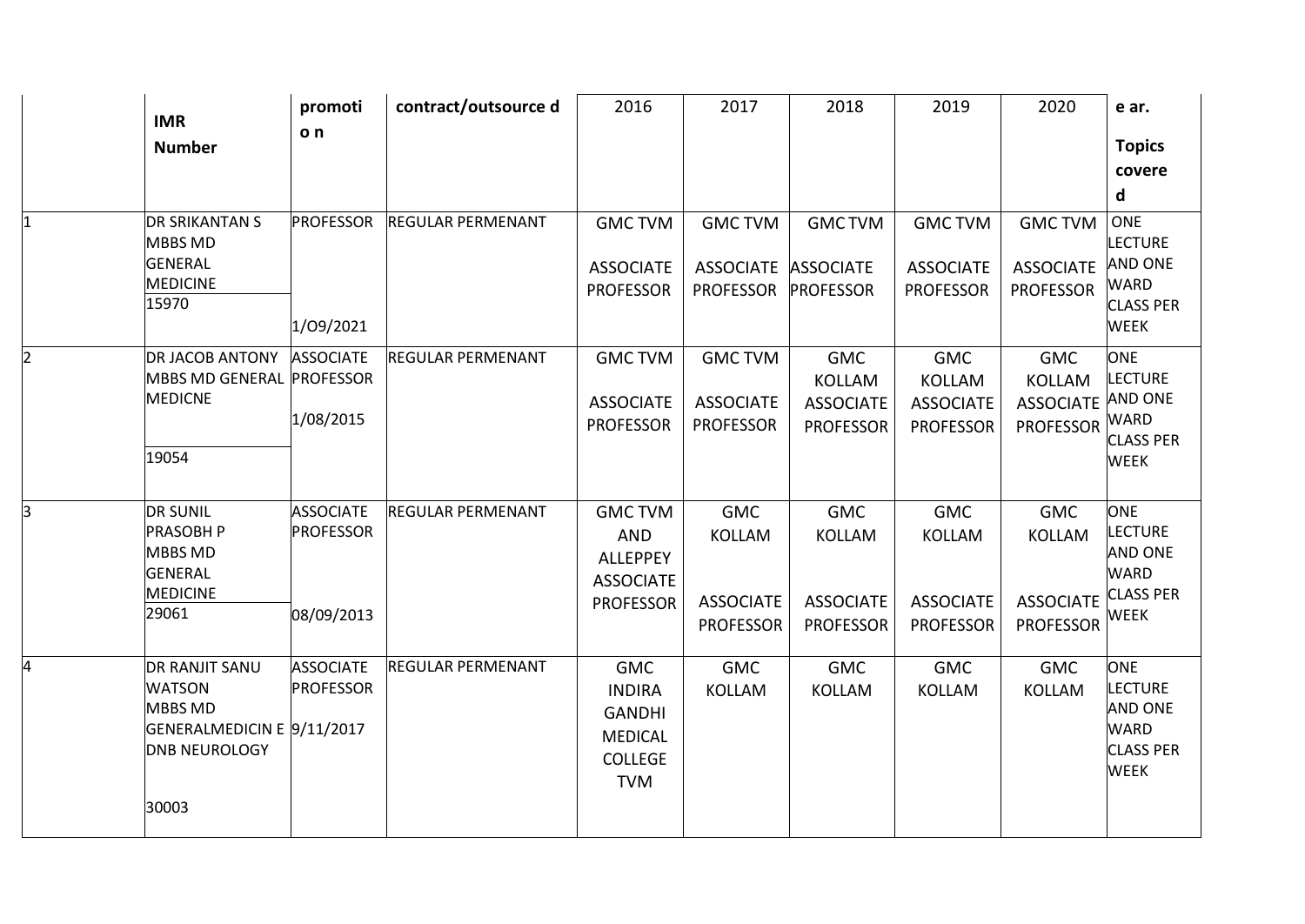| | IMR Number | promoti o n | contract/outsource d | 2016 | 2017 | 2018 | 2019 | 2020 | e ar. Topics covere d |
|---|---|---|---|---|---|---|---|---|---|
| 1 | DR SRIKANTAN S MBBS MD GENERAL MEDICINE 15970 | PROFESSOR 1/O9/2021 | REGULAR PERMENANT | GMC TVM ASSOCIATE PROFESSOR | GMC TVM ASSOCIATE PROFESSOR | GMC TVM ASSOCIATE PROFESSOR | GMC TVM ASSOCIATE PROFESSOR | GMC TVM ASSOCIATE PROFESSOR | ONE LECTURE AND ONE WARD CLASS PER WEEK |
| 2 | DR JACOB ANTONY MBBS MD GENERAL MEDICNE 19054 | ASSOCIATE PROFESSOR 1/08/2015 | REGULAR PERMENANT | GMC TVM ASSOCIATE PROFESSOR | GMC TVM ASSOCIATE PROFESSOR | GMC KOLLAM ASSOCIATE PROFESSOR | GMC KOLLAM ASSOCIATE PROFESSOR | GMC KOLLAM ASSOCIATE PROFESSOR | ONE LECTURE AND ONE WARD CLASS PER WEEK |
| 3 | DR SUNIL PRASOBH P MBBS MD GENERAL MEDICINE 29061 | ASSOCIATE PROFESSOR 08/09/2013 | REGULAR PERMENANT | GMC TVM AND ALLEPPEY ASSOCIATE PROFESSOR | GMC KOLLAM ASSOCIATE PROFESSOR | GMC KOLLAM ASSOCIATE PROFESSOR | GMC KOLLAM ASSOCIATE PROFESSOR | GMC KOLLAM ASSOCIATE PROFESSOR | ONE LECTURE AND ONE WARD CLASS PER WEEK |
| 4 | DR RANJIT SANU WATSON MBBS MD GENERALMEDICIN E DNB NEUROLOGY 30003 | ASSOCIATE PROFESSOR 9/11/2017 | REGULAR PERMENANT | GMC INDIRA GANDHI MEDICAL COLLEGE TVM | GMC KOLLAM | GMC KOLLAM | GMC KOLLAM | GMC KOLLAM | ONE LECTURE AND ONE WARD CLASS PER WEEK |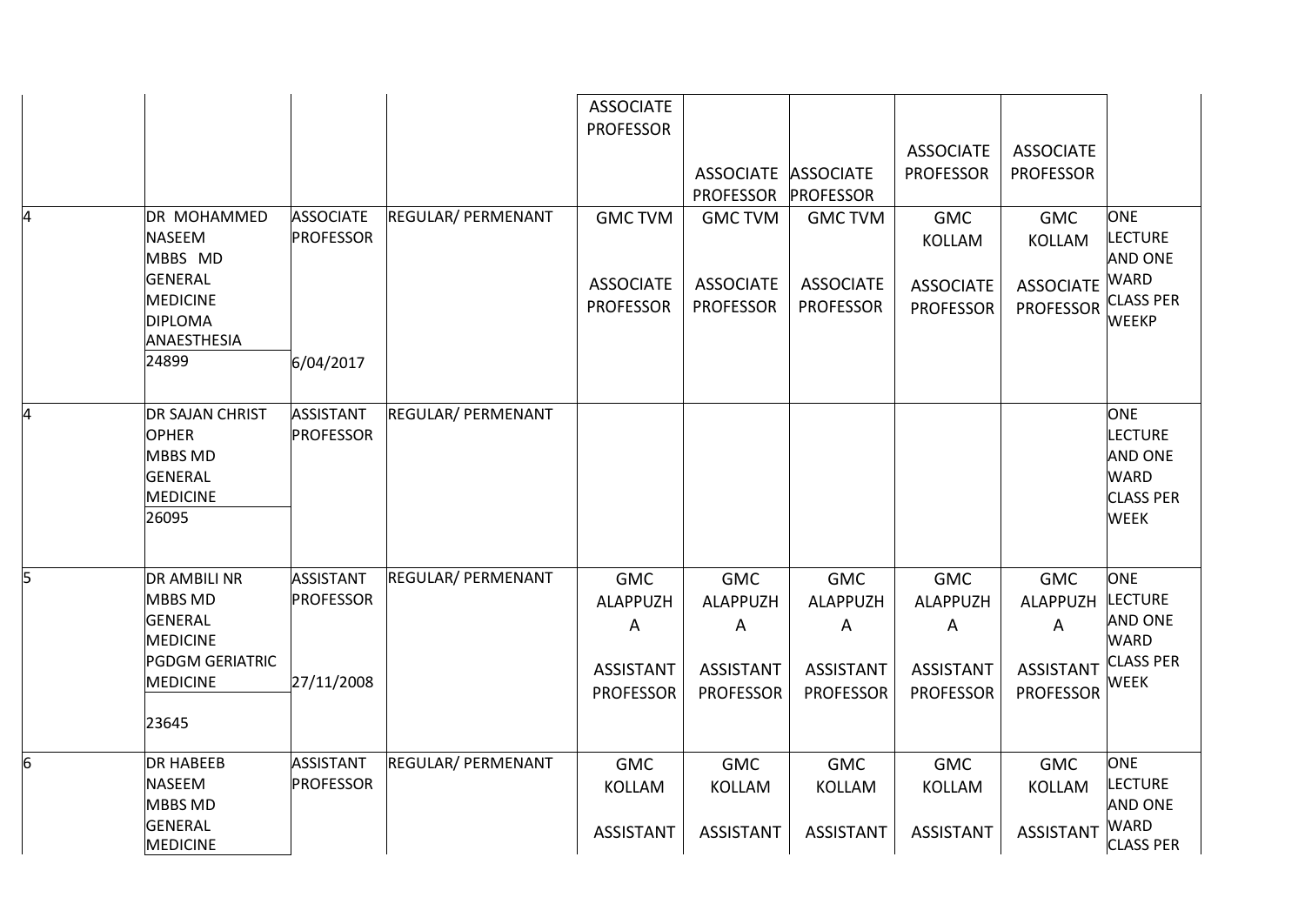| | | | | | | | | | |
|---|---|---|---|---|---|---|---|---|---|
| | | | | ASSOCIATE PROFESSOR | ASSOCIATE PROFESSOR | ASSOCIATE PROFESSOR | ASSOCIATE PROFESSOR | ASSOCIATE PROFESSOR | |
| 4 | DR MOHAMMED NASEEM MBBS MD GENERAL MEDICINE DIPLOMA ANAESTHESIA 24899 | ASSOCIATE PROFESSOR 6/04/2017 | REGULAR/ PERMENANT | GMC TVM ASSOCIATE PROFESSOR | GMC TVM ASSOCIATE PROFESSOR | GMC TVM ASSOCIATE PROFESSOR | GMC KOLLAM ASSOCIATE PROFESSOR | GMC KOLLAM ASSOCIATE PROFESSOR | ONE LECTURE AND ONE WARD CLASS PER WEEKP |
| 4 | DR SAJAN CHRIST OPHER MBBS MD GENERAL MEDICINE 26095 | ASSISTANT PROFESSOR | REGULAR/ PERMENANT | | | | | | ONE LECTURE AND ONE WARD CLASS PER WEEK |
| 5 | DR AMBILI NR MBBS MD GENERAL MEDICINE PGDGM GERIATRIC MEDICINE 23645 | ASSISTANT PROFESSOR 27/11/2008 | REGULAR/ PERMENANT | GMC ALAPPUZH A ASSISTANT PROFESSOR | GMC ALAPPUZH A ASSISTANT PROFESSOR | GMC ALAPPUZH A ASSISTANT PROFESSOR | GMC ALAPPUZH A ASSISTANT PROFESSOR | GMC ALAPPUZH A ASSISTANT PROFESSOR | ONE LECTURE AND ONE WARD CLASS PER WEEK |
| 6 | DR HABEEB NASEEM MBBS MD GENERAL MEDICINE | ASSISTANT PROFESSOR | REGULAR/ PERMENANT | GMC KOLLAM ASSISTANT | GMC KOLLAM ASSISTANT | GMC KOLLAM ASSISTANT | GMC KOLLAM ASSISTANT | GMC KOLLAM ASSISTANT | ONE LECTURE AND ONE WARD CLASS PER |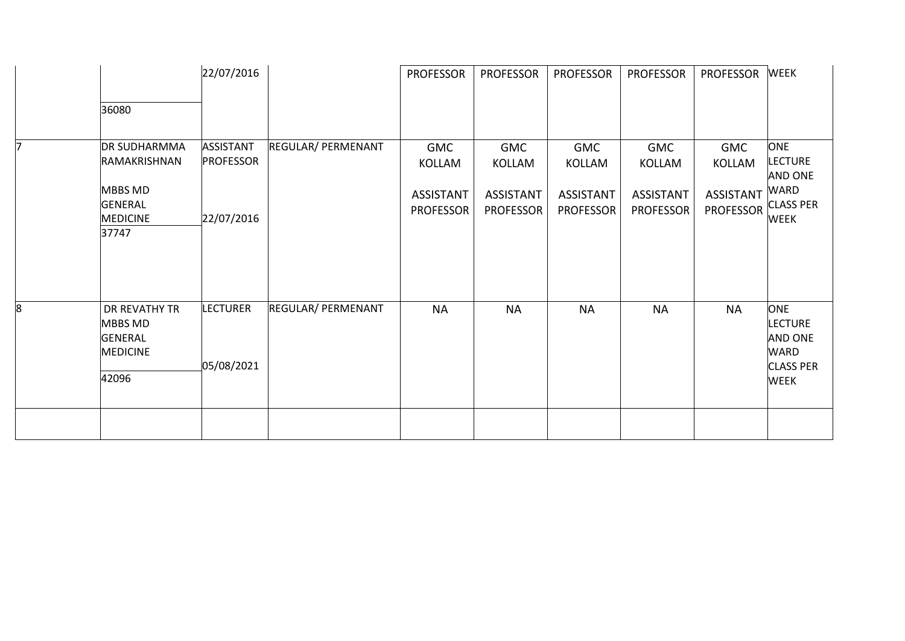| | | | | | | | | | |
|---|---|---|---|---|---|---|---|---|---|
| | 36080 | 22/07/2016 | | PROFESSOR | PROFESSOR | PROFESSOR | PROFESSOR | PROFESSOR | WEEK |
| 7 | DR SUDHARMMA RAMAKRISHNAN<br>MBBS MD GENERAL MEDICINE<br>37747 | ASSISTANT PROFESSOR<br>22/07/2016 | REGULAR/ PERMENANT | GMC KOLLAM<br>ASSISTANT PROFESSOR | GMC KOLLAM<br>ASSISTANT PROFESSOR | GMC KOLLAM<br>ASSISTANT PROFESSOR | GMC KOLLAM<br>ASSISTANT PROFESSOR | GMC KOLLAM<br>ASSISTANT PROFESSOR | ONE LECTURE AND ONE WARD CLASS PER WEEK |
| 8 | DR REVATHY TR MBBS MD GENERAL MEDICINE<br>42096 | LECTURER<br>05/08/2021 | REGULAR/ PERMENANT | NA | NA | NA | NA | NA | ONE LECTURE AND ONE WARD CLASS PER WEEK |
| | | | | | | | | | |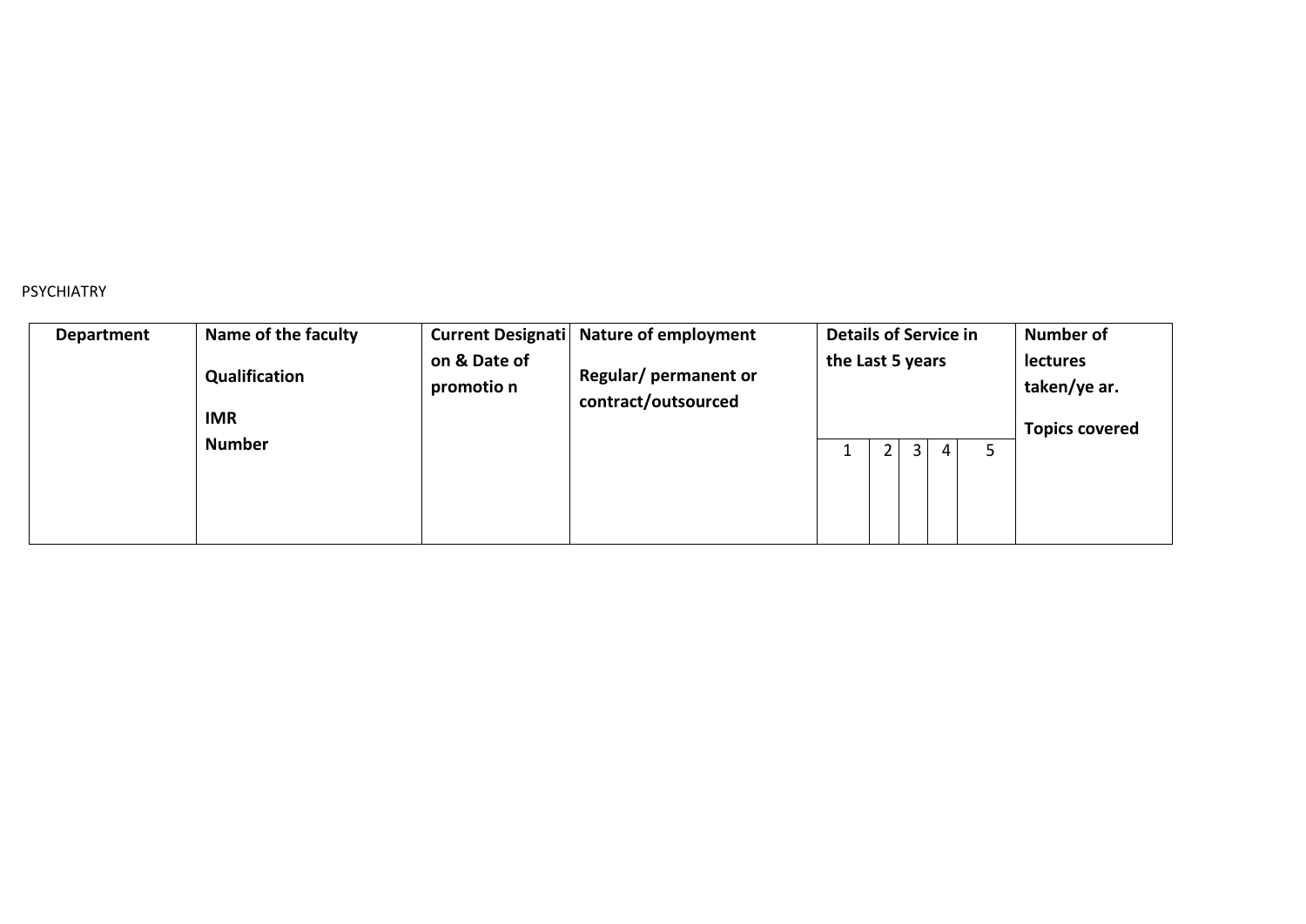PSYCHIATRY

| Department | Name of the faculty<br>Qualification<br>IMR<br>Number | Current Designation & Date of promotion | Nature of employment<br>Regular/ permanent or contract/outsourced | Details of Service in the Last 5 years | | | | | Number of lectures taken/year.<br>Topics covered |
|---|---|---|---|---|---|---|---|---|---|
| | | | | 1 | 2 | 3 | 4 | 5 | |
| | | | | | | | | | |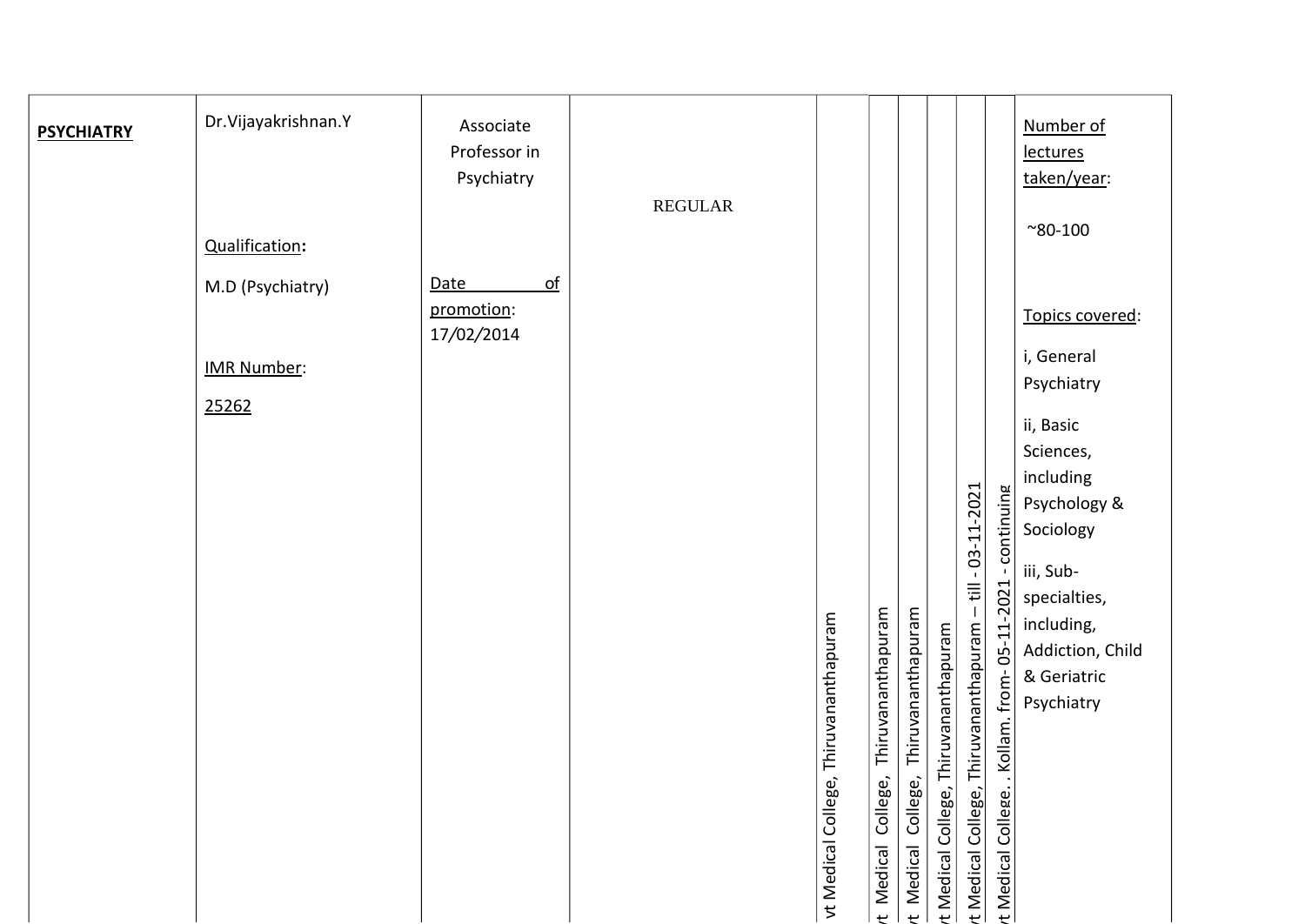| PSYCHIATRY | Dr.Vijayakrishnan.Y<br><br>Qualification:<br>M.D (Psychiatry)<br><br>IMR Number:<br>25262 | Associate Professor in Psychiatry<br><br>Date of promotion: 17/02/2014 | REGULAR | vt Medical College, Thiruvananthapuram | t Medical College, Thiruvananthapuram | t Medical College, Thiruvananthapuram | t Medical College, Thiruvananthapuram | t Medical College, Thiruvananthapuram – till - 03-11-2021 | t Medical College. . Kollam. from- 05-11-2021 - continuing | Number of lectures taken/year:<br>~80-100<br><br>Topics covered:<br>i, General Psychiatry<br>ii, Basic Sciences, including Psychology & Sociology<br>iii, Sub-specialties, including, Addiction, Child & Geriatric Psychiatry |
|---|---|---|---|---|---|---|---|---|---|---|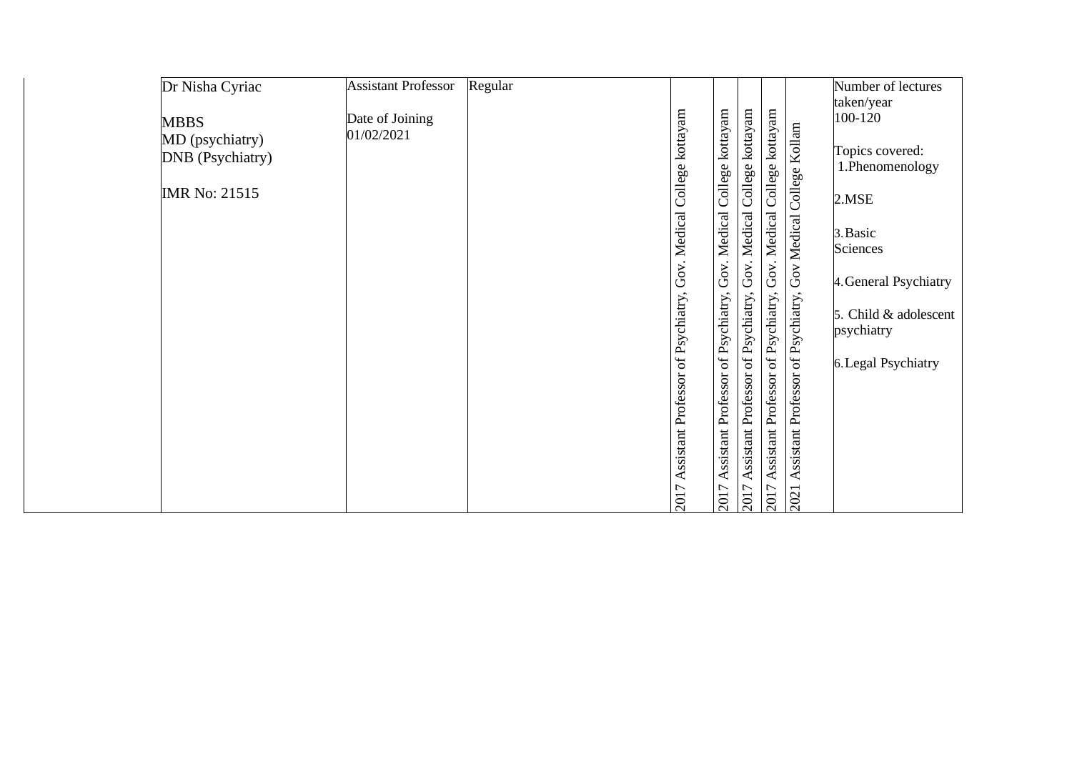| | | | | | | | | | | |
|---|---|---|---|---|---|---|---|---|---|---|
| | Dr Nisha Cyriac<br><br>MBBS<br>MD (psychiatry)<br>DNB (Psychiatry)<br><br>IMR No: 21515 | Assistant Professor<br><br>Date of Joining<br>01/02/2021 | Regular | 2017 Assistant Professor of Psychiatry, Gov. Medical College kottayam | 2017 Assistant Professor of Psychiatry, Gov. Medical College kottayam | 2017 Assistant Professor of Psychiatry, Gov. Medical College kottayam | 2017 Assistant Professor of Psychiatry, Gov. Medical College kottayam | 2021 Assistant Professor of Psychiatry, Gov Medical College Kollam | | Number of lectures taken/year<br>100-120<br><br>Topics covered:<br>1.Phenomenology<br><br>2.MSE<br><br>3.Basic Sciences<br><br>4.General Psychiatry<br><br>5. Child & adolescent psychiatry<br><br>6.Legal Psychiatry |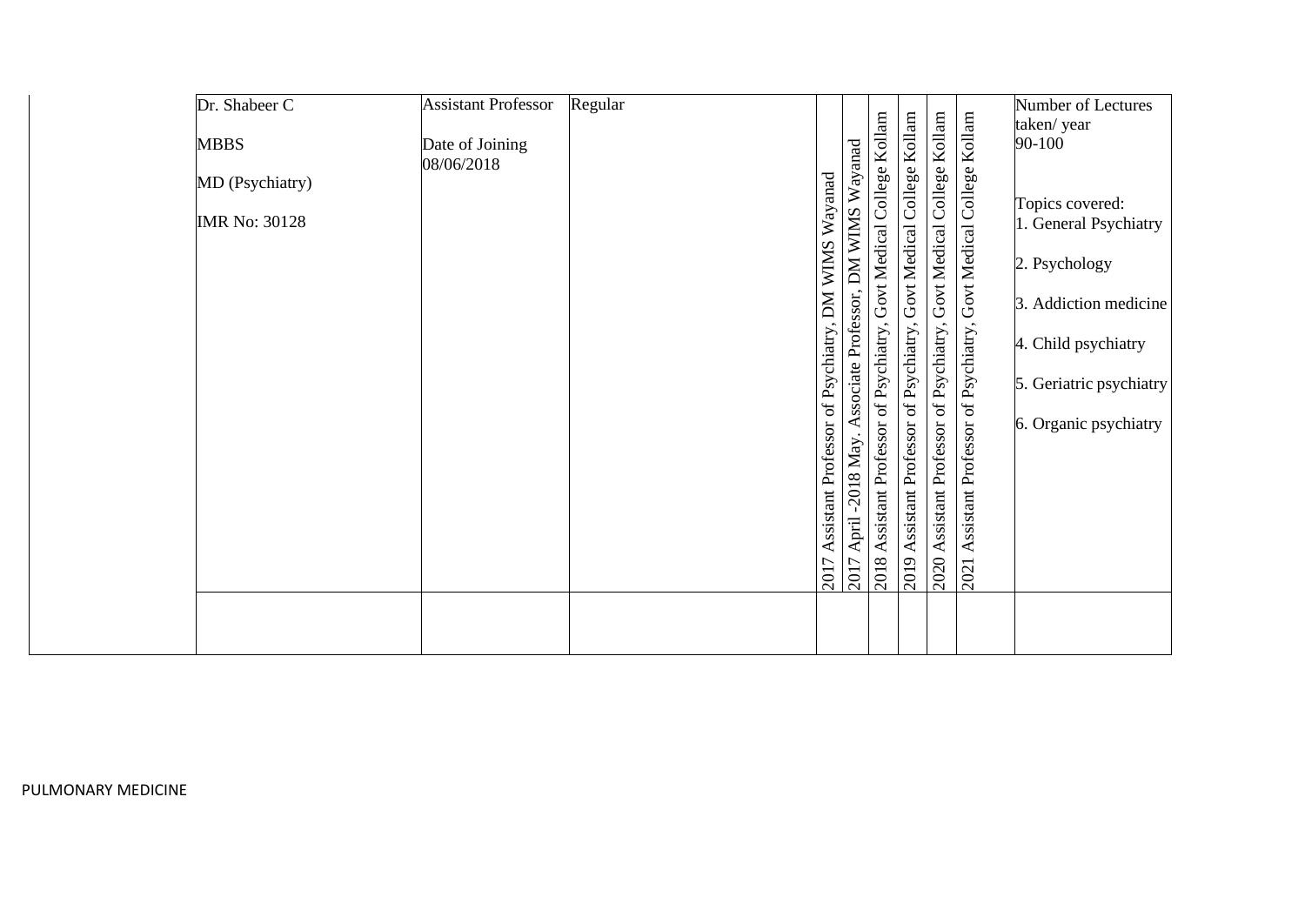| | | | | | | | | | | |
|---|---|---|---|---|---|---|---|---|---|---|
| | Dr. Shabeer C<br><br>MBBS<br><br>MD (Psychiatry)<br><br>IMR No: 30128 | Assistant Professor<br><br>Date of Joining<br>08/06/2018 | Regular | 2017 Assistant Professor of Psychiatry, DM WIMS Wayanad | 2017 April -2018 May. Associate Professor, DM WIMS Wayanad | 2018 Assistant Professor of Psychiatry, Govt Medical College Kollam | 2019 Assistant Professor of Psychiatry, Govt Medical College Kollam | 2020 Assistant Professor of Psychiatry, Govt Medical College Kollam | 2021 Assistant Professor of Psychiatry, Govt Medical College Kollam | Number of Lectures taken/ year<br>90-100<br><br>Topics covered:<br>1. General Psychiatry<br>2. Psychology<br>3. Addiction medicine<br>4. Child psychiatry<br>5. Geriatric psychiatry<br>6. Organic psychiatry |
| | | | | | | | | | | |

PULMONARY MEDICINE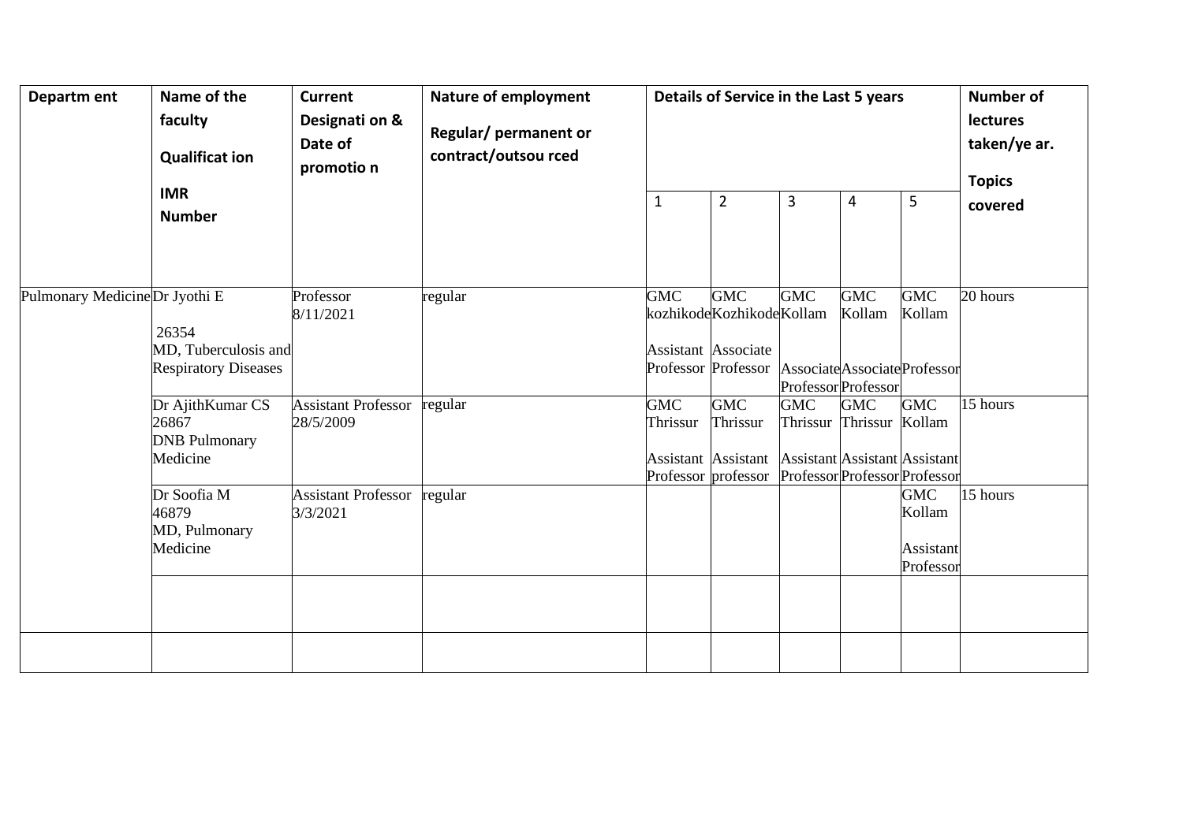| Departm ent | Name of the faculty Qualificat ion IMR Number | Current Designati on & Date of promotio n | Nature of employment Regular/ permanent or contract/outsou rced | Details of Service in the Last 5 years | | | | | Number of lectures taken/ye ar. Topics covered |
|---|---|---|---|---|---|---|---|---|---|
| | | | | 1 | 2 | 3 | 4 | 5 | |
| Pulmonary Medicine | Dr Jyothi E 26354 MD, Tuberculosis and Respiratory Diseases | Professor 8/11/2021 | regular | GMC kozhikode Assistant Professor | GMC Kozhikode Associate Professor | GMC Kollam Associate Professor | GMC Kollam Associate Professor | GMC Kollam Professor | 20 hours |
| | Dr AjithKumar CS 26867 DNB Pulmonary Medicine | Assistant Professor 28/5/2009 | regular | GMC Thrissur Assistant Professor | GMC Thrissur Assistant professor | GMC Thrissur Assistant Professor | GMC Thrissur Assistant Professor | GMC Kollam Assistant Professor | 15 hours |
| | Dr Soofia M 46879 MD, Pulmonary Medicine | Assistant Professor 3/3/2021 | regular | | | | | GMC Kollam Assistant Professor | 15 hours |
| | | | | | | | | | |
| | | | | | | | | | |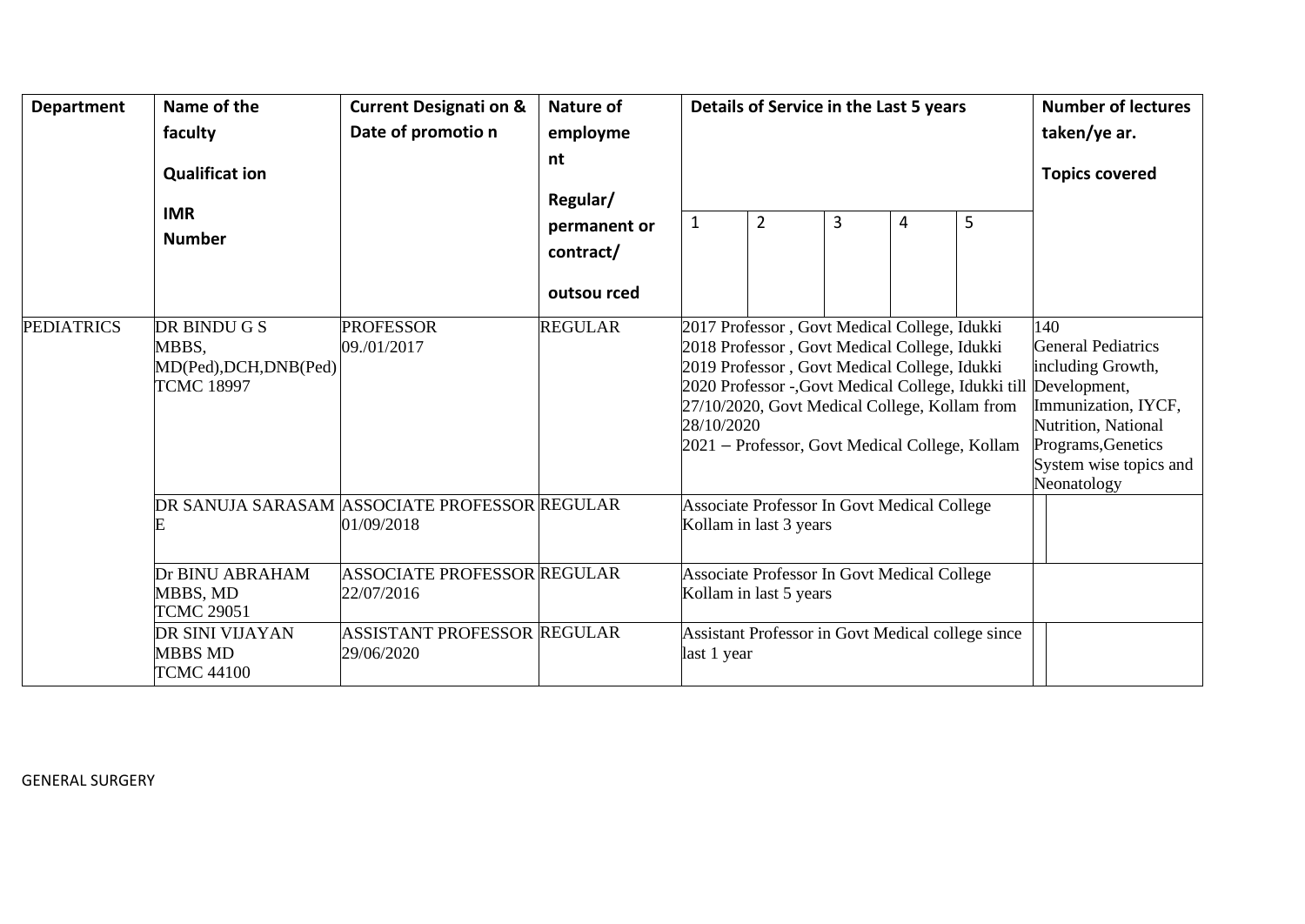| Department | Name of the faculty<br>Qualificat ion<br>IMR Number | Current Designati on & Date of promotio n | Nature of employme nt<br>Regular/ permanent or contract/ outsou rced | Details of Service in the Last 5 years | | | | | Number of lectures taken/ye ar.<br>Topics covered |
|---|---|---|---|---|---|---|---|---|---|
| | | | | 1 | 2 | 3 | 4 | 5 | |
| PEDIATRICS | DR BINDU G S<br>MBBS, MD(Ped),DCH,DNB(Ped)<br>TCMC 18997 | PROFESSOR<br>09./01/2017 | REGULAR | 2017 Professor , Govt Medical College, Idukki<br>2018 Professor , Govt Medical College, Idukki<br>2019 Professor , Govt Medical College, Idukki<br>2020 Professor -,Govt Medical College, Idukki till 27/10/2020, Govt Medical College, Kollam from 28/10/2020<br>2021 – Professor, Govt Medical College, Kollam | | | | | 140<br>General Pediatrics including Growth, Development, Immunization, IYCF, Nutrition, National Programs,Genetics System wise topics and Neonatology |
| | DR SANUJA SARASAM E | ASSOCIATE PROFESSOR<br>01/09/2018 | REGULAR | Associate Professor In Govt Medical College Kollam in last 3 years | | | | | |
| | Dr BINU ABRAHAM<br>MBBS, MD<br>TCMC 29051 | ASSOCIATE PROFESSOR<br>22/07/2016 | REGULAR | Associate Professor In Govt Medical College Kollam in last 5 years | | | | | |
| | DR SINI VIJAYAN<br>MBBS MD<br>TCMC 44100 | ASSISTANT PROFESSOR<br>29/06/2020 | REGULAR | Assistant Professor in Govt Medical college since last 1 year | | | | | |

GENERAL SURGERY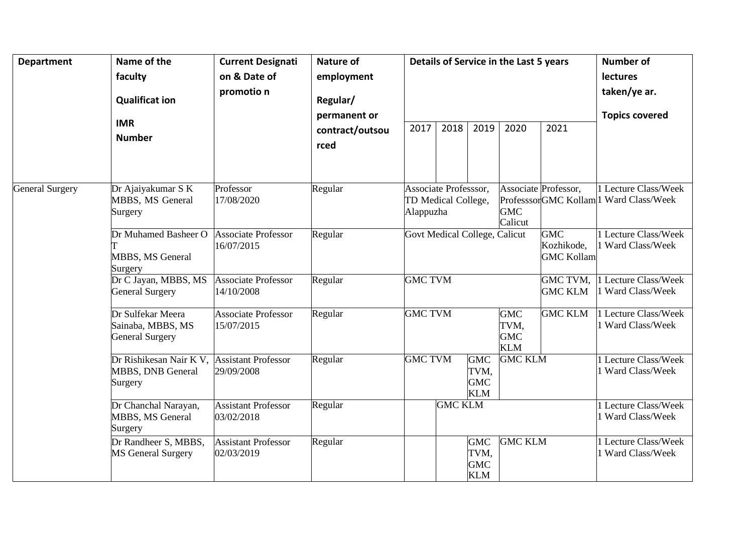| Department | Name of the faculty<br>Qualificat ion<br>IMR Number | Current Designati on & Date of promotio n | Nature of employment<br>Regular/ permanent or contract/outsou rced | Details of Service in the Last 5 years | | | | | Number of lectures taken/ye ar.<br>Topics covered |
|---|---|---|---|---|---|---|---|---|---|
| | | | | 2017 | 2018 | 2019 | 2020 | 2021 | |
| General Surgery | Dr Ajaiyakumar S K MBBS, MS General Surgery | Professor 17/08/2020 | Regular | Associate Professsor, TD Medical College, Alappuzha | | | Associate Professsor GMC Calicut | Professor, GMC Kollam | 1 Lecture Class/Week 1 Ward Class/Week |
| | Dr Muhamed Basheer O T MBBS, MS General Surgery | Associate Professor 16/07/2015 | Regular | Govt Medical College, Calicut | | | | GMC Kozhikode, GMC Kollam | 1 Lecture Class/Week 1 Ward Class/Week |
| | Dr C Jayan, MBBS, MS General Surgery | Associate Professor 14/10/2008 | Regular | GMC TVM | | | | GMC TVM, GMC KLM | 1 Lecture Class/Week 1 Ward Class/Week |
| | Dr Sulfekar Meera Sainaba, MBBS, MS General Surgery | Associate Professor 15/07/2015 | Regular | GMC TVM | | | GMC TVM, GMC KLM | GMC KLM | 1 Lecture Class/Week 1 Ward Class/Week |
| | Dr Rishikesan Nair K V, MBBS, DNB General Surgery | Assistant Professor 29/09/2008 | Regular | GMC TVM | | GMC TVM, GMC KLM | GMC KLM | | 1 Lecture Class/Week 1 Ward Class/Week |
| | Dr Chanchal Narayan, MBBS, MS General Surgery | Assistant Professor 03/02/2018 | Regular | | GMC KLM | | | | 1 Lecture Class/Week 1 Ward Class/Week |
| | Dr Randheer S, MBBS, MS General Surgery | Assistant Professor 02/03/2019 | Regular | | | GMC TVM, GMC KLM | GMC KLM | | 1 Lecture Class/Week 1 Ward Class/Week |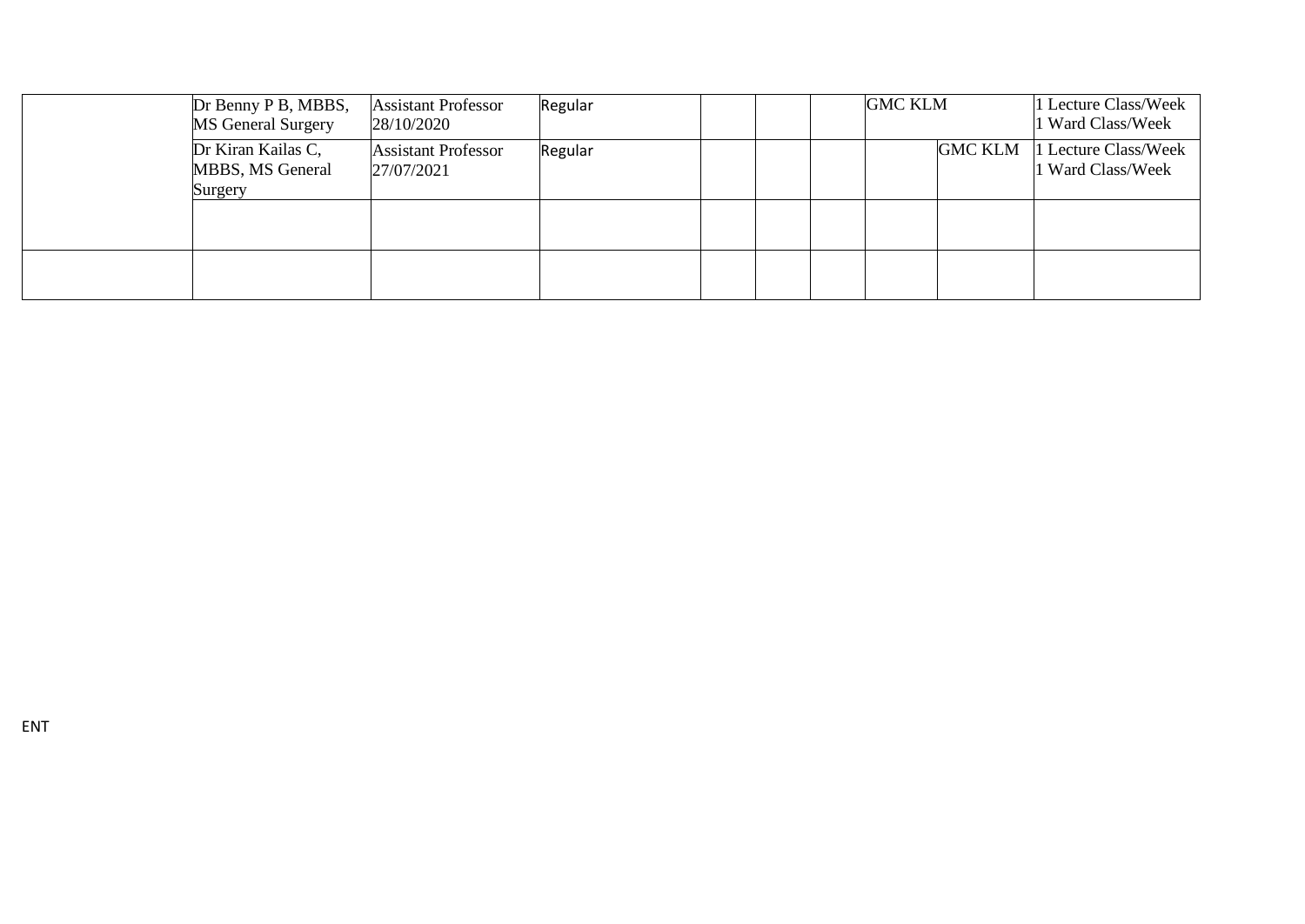| | | | | | | | | | |
|---|---|---|---|---|---|---|---|---|---|
| | Dr Benny P B, MBBS, MS General Surgery | Assistant Professor 28/10/2020 | Regular | | | | GMC KLM | | 1 Lecture Class/Week 1 Ward Class/Week |
| | Dr Kiran Kailas C, MBBS, MS General Surgery | Assistant Professor 27/07/2021 | Regular | | | | | GMC KLM | 1 Lecture Class/Week 1 Ward Class/Week |
| | | | | | | | | | |
| | | | | | | | | | |

ENT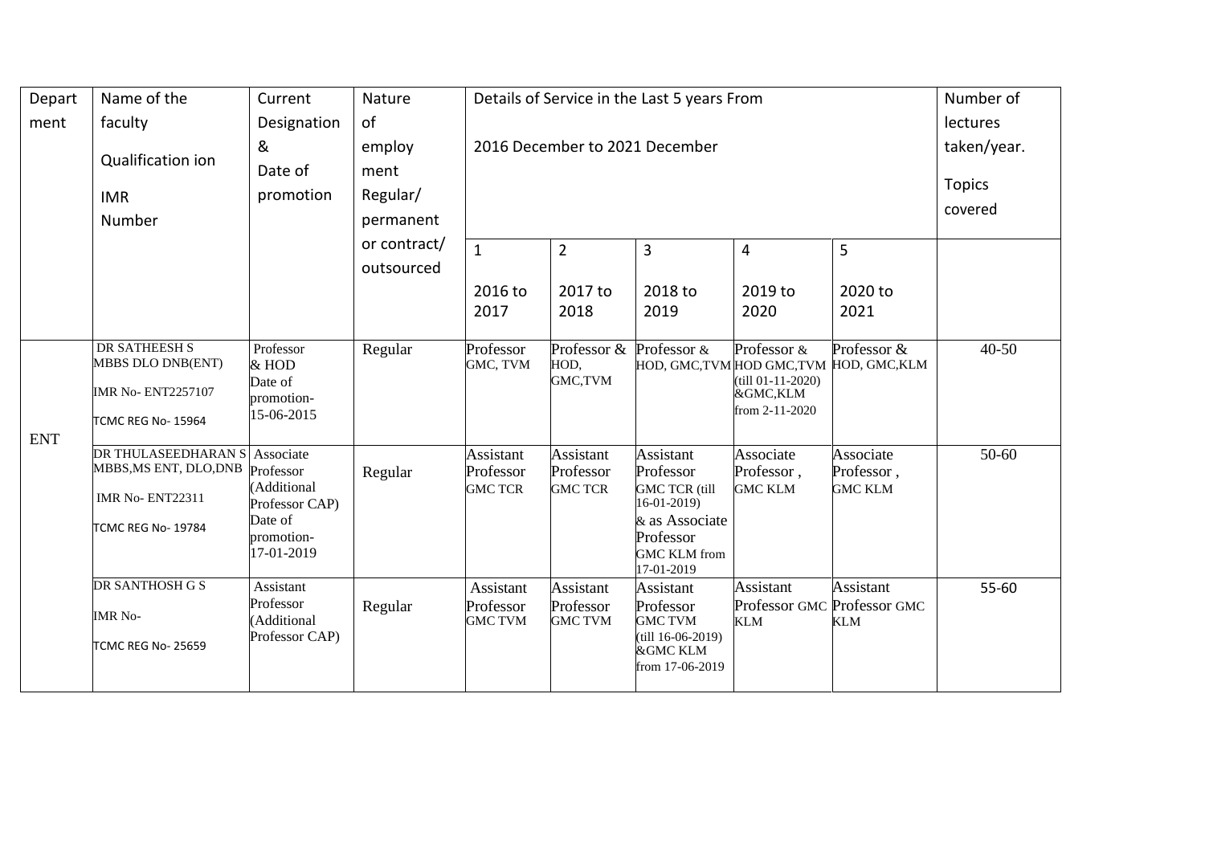| Department | Name of the faculty Qualification ion IMR Number | Current Designation & Date of promotion | Nature of employ ment Regular/ permanent or contract/ outsourced | Details of Service in the Last 5 years From 2016 December to 2021 December | | | | | Number of lectures taken/year. Topics covered |
|---|---|---|---|---|---|---|---|---|---|
| | | | | 1 2016 to 2017 | 2 2017 to 2018 | 3 2018 to 2019 | 4 2019 to 2020 | 5 2020 to 2021 | |
| ENT | DR SATHEESH S MBBS DLO DNB(ENT) IMR No- ENT2257107 TCMC REG No- 15964 | Professor & HOD Date of promotion- 15-06-2015 | Regular | Professor GMC, TVM | Professor & HOD, GMC,TVM | Professor & HOD, GMC,TVM | Professor & HOD GMC,TVM (till 01-11-2020) &GMC,KLM from 2-11-2020 | Professor & HOD, GMC,KLM | 40-50 |
| | DR THULASEEDHARAN S MBBS,MS ENT, DLO,DNB IMR No- ENT22311 TCMC REG No- 19784 | Associate Professor (Additional Professor CAP) Date of promotion- 17-01-2019 | Regular | Assistant Professor GMC TCR | Assistant Professor GMC TCR | Assistant Professor GMC TCR (till 16-01-2019) & as Associate Professor GMC KLM from 17-01-2019 | Associate Professor , GMC KLM | Associate Professor , GMC KLM | 50-60 |
| | DR SANTHOSH G S IMR No- TCMC REG No- 25659 | Assistant Professor (Additional Professor CAP) | Regular | Assistant Professor GMC TVM | Assistant Professor GMC TVM | Assistant Professor GMC TVM (till 16-06-2019) &GMC KLM from 17-06-2019 | Assistant Professor GMC KLM | Assistant Professor GMC KLM | 55-60 |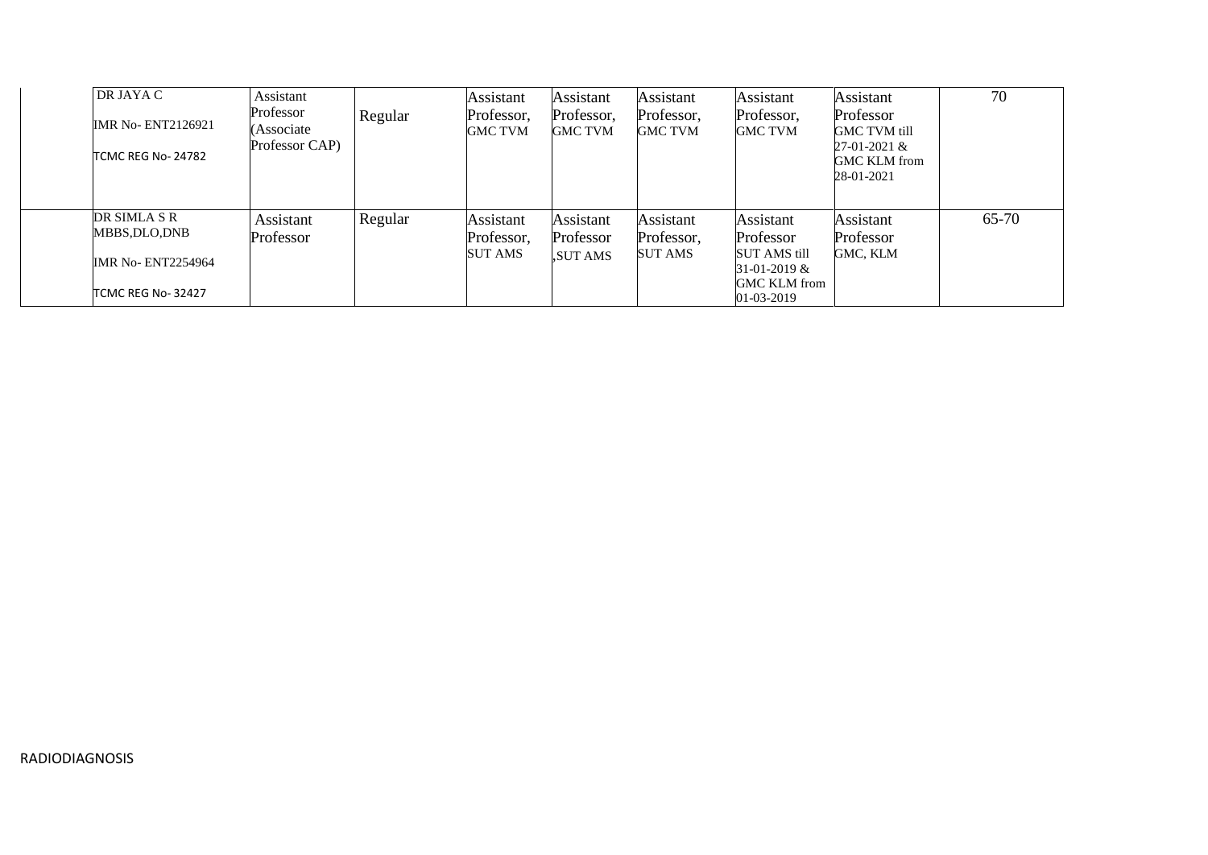| | | | | | | | | | |
|---|---|---|---|---|---|---|---|---|---|
| | DR JAYA C<br>IMR No- ENT2126921<br>TCMC REG No- 24782 | Assistant Professor (Associate Professor CAP) | Regular | Assistant Professor, GMC TVM | Assistant Professor, GMC TVM | Assistant Professor, GMC TVM | Assistant Professor, GMC TVM | Assistant Professor GMC TVM till 27-01-2021 & GMC KLM from 28-01-2021 | 70 |
| | DR SIMLA S R MBBS,DLO,DNB<br>IMR No- ENT2254964<br>TCMC REG No- 32427 | Assistant Professor | Regular | Assistant Professor, SUT AMS | Assistant Professor ,SUT AMS | Assistant Professor, SUT AMS | Assistant Professor SUT AMS till 31-01-2019 & GMC KLM from 01-03-2019 | Assistant Professor GMC, KLM | 65-70 |

RADIODIAGNOSIS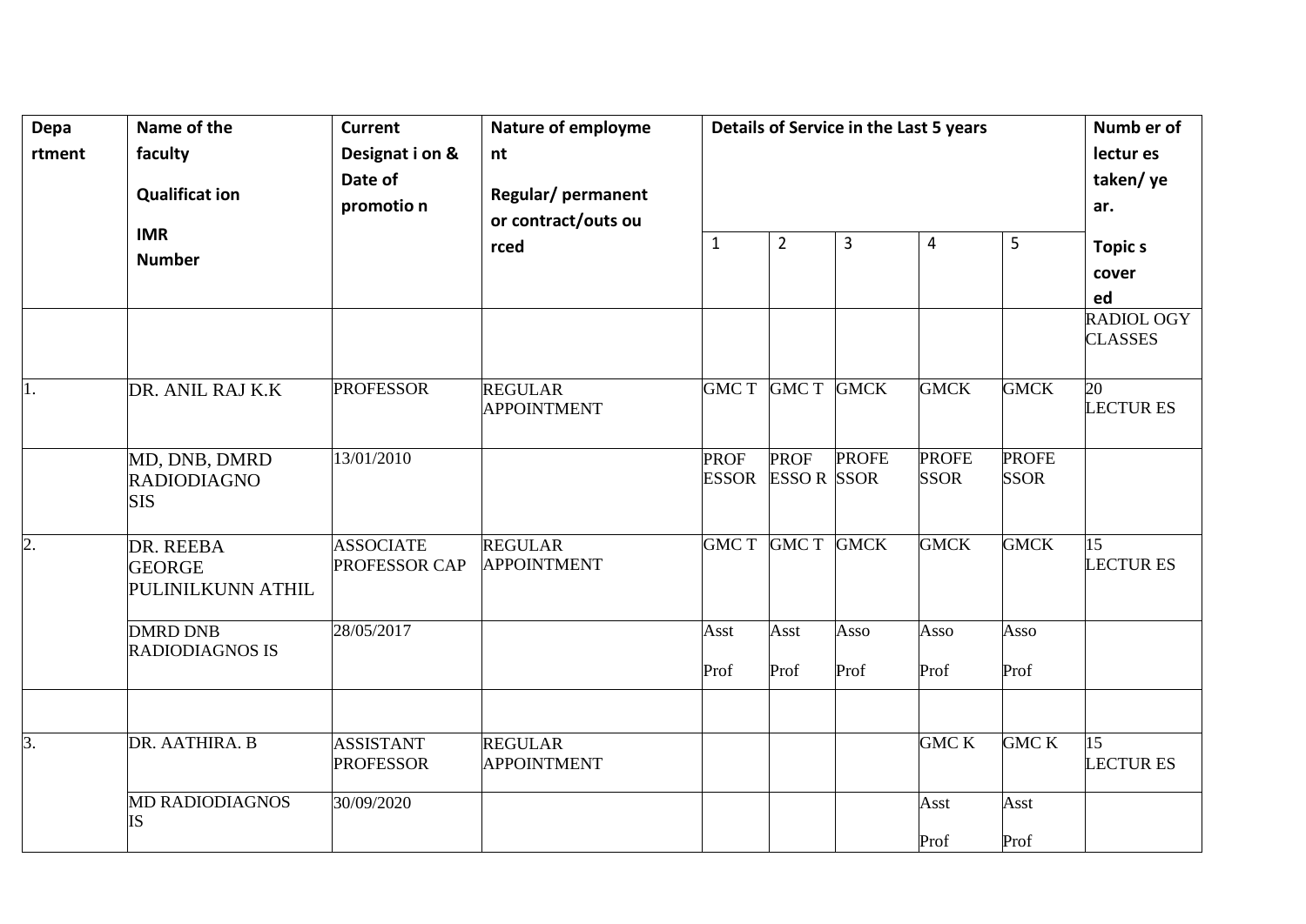| Depa rtment | Name of the faculty Qualificat ion IMR Number | Current Designat i on & Date of promotio n | Nature of employme nt Regular/ permanent or contract/outs ou rced | Details of Service in the Last 5 years | | | | | Numb er of lectur es taken/ ye ar. |
|---|---|---|---|---|---|---|---|---|---|
| | | | | 1 | 2 | 3 | 4 | 5 | Topic s cover ed |
| | | | | | | | | | RADIOL OGY CLASSES |
| 1. | DR. ANIL RAJ K.K | PROFESSOR | REGULAR APPOINTMENT | GMC T | GMC T | GMCK | GMCK | GMCK | 20 LECTUR ES |
| | MD, DNB, DMRD RADIODIAGNO SIS | 13/01/2010 | | PROF ESSOR | PROF ESSO R | PROFE SSOR | PROFE SSOR | PROFE SSOR | |
| 2. | DR. REEBA GEORGE PULINILKUNN ATHIL | ASSOCIATE PROFESSOR CAP | REGULAR APPOINTMENT | GMC T | GMC T | GMCK | GMCK | GMCK | 15 LECTUR ES |
| | DMRD DNB RADIODIAGNOS IS | 28/05/2017 | | Asst Prof | Asst Prof | Asso Prof | Asso Prof | Asso Prof | |
| | | | | | | | | | |
| 3. | DR. AATHIRA. B | ASSISTANT PROFESSOR | REGULAR APPOINTMENT | | | | GMC K | GMC K | 15 LECTUR ES |
| | MD RADIODIAGNOS IS | 30/09/2020 | | | | | Asst Prof | Asst Prof | |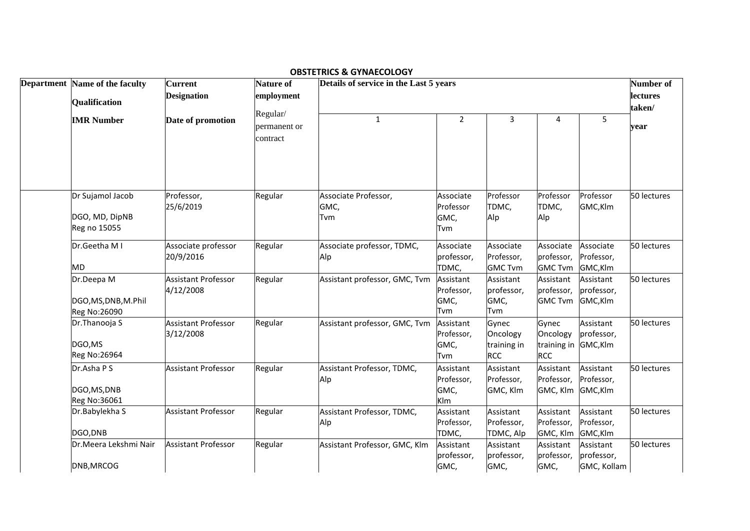**OBSTETRICS & GYNAECOLOGY**

| Department | Name of the faculty Qualification IMR Number | Current Designation Date of promotion | Nature of employment Regular/ permanent or contract | Details of service in the Last 5 years | | | | | Number of lectures taken/ year |
|---|---|---|---|---|---|---|---|---|---|
| | | | | 1 | 2 | 3 | 4 | 5 | |
| | Dr Sujamol Jacob DGO, MD, DipNB Reg no 15055 | Professor, 25/6/2019 | Regular | Associate Professor, GMC, Tvm | Associate Professor GMC, Tvm | Professor TDMC, Alp | Professor TDMC, Alp | Professor GMC,Klm | 50 lectures |
| | Dr.Geetha M I MD | Associate professor 20/9/2016 | Regular | Associate professor, TDMC, Alp | Associate professor, TDMC, | Associate Professor, GMC Tvm | Associate professor, GMC Tvm | Associate Professor, GMC,Klm | 50 lectures |
| | Dr.Deepa M DGO,MS,DNB,M.Phil Reg No:26090 | Assistant Professor 4/12/2008 | Regular | Assistant professor, GMC, Tvm | Assistant Professor, GMC, Tvm | Assistant professor, GMC, Tvm | Assistant professor, GMC Tvm | Assistant professor, GMC,Klm | 50 lectures |
| | Dr.Thanooja S DGO,MS Reg No:26964 | Assistant Professor 3/12/2008 | Regular | Assistant professor, GMC, Tvm | Assistant Professor, GMC, Tvm | Gynec Oncology training in RCC | Gynec Oncology training in RCC | Assistant professor, GMC,Klm | 50 lectures |
| | Dr.Asha P S DGO,MS,DNB Reg No:36061 | Assistant Professor | Regular | Assistant Professor, TDMC, Alp | Assistant Professor, GMC, Klm | Assistant Professor, GMC, Klm | Assistant Professor, GMC, Klm | Assistant Professor, GMC,Klm | 50 lectures |
| | Dr.Babylekha S DGO,DNB | Assistant Professor | Regular | Assistant Professor, TDMC, Alp | Assistant Professor, TDMC, | Assistant Professor, TDMC, Alp | Assistant Professor, GMC, Klm | Assistant Professor, GMC,Klm | 50 lectures |
| | Dr.Meera Lekshmi Nair DNB,MRCOG | Assistant Professor | Regular | Assistant Professor, GMC, Klm | Assistant professor, GMC, | Assistant professor, GMC, | Assistant professor, GMC, | Assistant professor, GMC, Kollam | 50 lectures |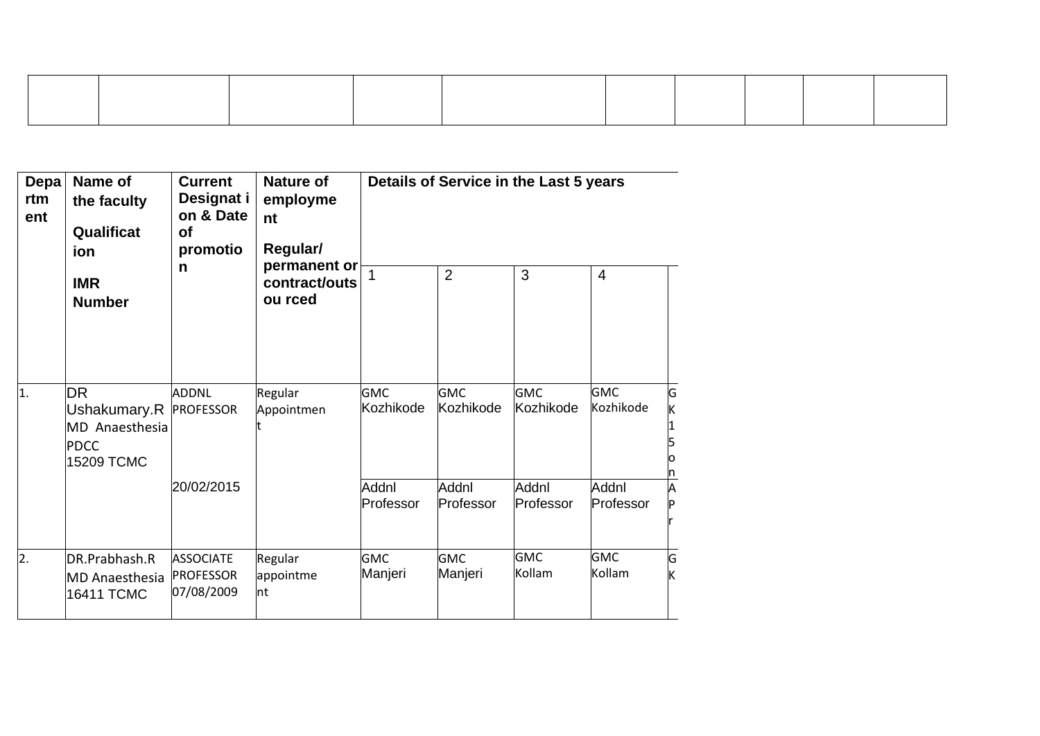| | | | | | | | | | |
|---|---|---|---|---|---|---|---|---|---|
| | | | | | | | | | |

| Department | Name of the faculty Qualification IMR Number | Current Designation & Date of promotion | Nature of employment Regular/ permanent or contract/outsourced | Details of Service in the Last 5 years | | | | |
|---|---|---|---|---|---|---|---|---|
| | | | | 1 | 2 | 3 | 4 | |
| 1. | DR Ushakumary.R MD Anaesthesia PDCC 15209 TCMC | ADDNL PROFESSOR 20/02/2015 | Regular Appointment | GMC Kozhikode Addnl Professor | GMC Kozhikode Addnl Professor | GMC Kozhikode Addnl Professor | GMC Kozhikode Addnl Professor | G K 1 5 o n A P r |
| 2. | DR.Prabhash.R MD Anaesthesia 16411 TCMC | ASSOCIATE PROFESSOR 07/08/2009 | Regular appointment | GMC Manjeri | GMC Manjeri | GMC Kollam | GMC Kollam | G K |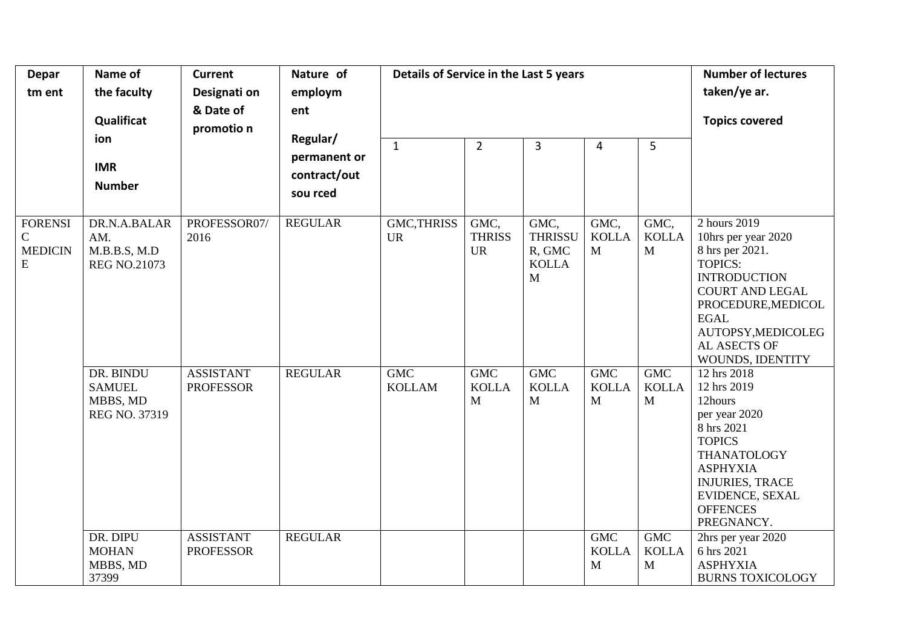| Department | Name of the faculty Qualification IMR Number | Current Designation & Date of promotion | Nature of employment Regular/ permanent or contract/outsourced | Details of Service in the Last 5 years | | | | | Number of lectures taken/year. Topics covered |
|---|---|---|---|---|---|---|---|---|---|
| | | | | 1 | 2 | 3 | 4 | 5 | |
| FORENSIC MEDICINE | DR.N.A.BALARAM. M.B.B.S, M.D REG NO.21073 | PROFESSOR07/ 2016 | REGULAR | GMC,THRISSUR | GMC, THRISSUR | GMC, THRISSUR, GMC KOLLAM | GMC, KOLLAM | GMC, KOLLAM | 2 hours 2019 10hrs per year 2020 8 hrs per 2021. TOPICS: INTRODUCTION COURT AND LEGAL PROCEDURE,MEDICOLEGAL AUTOPSY,MEDICOLEGAL ASECTS OF WOUNDS, IDENTITY |
| | DR. BINDU SAMUEL MBBS, MD REG NO. 37319 | ASSISTANT PROFESSOR | REGULAR | GMC KOLLAM | GMC KOLLAM | GMC KOLLAM | GMC KOLLAM | GMC KOLLAM | 12 hrs 2018 12 hrs 2019 12hours per year 2020 8 hrs 2021 TOPICS THANATOLOGY ASPHYXIA INJURIES, TRACE EVIDENCE, SEXAL OFFENCES PREGNANCY. |
| | DR. DIPU MOHAN MBBS, MD 37399 | ASSISTANT PROFESSOR | REGULAR | | | | GMC KOLLAM | GMC KOLLAM | 2hrs per year 2020 6 hrs 2021 ASPHYXIA BURNS TOXICOLOGY |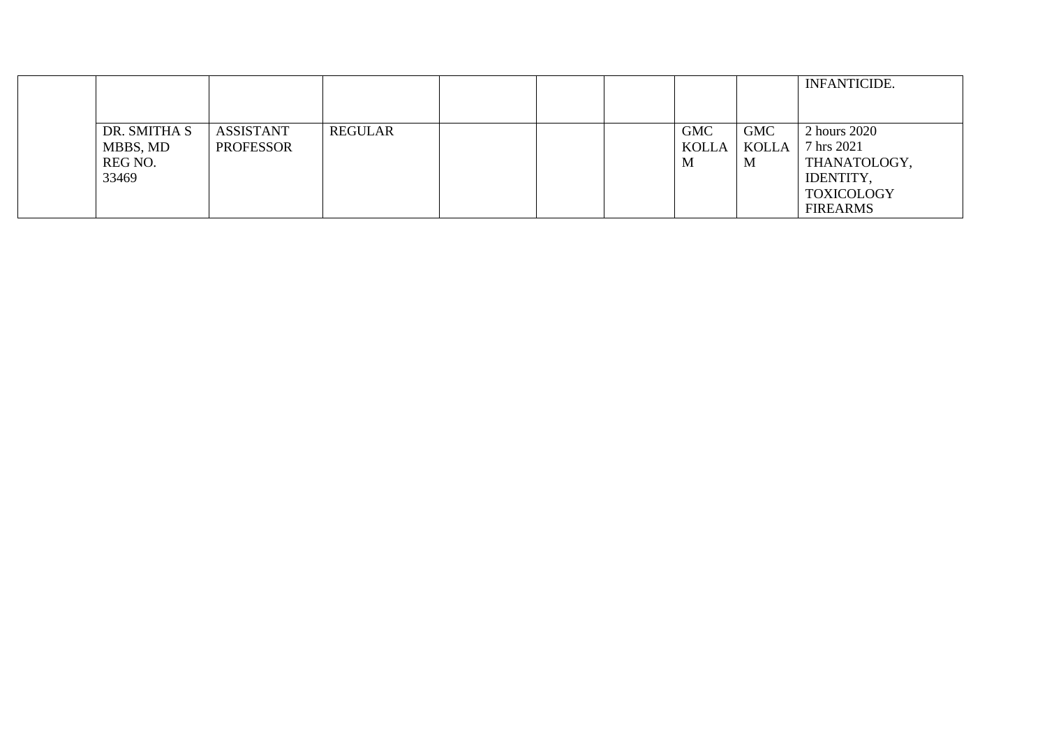| | | | | | | | | | |
|---|---|---|---|---|---|---|---|---|---|
| | | | | | | | | | INFANTICIDE. |
| | DR. SMITHA S MBBS, MD REG NO. 33469 | ASSISTANT PROFESSOR | REGULAR | | | | GMC KOLLAM | GMC KOLLAM | 2 hours 2020 7 hrs 2021 THANATOLOGY, IDENTITY, TOXICOLOGY FIREARMS |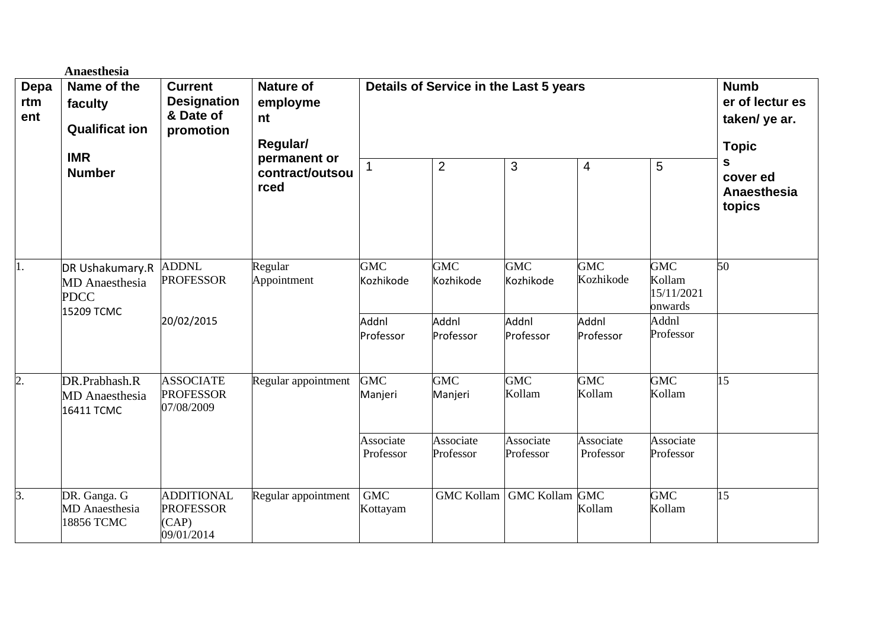**Anaesthesia**

| Department | Name of the faculty Qualification IMR Number | Current Designation & Date of promotion | Nature of employment Regular/ permanent or contract/outsourced | Details of Service in the Last 5 years | | | | | Number of lectures taken/ year. Topics covered Anaesthesia topics |
|---|---|---|---|---|---|---|---|---|---|
| | | | | 1 | 2 | 3 | 4 | 5 | |
| 1. | DR Ushakumary.R MD Anaesthesia PDCC 15209 TCMC | ADDNL PROFESSOR 20/02/2015 | Regular Appointment | GMC Kozhikode | GMC Kozhikode | GMC Kozhikode | GMC Kozhikode | GMC Kollam 15/11/2021 onwards | 50 |
| | | | | Addnl Professor | Addnl Professor | Addnl Professor | Addnl Professor | Addnl Professor | |
| 2. | DR.Prabhash.R MD Anaesthesia 16411 TCMC | ASSOCIATE PROFESSOR 07/08/2009 | Regular appointment | GMC Manjeri | GMC Manjeri | GMC Kollam | GMC Kollam | GMC Kollam | 15 |
| | | | | Associate Professor | Associate Professor | Associate Professor | Associate Professor | Associate Professor | |
| 3. | DR. Ganga. G MD Anaesthesia 18856 TCMC | ADDITIONAL PROFESSOR (CAP) 09/01/2014 | Regular appointment | GMC Kottayam | GMC Kollam | GMC Kollam | GMC Kollam | GMC Kollam | 15 |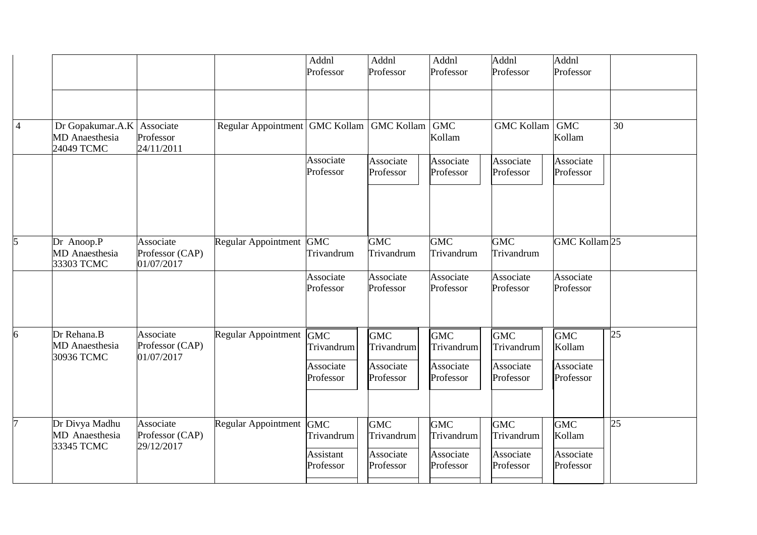|  |  |  |  | Addnl Professor | Addnl Professor | Addnl Professor | Addnl Professor | Addnl Professor |  |
|---|---|---|---|---|---|---|---|---|---|
|  |  |  |  |  |  |  |  |  |  |
| 4 | Dr Gopakumar.A.K MD Anaesthesia 24049 TCMC | Associate Professor 24/11/2011 | Regular Appointment | GMC Kollam | GMC Kollam | GMC Kollam | GMC Kollam | GMC Kollam | 30 |
|  |  |  |  | Associate Professor | Associate Professor | Associate Professor | Associate Professor | Associate Professor |  |
| 5 | Dr Anoop.P MD Anaesthesia 33303 TCMC | Associate Professor (CAP) 01/07/2017 | Regular Appointment | GMC Trivandrum | GMC Trivandrum | GMC Trivandrum | GMC Trivandrum | GMC Kollam | 25 |
|  |  |  |  | Associate Professor | Associate Professor | Associate Professor | Associate Professor | Associate Professor |  |
| 6 | Dr Rehana.B MD Anaesthesia 30936 TCMC | Associate Professor (CAP) 01/07/2017 | Regular Appointment | GMC Trivandrum Associate Professor | GMC Trivandrum Associate Professor | GMC Trivandrum Associate Professor | GMC Trivandrum Associate Professor | GMC Kollam Associate Professor | 25 |
| 7 | Dr Divya Madhu MD Anaesthesia 33345 TCMC | Associate Professor (CAP) 29/12/2017 | Regular Appointment | GMC Trivandrum Assistant Professor | GMC Trivandrum Associate Professor | GMC Trivandrum Associate Professor | GMC Trivandrum Associate Professor | GMC Kollam Associate Professor | 25 |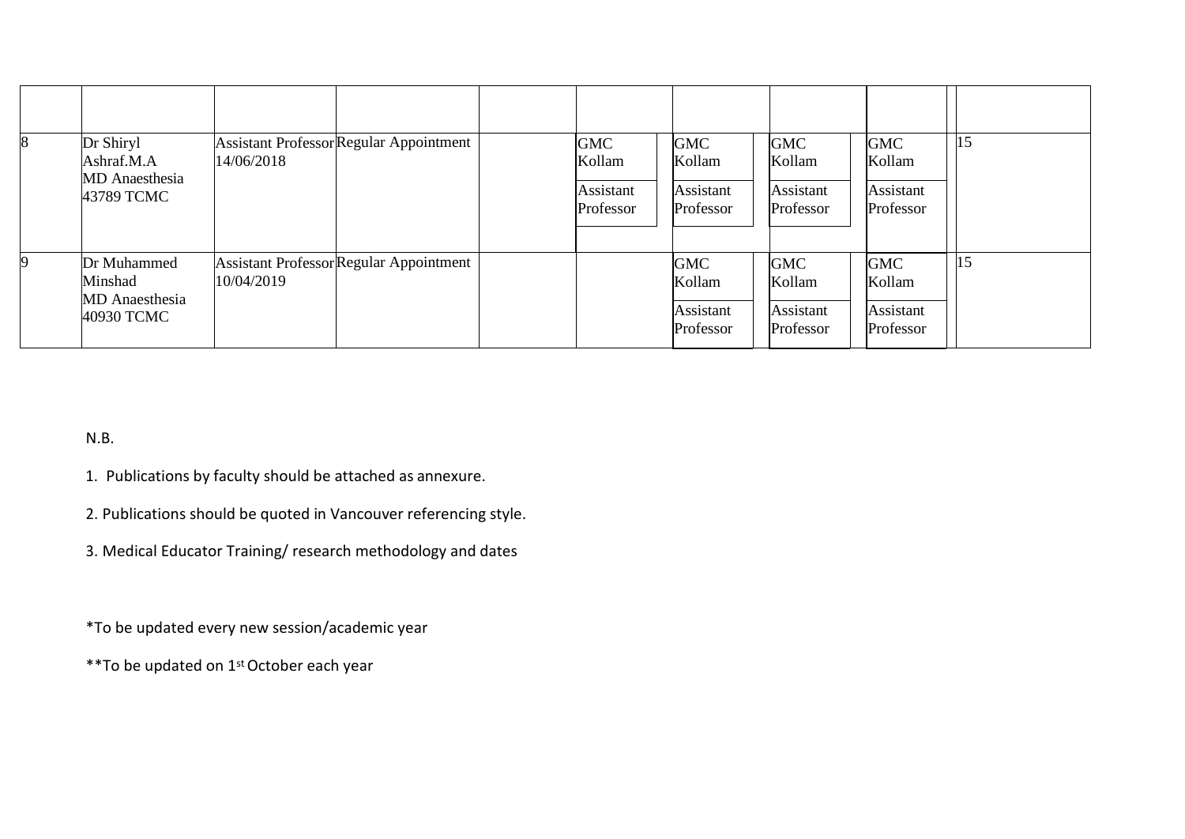| | | | | | | | | | | |
|---|---|---|---|---|---|---|---|---|---|---|
| 8 | Dr Shiryl Ashraf.M.A MD Anaesthesia 43789 TCMC | Assistant Professor 14/06/2018 | Regular Appointment | | GMC Kollam Assistant Professor | GMC Kollam Assistant Professor | GMC Kollam Assistant Professor | GMC Kollam Assistant Professor | | 15 |
| 9 | Dr Muhammed Minshad MD Anaesthesia 40930 TCMC | Assistant Professor 10/04/2019 | Regular Appointment | | | GMC Kollam Assistant Professor | GMC Kollam Assistant Professor | GMC Kollam Assistant Professor | | 15 |

N.B.

1. Publications by faculty should be attached as annexure.

2. Publications should be quoted in Vancouver referencing style.

3. Medical Educator Training/ research methodology and dates

*To be updated every new session/academic year

**To be updated on 1st October each year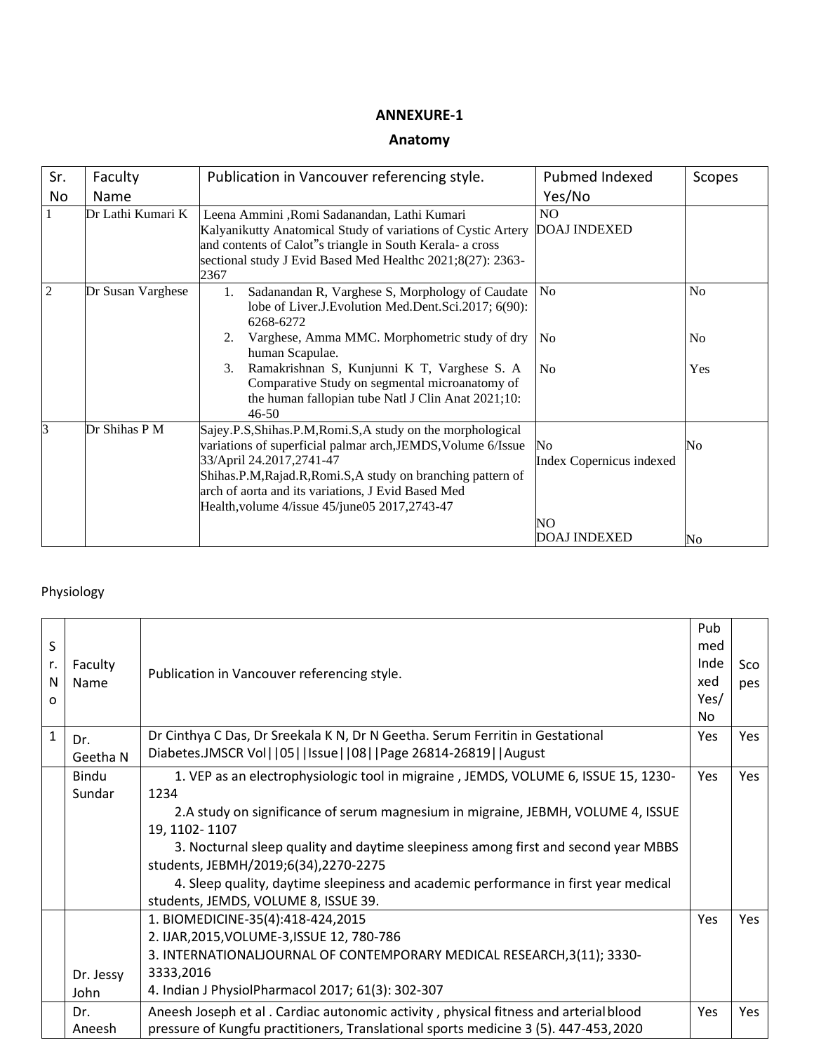## ANNEXURE-1

## Anatomy

| Sr. No | Faculty Name | Publication in Vancouver referencing style. | Pubmed Indexed Yes/No | Scopes |
|---|---|---|---|---|
| 1 | Dr Lathi Kumari K | Leena Ammini ,Romi Sadanandan, Lathi Kumari Kalyanikutty Anatomical Study of variations of Cystic Artery and contents of Calot"s triangle in South Kerala- a cross sectional study J Evid Based Med Healthc 2021;8(27): 2363-2367 | NO<br>DOAJ INDEXED | |
| 2 | Dr Susan Varghese | 1. Sadanandan R, Varghese S, Morphology of Caudate lobe of Liver.J.Evolution Med.Dent.Sci.2017; 6(90): 6268-6272<br>2. Varghese, Amma MMC. Morphometric study of dry human Scapulae.<br>3. Ramakrishnan S, Kunjunni K T, Varghese S. A Comparative Study on segmental microanatomy of the human fallopian tube Natl J Clin Anat 2021;10: 46-50 | No<br>No<br>No | No<br>No<br>Yes |
| 3 | Dr Shihas P M | Sajey.P.S,Shihas.P.M,Romi.S,A study on the morphological variations of superficial palmar arch,JEMDS,Volume 6/Issue 33/April 24.2017,2741-47<br>Shihas.P.M,Rajad.R,Romi.S,A study on branching pattern of arch of aorta and its variations, J Evid Based Med Health,volume 4/issue 45/june05 2017,2743-47 | No<br>Index Copernicus indexed<br>NO<br>DOAJ INDEXED | No<br>No |

Physiology

| Sr. No | Faculty Name | Publication in Vancouver referencing style. | Pubmed Indexed Yes/No | Scopes |
|---|---|---|---|---|
| 1 | Dr. Geetha N | Dr Cinthya C Das, Dr Sreekala K N, Dr N Geetha. Serum Ferritin in Gestational Diabetes.JMSCR Vol\|\|05\|\|Issue\|\|08\|\|Page 26814-26819\|\|August | Yes | Yes |
| | Bindu Sundar | 1. VEP as an electrophysiologic tool in migraine , JEMDS, VOLUME 6, ISSUE 15, 1230-1234<br>2.A study on significance of serum magnesium in migraine, JEBMH, VOLUME 4, ISSUE 19, 1102- 1107<br>3. Nocturnal sleep quality and daytime sleepiness among first and second year MBBS students, JEBMH/2019;6(34),2270-2275<br>4. Sleep quality, daytime sleepiness and academic performance in first year medical students, JEMDS, VOLUME 8, ISSUE 39. | Yes | Yes |
| | Dr. Jessy John | 1. BIOMEDICINE-35(4):418-424,2015<br>2. IJAR,2015,VOLUME-3,ISSUE 12, 780-786<br>3. INTERNATIONALJOURNAL OF CONTEMPORARY MEDICAL RESEARCH,3(11); 3330-3333,2016<br>4. Indian J PhysiolPharmacol 2017; 61(3): 302-307 | Yes | Yes |
| | Dr. Aneesh | Aneesh Joseph et al . Cardiac autonomic activity , physical fitness and arterial blood pressure of Kungfu practitioners, Translational sports medicine 3 (5). 447-453, 2020 | Yes | Yes |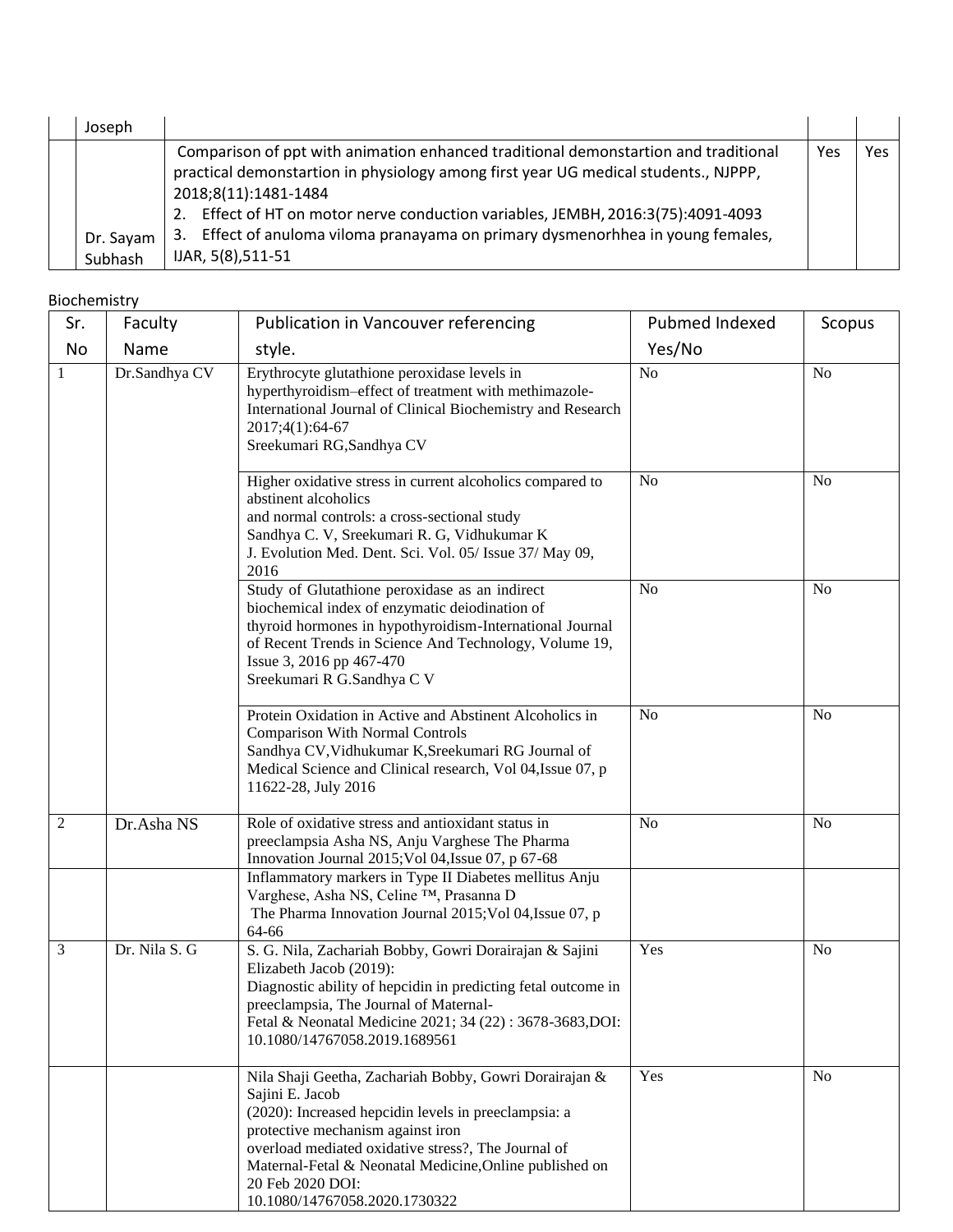| | Joseph | | | |
|---|---|---|---|---|
| | Dr. Sayam Subhash | Comparison of ppt with animation enhanced traditional demonstartion and traditional practical demonstartion in physiology among first year UG medical students., NJPPP, 2018;8(11):1481-1484<br>2. Effect of HT on motor nerve conduction variables, JEMBH, 2016:3(75):4091-4093<br>3. Effect of anuloma viloma pranayama on primary dysmenorhhea in young females, IJAR, 5(8),511-51 | Yes | Yes |

Biochemistry

| Sr. No | Faculty Name | Publication in Vancouver referencing style. | Pubmed Indexed Yes/No | Scopus |
|---|---|---|---|---|
| 1 | Dr.Sandhya CV | Erythrocyte glutathione peroxidase levels in hyperthyroidism–effect of treatment with methimazole- International Journal of Clinical Biochemistry and Research 2017;4(1):64-67<br>Sreekumari RG,Sandhya CV | No | No |
| | | Higher oxidative stress in current alcoholics compared to abstinent alcoholics and normal controls: a cross-sectional study<br>Sandhya C. V, Sreekumari R. G, Vidhukumar K<br>J. Evolution Med. Dent. Sci. Vol. 05/ Issue 37/ May 09, 2016 | No | No |
| | | Study of Glutathione peroxidase as an indirect biochemical index of enzymatic deiodination of thyroid hormones in hypothyroidism-International Journal of Recent Trends in Science And Technology, Volume 19, Issue 3, 2016 pp 467-470<br>Sreekumari R G.Sandhya C V | No | No |
| | | Protein Oxidation in Active and Abstinent Alcoholics in Comparison With Normal Controls<br>Sandhya CV,Vidhukumar K,Sreekumari RG Journal of Medical Science and Clinical research, Vol 04,Issue 07, p 11622-28, July 2016 | No | No |
| 2 | Dr.Asha NS | Role of oxidative stress and antioxidant status in preeclampsia Asha NS, Anju Varghese The Pharma Innovation Journal 2015;Vol 04,Issue 07, p 67-68 | No | No |
| | | Inflammatory markers in Type II Diabetes mellitus Anju Varghese, Asha NS, Celine ™, Prasanna D<br>The Pharma Innovation Journal 2015;Vol 04,Issue 07, p 64-66 | | |
| 3 | Dr. Nila S. G | S. G. Nila, Zachariah Bobby, Gowri Dorairajan & Sajini Elizabeth Jacob (2019):<br>Diagnostic ability of hepcidin in predicting fetal outcome in preeclampsia, The Journal of Maternal-Fetal & Neonatal Medicine 2021; 34 (22) : 3678-3683,DOI: 10.1080/14767058.2019.1689561 | Yes | No |
| | | Nila Shaji Geetha, Zachariah Bobby, Gowri Dorairajan & Sajini E. Jacob<br>(2020): Increased hepcidin levels in preeclampsia: a protective mechanism against iron overload mediated oxidative stress?, The Journal of Maternal-Fetal & Neonatal Medicine,Online published on 20 Feb 2020 DOI: 10.1080/14767058.2020.1730322 | Yes | No |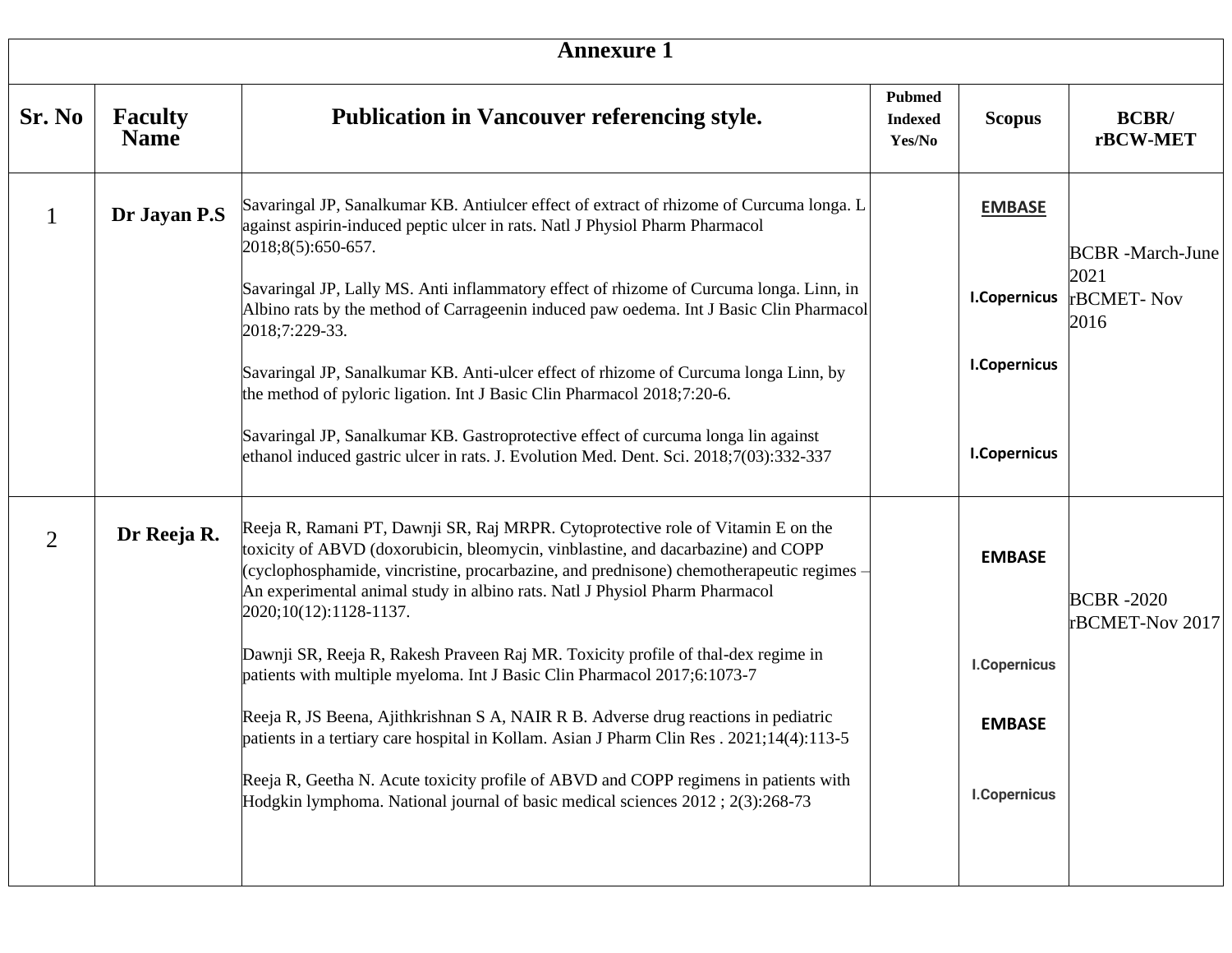| Annexure 1 | | | | | |
|---|---|---|---|---|---|
| **Sr. No** | **Faculty Name** | **Publication in Vancouver referencing style.** | **Pubmed Indexed Yes/No** | **Scopus** | **BCBR/ rBCW-MET** |
| 1 | **Dr Jayan P.S** | Savaringal JP, Sanalkumar KB. Antiulcer effect of extract of rhizome of Curcuma longa. L against aspirin-induced peptic ulcer in rats. Natl J Physiol Pharm Pharmacol 2018;8(5):650-657.<br><br>Savaringal JP, Lally MS. Anti inflammatory effect of rhizome of Curcuma longa. Linn, in Albino rats by the method of Carrageenin induced paw oedema. Int J Basic Clin Pharmacol 2018;7:229-33.<br><br>Savaringal JP, Sanalkumar KB. Anti-ulcer effect of rhizome of Curcuma longa Linn, by the method of pyloric ligation. Int J Basic Clin Pharmacol 2018;7:20-6.<br><br>Savaringal JP, Sanalkumar KB. Gastroprotective effect of curcuma longa lin against ethanol induced gastric ulcer in rats. J. Evolution Med. Dent. Sci. 2018;7(03):332-337 | | EMBASE<br><br>I.Copernicus<br><br>I.Copernicus<br><br>I.Copernicus | BCBR -March-June 2021<br>rBCMET- Nov 2016 |
| 2 | **Dr Reeja R.** | Reeja R, Ramani PT, Dawnji SR, Raj MRPR. Cytoprotective role of Vitamin E on the toxicity of ABVD (doxorubicin, bleomycin, vinblastine, and dacarbazine) and COPP (cyclophosphamide, vincristine, procarbazine, and prednisone) chemotherapeutic regimes – An experimental animal study in albino rats. Natl J Physiol Pharm Pharmacol 2020;10(12):1128-1137.<br><br>Dawnji SR, Reeja R, Rakesh Praveen Raj MR. Toxicity profile of thal-dex regime in patients with multiple myeloma. Int J Basic Clin Pharmacol 2017;6:1073-7<br><br>Reeja R, JS Beena, Ajithkrishnan S A, NAIR R B. Adverse drug reactions in pediatric patients in a tertiary care hospital in Kollam. Asian J Pharm Clin Res . 2021;14(4):113-5<br><br>Reeja R, Geetha N. Acute toxicity profile of ABVD and COPP regimens in patients with Hodgkin lymphoma. National journal of basic medical sciences 2012 ; 2(3):268-73 | | EMBASE<br><br>I.Copernicus<br><br>EMBASE<br><br>I.Copernicus | BCBR -2020<br>rBCMET-Nov 2017 |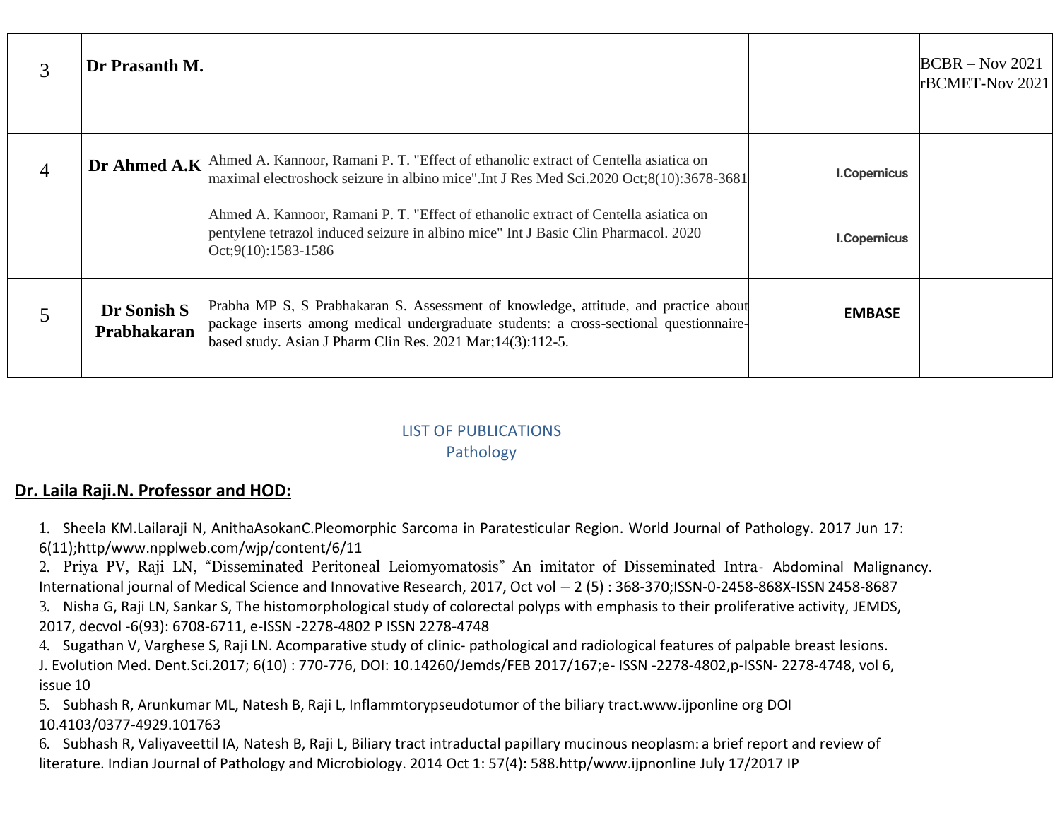| | | | | | |
|---|---|---|---|---|---|
| 3 | **Dr Prasanth M.** | | | | BCBR – Nov 2021 rBCMET-Nov 2021 |
| 4 | **Dr Ahmed A.K** | Ahmed A. Kannoor, Ramani P. T. "Effect of ethanolic extract of Centella asiatica on maximal electroshock seizure in albino mice".Int J Res Med Sci.2020 Oct;8(10):3678-3681<br><br>Ahmed A. Kannoor, Ramani P. T. "Effect of ethanolic extract of Centella asiatica on pentylene tetrazol induced seizure in albino mice" Int J Basic Clin Pharmacol. 2020 Oct;9(10):1583-1586 | | **I.Copernicus**<br><br>**I.Copernicus** | |
| 5 | **Dr Sonish S Prabhakaran** | Prabha MP S, S Prabhakaran S. Assessment of knowledge, attitude, and practice about package inserts among medical undergraduate students: a cross-sectional questionnaire-based study. Asian J Pharm Clin Res. 2021 Mar;14(3):112-5. | | **EMBASE** | |

## LIST OF PUBLICATIONS
## Pathology

**<u>Dr. Laila Raji.N. Professor and HOD:</u>**

1. Sheela KM.Lailaraji N, AnithaAsokanC.Pleomorphic Sarcoma in Paratesticular Region. World Journal of Pathology. 2017 Jun 17: 6(11);http/www.npplweb.com/wjp/content/6/11
2. Priya PV, Raji LN, "Disseminated Peritoneal Leiomyomatosis" An imitator of Disseminated Intra- Abdominal Malignancy. International journal of Medical Science and Innovative Research, 2017, Oct vol – 2 (5) : 368-370;ISSN-0-2458-868X-ISSN 2458-8687
3. Nisha G, Raji LN, Sankar S, The histomorphological study of colorectal polyps with emphasis to their proliferative activity, JEMDS, 2017, decvol -6(93): 6708-6711, e-ISSN -2278-4802 P ISSN 2278-4748
4. Sugathan V, Varghese S, Raji LN. Acomparative study of clinic- pathological and radiological features of palpable breast lesions. J. Evolution Med. Dent.Sci.2017; 6(10) : 770-776, DOI: 10.14260/Jemds/FEB 2017/167;e- ISSN -2278-4802,p-ISSN- 2278-4748, vol 6, issue 10
5. Subhash R, Arunkumar ML, Natesh B, Raji L, Inflammtorypseudotumor of the biliary tract.www.ijponline org DOI 10.4103/0377-4929.101763
6. Subhash R, Valiyaveettil IA, Natesh B, Raji L, Biliary tract intraductal papillary mucinous neoplasm: a brief report and review of literature. Indian Journal of Pathology and Microbiology. 2014 Oct 1: 57(4): 588.http/www.ijpnonline July 17/2017 IP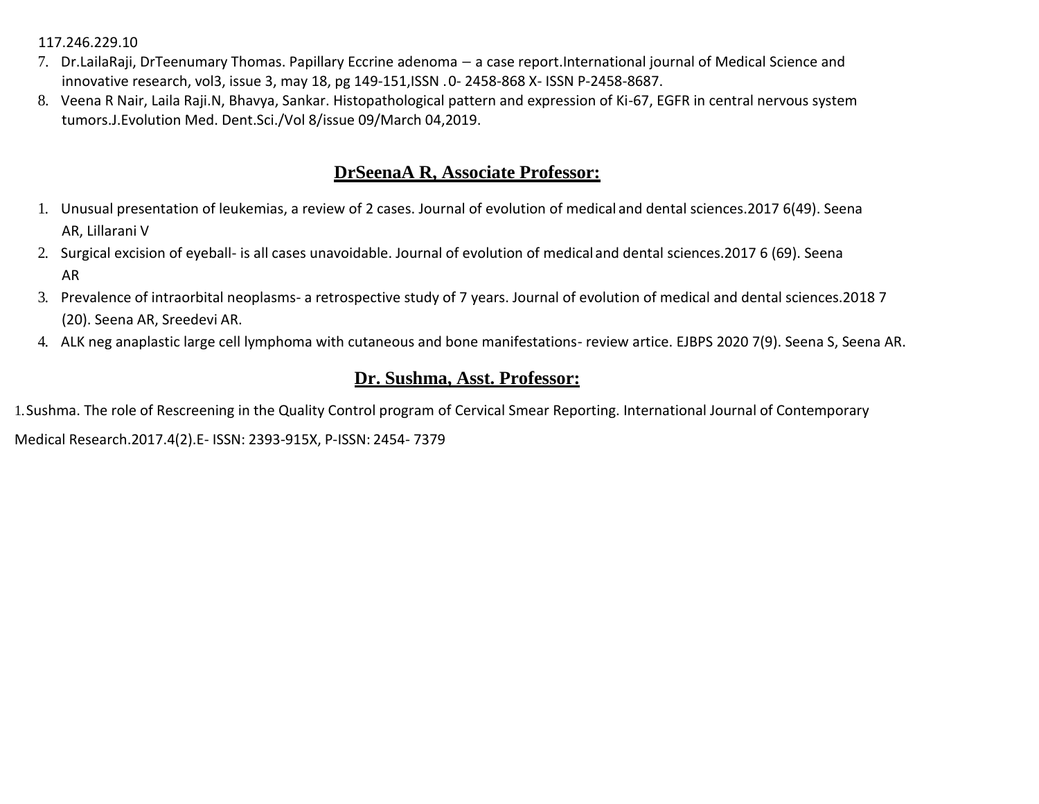117.246.229.10

7. Dr.LailaRaji, DrTeenumary Thomas. Papillary Eccrine adenoma – a case report.International journal of Medical Science and innovative research, vol3, issue 3, may 18, pg 149-151,ISSN .0- 2458-868 X- ISSN P-2458-8687.
8. Veena R Nair, Laila Raji.N, Bhavya, Sankar. Histopathological pattern and expression of Ki-67, EGFR in central nervous system tumors.J.Evolution Med. Dent.Sci./Vol 8/issue 09/March 04,2019.

## DrSeenaA R, Associate Professor:

1. Unusual presentation of leukemias, a review of 2 cases. Journal of evolution of medical and dental sciences.2017 6(49). Seena AR, Lillarani V
2. Surgical excision of eyeball- is all cases unavoidable. Journal of evolution of medical and dental sciences.2017 6 (69). Seena AR
3. Prevalence of intraorbital neoplasms- a retrospective study of 7 years. Journal of evolution of medical and dental sciences.2018 7 (20). Seena AR, Sreedevi AR.
4. ALK neg anaplastic large cell lymphoma with cutaneous and bone manifestations- review artice. EJBPS 2020 7(9). Seena S, Seena AR.

## Dr. Sushma, Asst. Professor:

1. Sushma. The role of Rescreening in the Quality Control program of Cervical Smear Reporting. International Journal of Contemporary Medical Research.2017.4(2).E- ISSN: 2393-915X, P-ISSN: 2454- 7379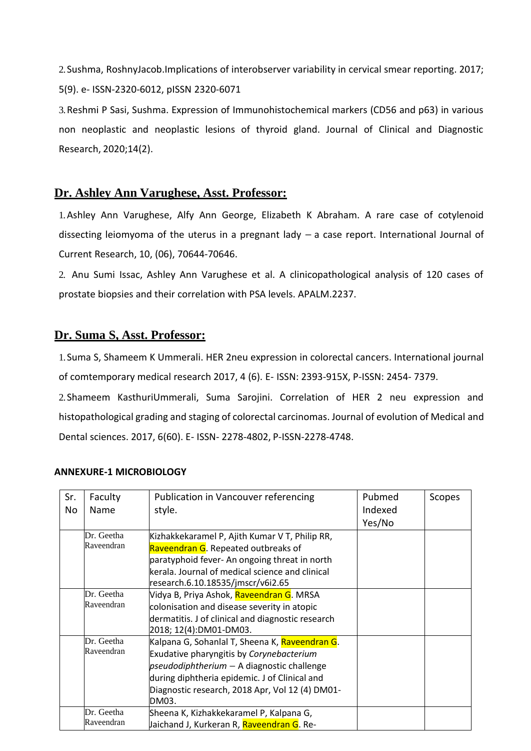2. Sushma, RoshnyJacob.Implications of interobserver variability in cervical smear reporting. 2017; 5(9). e- ISSN-2320-6012, pISSN 2320-6071

3. Reshmi P Sasi, Sushma. Expression of Immunohistochemical markers (CD56 and p63) in various non neoplastic and neoplastic lesions of thyroid gland. Journal of Clinical and Diagnostic Research, 2020;14(2).

## Dr. Ashley Ann Varughese, Asst. Professor:

1. Ashley Ann Varughese, Alfy Ann George, Elizabeth K Abraham. A rare case of cotylenoid dissecting leiomyoma of the uterus in a pregnant lady – a case report. International Journal of Current Research, 10, (06), 70644-70646.

2. Anu Sumi Issac, Ashley Ann Varughese et al. A clinicopathological analysis of 120 cases of prostate biopsies and their correlation with PSA levels. APALM.2237.

## Dr. Suma S, Asst. Professor:

1. Suma S, Shameem K Ummerali. HER 2neu expression in colorectal cancers. International journal of comtemporary medical research 2017, 4 (6). E- ISSN: 2393-915X, P-ISSN: 2454- 7379.

2. Shameem KasthuriUmmerali, Suma Sarojini. Correlation of HER 2 neu expression and histopathological grading and staging of colorectal carcinomas. Journal of evolution of Medical and Dental sciences. 2017, 6(60). E- ISSN- 2278-4802, P-ISSN-2278-4748.

**ANNEXURE-1 MICROBIOLOGY**

| Sr. No | Faculty Name | Publication in Vancouver referencing style. | Pubmed Indexed Yes/No | Scopes |
|---|---|---|---|---|
| | Dr. Geetha Raveendran | Kizhakkekaramel P, Ajith Kumar V T, Philip RR, Raveendran G. Repeated outbreaks of paratyphoid fever- An ongoing threat in north kerala. Journal of medical science and clinical research.6.10.18535/jmscr/v6i2.65 | | |
| | Dr. Geetha Raveendran | Vidya B, Priya Ashok, Raveendran G. MRSA colonisation and disease severity in atopic dermatitis. J of clinical and diagnostic research 2018; 12(4):DM01-DM03. | | |
| | Dr. Geetha Raveendran | Kalpana G, Sohanlal T, Sheena K, Raveendran G. Exudative pharyngitis by *Corynebacterium pseudodiphtherium* – A diagnostic challenge during diphtheria epidemic. J of Clinical and Diagnostic research, 2018 Apr, Vol 12 (4) DM01-DM03. | | |
| | Dr. Geetha Raveendran | Sheena K, Kizhakkekaramel P, Kalpana G, Jaichand J, Kurkeran R, Raveendran G. Re- | | |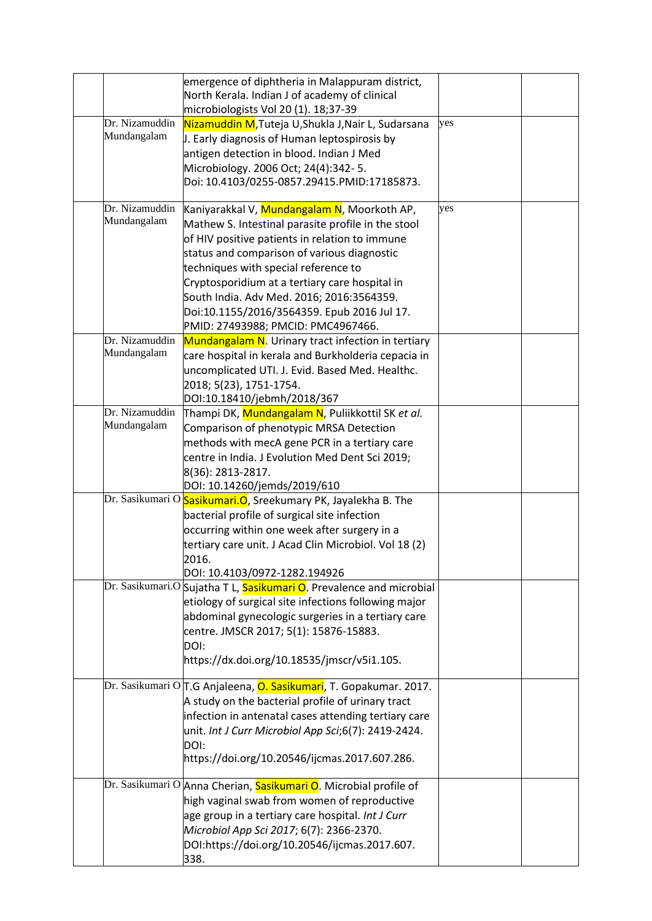|  |  | emergence of diphtheria in Malappuram district, North Kerala. Indian J of academy of clinical microbiologists Vol 20 (1). 18;37-39 |  |  |
|---|---|---|---|---|
|  | Dr. Nizamuddin Mundangalam | Nizamuddin M,Tuteja U,Shukla J,Nair L, Sudarsana J. Early diagnosis of Human leptospirosis by antigen detection in blood. Indian J Med Microbiology. 2006 Oct; 24(4):342- 5. Doi: 10.4103/0255-0857.29415.PMID:17185873. | yes |  |
|  | Dr. Nizamuddin Mundangalam | Kaniyarakkal V, Mundangalam N, Moorkoth AP, Mathew S. Intestinal parasite profile in the stool of HIV positive patients in relation to immune status and comparison of various diagnostic techniques with special reference to Cryptosporidium at a tertiary care hospital in South India. Adv Med. 2016; 2016:3564359. Doi:10.1155/2016/3564359. Epub 2016 Jul 17. PMID: 27493988; PMCID: PMC4967466. | yes |  |
|  | Dr. Nizamuddin Mundangalam | Mundangalam N. Urinary tract infection in tertiary care hospital in kerala and Burkholderia cepacia in uncomplicated UTI. J. Evid. Based Med. Healthc. 2018; 5(23), 1751-1754. DOI:10.18410/jebmh/2018/367 |  |  |
|  | Dr. Nizamuddin Mundangalam | Thampi DK, Mundangalam N, Puliikkottil SK *et al.* Comparison of phenotypic MRSA Detection methods with mecA gene PCR in a tertiary care centre in India. J Evolution Med Dent Sci 2019; 8(36): 2813-2817. DOI: 10.14260/jemds/2019/610 |  |  |
|  | Dr. Sasikumari O | Sasikumari.O, Sreekumary PK, Jayalekha B. The bacterial profile of surgical site infection occurring within one week after surgery in a tertiary care unit. J Acad Clin Microbiol. Vol 18 (2) 2016. DOI: 10.4103/0972-1282.194926 |  |  |
|  | Dr. Sasikumari.O | Sujatha T L, Sasikumari O. Prevalence and microbial etiology of surgical site infections following major abdominal gynecologic surgeries in a tertiary care centre. JMSCR 2017; 5(1): 15876-15883. DOI: https://dx.doi.org/10.18535/jmscr/v5i1.105. |  |  |
|  | Dr. Sasikumari O | T.G Anjaleena, O. Sasikumari, T. Gopakumar. 2017. A study on the bacterial profile of urinary tract infection in antenatal cases attending tertiary care unit. *Int J Curr Microbiol App Sci*;6(7): 2419-2424. DOI: https://doi.org/10.20546/ijcmas.2017.607.286. |  |  |
|  | Dr. Sasikumari O | Anna Cherian, Sasikumari O. Microbial profile of high vaginal swab from women of reproductive age group in a tertiary care hospital. *Int J Curr Microbiol App Sci 2017*; 6(7): 2366-2370. DOI:https://doi.org/10.20546/ijcmas.2017.607. 338. |  |  |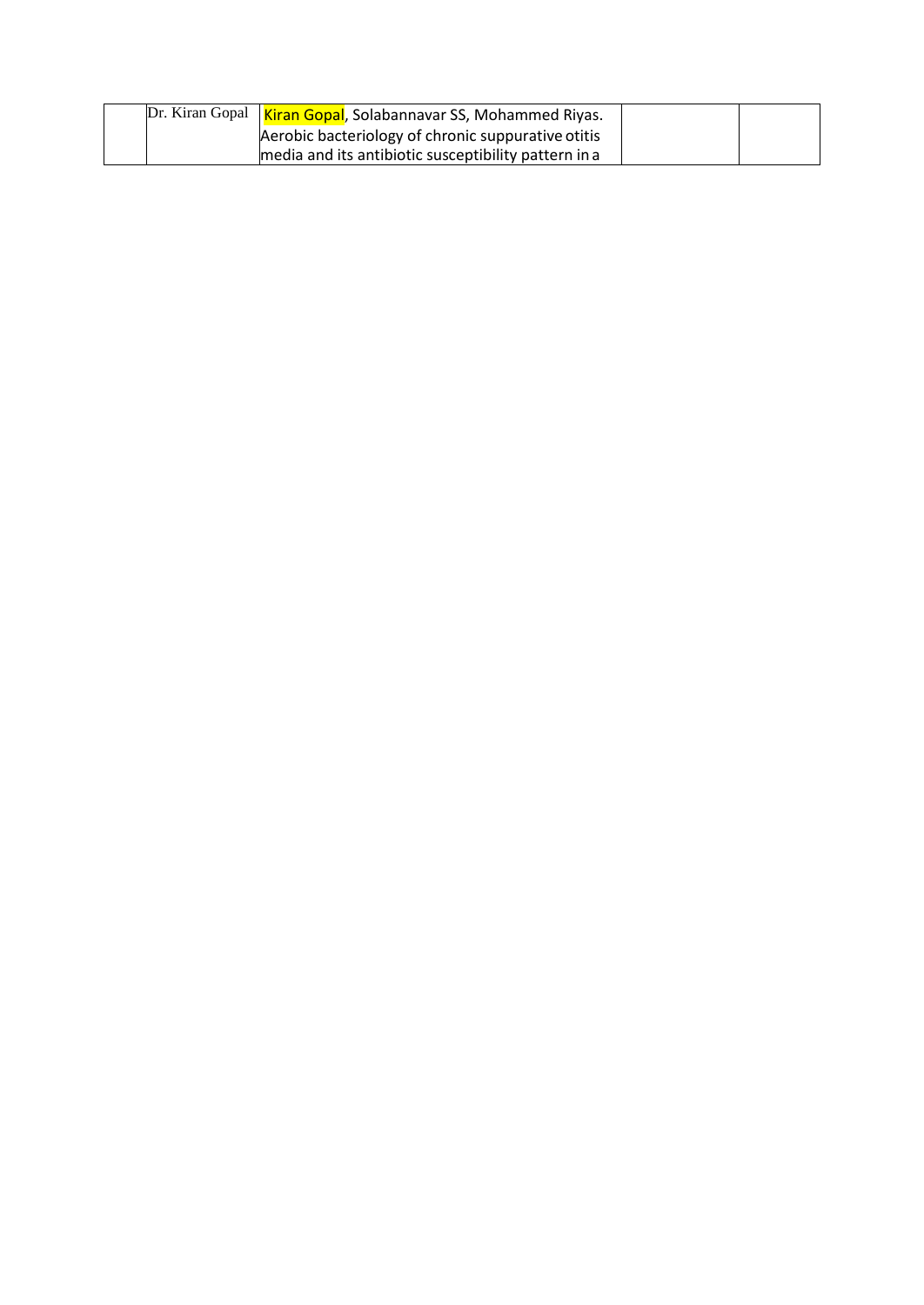|  | Dr. Kiran Gopal | Kiran Gopal, Solabannavar SS, Mohammed Riyas. Aerobic bacteriology of chronic suppurative otitis media and its antibiotic susceptibility pattern in a |  |  |
|---|---|---|---|---|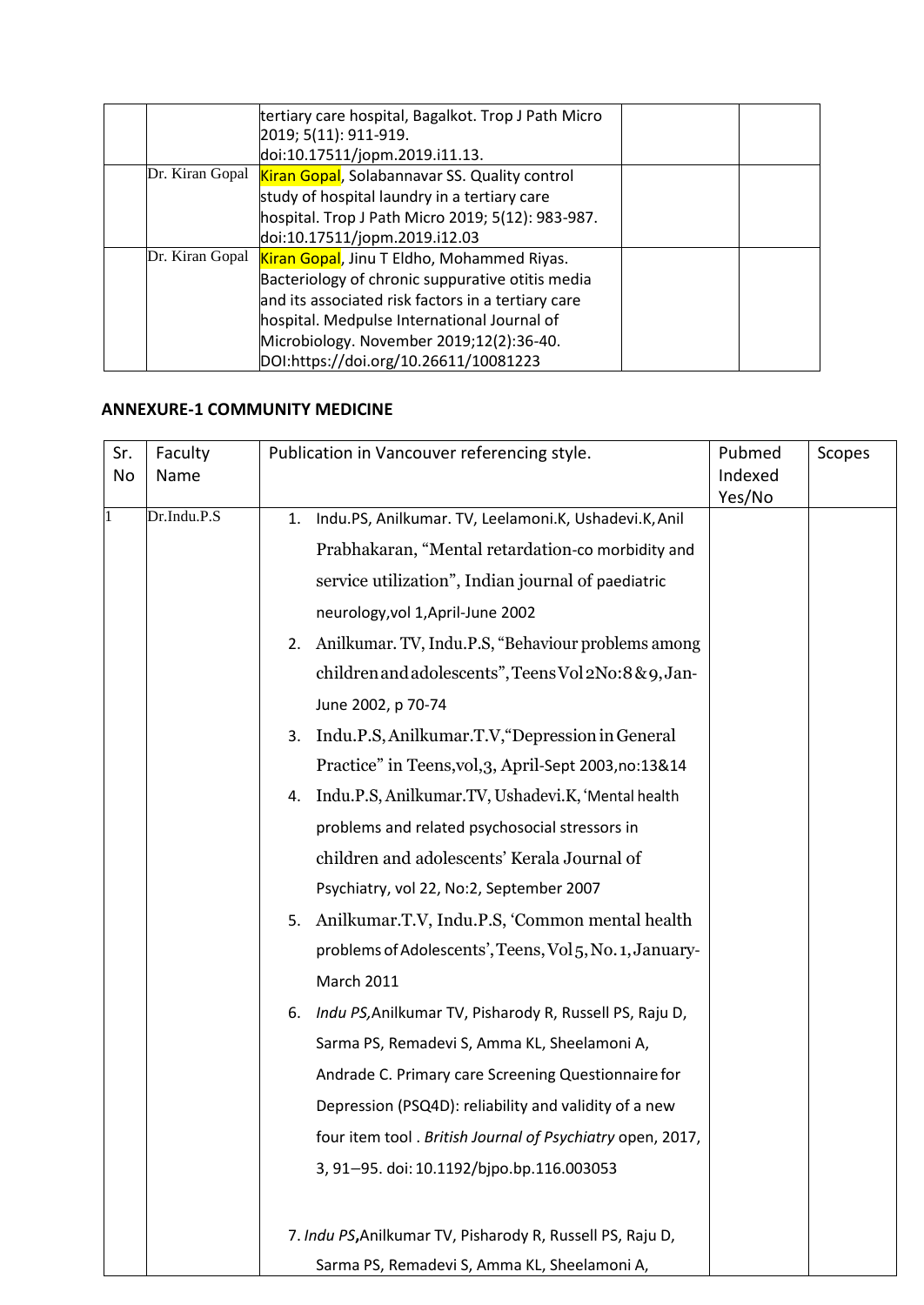| | | | | |
|---|---|---|---|---|
| | | tertiary care hospital, Bagalkot. Trop J Path Micro 2019; 5(11): 911-919. doi:10.17511/jopm.2019.i11.13. | | |
| | Dr. Kiran Gopal | Kiran Gopal, Solabannavar SS. Quality control study of hospital laundry in a tertiary care hospital. Trop J Path Micro 2019; 5(12): 983-987. doi:10.17511/jopm.2019.i12.03 | | |
| | Dr. Kiran Gopal | Kiran Gopal, Jinu T Eldho, Mohammed Riyas. Bacteriology of chronic suppurative otitis media and its associated risk factors in a tertiary care hospital. Medpulse International Journal of Microbiology. November 2019;12(2):36-40. DOI:https://doi.org/10.26611/10081223 | | |

**ANNEXURE-1 COMMUNITY MEDICINE**

| Sr. No | Faculty Name | Publication in Vancouver referencing style. | Pubmed Indexed Yes/No | Scopes |
|---|---|---|---|---|
| 1 | Dr.Indu.P.S | 1. Indu.PS, Anilkumar. TV, Leelamoni.K, Ushadevi.K, Anil Prabhakaran, "Mental retardation-co morbidity and service utilization", Indian journal of paediatric neurology,vol 1,April-June 2002<br>2. Anilkumar. TV, Indu.P.S, "Behaviour problems among children and adolescents", Teens Vol 2No:8 &9, Jan-June 2002, p 70-74<br>3. Indu.P.S, Anilkumar.T.V,"Depression in General Practice" in Teens,vol,3, April-Sept 2003,no:13&14<br>4. Indu.P.S, Anilkumar.TV, Ushadevi.K, 'Mental health problems and related psychosocial stressors in children and adolescents' Kerala Journal of Psychiatry, vol 22, No:2, September 2007<br>5. Anilkumar.T.V, Indu.P.S, 'Common mental health problems of Adolescents', Teens, Vol 5, No. 1, January-March 2011<br>6. *Indu PS,*Anilkumar TV, Pisharody R, Russell PS, Raju D, Sarma PS, Remadevi S, Amma KL, Sheelamoni A, Andrade C. Primary care Screening Questionnaire for Depression (PSQ4D): reliability and validity of a new four item tool . *British Journal of Psychiatry* open, 2017, 3, 91–95. doi: 10.1192/bjpo.bp.116.003053<br><br>7. *Indu PS***,**Anilkumar TV, Pisharody R, Russell PS, Raju D, Sarma PS, Remadevi S, Amma KL, Sheelamoni A, | | |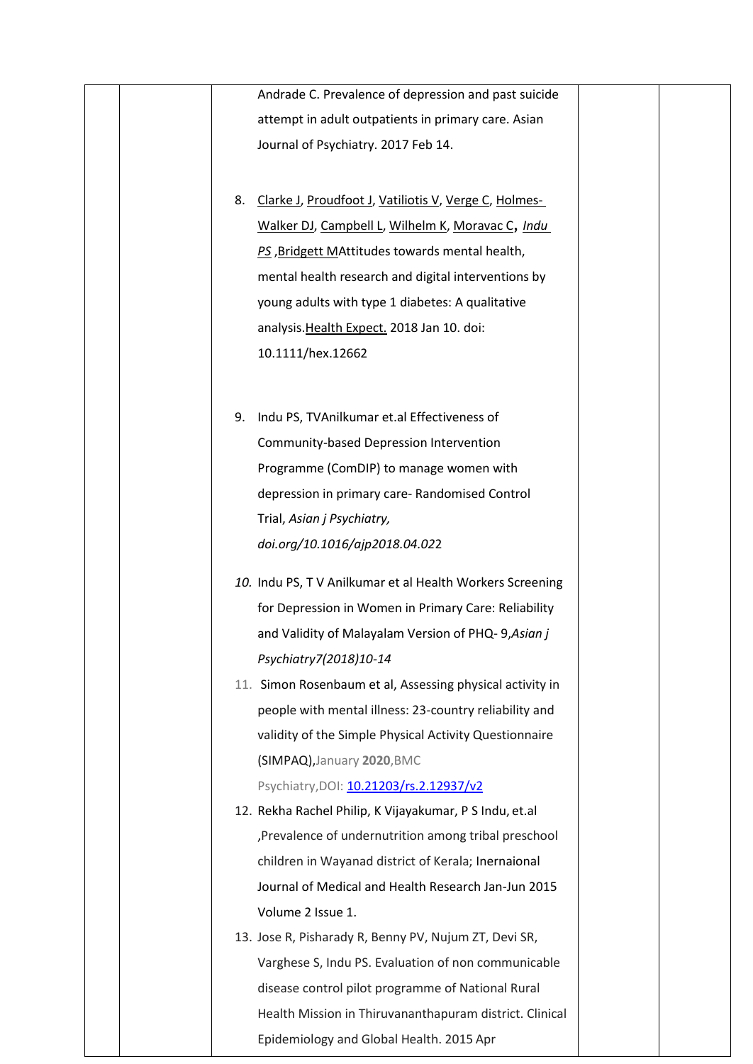| | | Andrade C. Prevalence of depression and past suicide attempt in adult outpatients in primary care. Asian Journal of Psychiatry. 2017 Feb 14.<br><br>8. Clarke J, Proudfoot J, Vatiliotis V, Verge C, Holmes-Walker DJ, Campbell L, Wilhelm K, Moravac C, *Indu PS* ,Bridgett MAttitudes towards mental health, mental health research and digital interventions by young adults with type 1 diabetes: A qualitative analysis.Health Expect. 2018 Jan 10. doi: 10.1111/hex.12662<br><br>9. Indu PS, TVAnilkumar et.al Effectiveness of Community-based Depression Intervention Programme (ComDIP) to manage women with depression in primary care- Randomised Control Trial, *Asian j Psychiatry, doi.org/10.1016/ajp2018.04.02*2<br><br>*10.* Indu PS, T V Anilkumar et al Health Workers Screening for Depression in Women in Primary Care: Reliability and Validity of Malayalam Version of PHQ- 9,*Asian j Psychiatry7(2018)10-14*<br>11. Simon Rosenbaum et al, Assessing physical activity in people with mental illness: 23-country reliability and validity of the Simple Physical Activity Questionnaire (SIMPAQ),January **2020**,BMC Psychiatry,DOI: 10.21203/rs.2.12937/v2<br>12. Rekha Rachel Philip, K Vijayakumar, P S Indu, et.al ,Prevalence of undernutrition among tribal preschool children in Wayanad district of Kerala; Inernaional Journal of Medical and Health Research Jan-Jun 2015 Volume 2 Issue 1.<br>13. Jose R, Pisharady R, Benny PV, Nujum ZT, Devi SR, Varghese S, Indu PS. Evaluation of non communicable disease control pilot programme of National Rural Health Mission in Thiruvananthapuram district. Clinical Epidemiology and Global Health. 2015 Apr | | |
|---|---|---|---|---|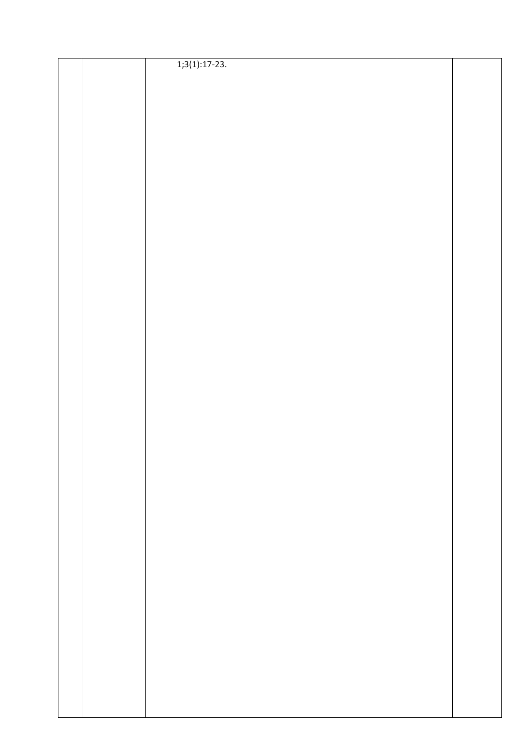|  |  | 1;3(1):17-23. |  |  |
|---|---|---|---|---|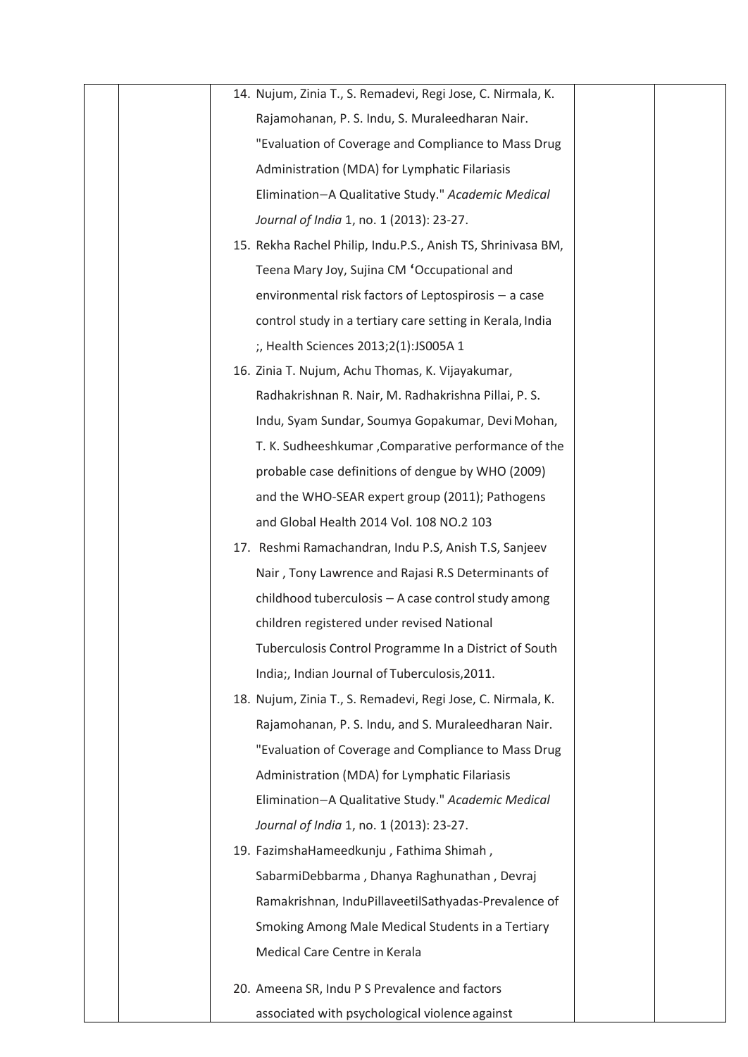|  |  |  |  |  |
|---|---|---|---|---|
|  |  | 14. Nujum, Zinia T., S. Remadevi, Regi Jose, C. Nirmala, K. Rajamohanan, P. S. Indu, S. Muraleedharan Nair. "Evaluation of Coverage and Compliance to Mass Drug Administration (MDA) for Lymphatic Filariasis Elimination–A Qualitative Study." *Academic Medical Journal of India* 1, no. 1 (2013): 23-27.<br>15. Rekha Rachel Philip, Indu.P.S., Anish TS, Shrinivasa BM, Teena Mary Joy, Sujina CM ‘Occupational and environmental risk factors of Leptospirosis – a case control study in a tertiary care setting in Kerala, India ;, Health Sciences 2013;2(1):JS005A 1<br>16. Zinia T. Nujum, Achu Thomas, K. Vijayakumar, Radhakrishnan R. Nair, M. Radhakrishna Pillai, P. S. Indu, Syam Sundar, Soumya Gopakumar, Devi Mohan, T. K. Sudheeshkumar ,Comparative performance of the probable case definitions of dengue by WHO (2009) and the WHO-SEAR expert group (2011); Pathogens and Global Health 2014 Vol. 108 NO.2 103<br>17. Reshmi Ramachandran, Indu P.S, Anish T.S, Sanjeev Nair , Tony Lawrence and Rajasi R.S Determinants of childhood tuberculosis – A case control study among children registered under revised National Tuberculosis Control Programme In a District of South India;, Indian Journal of Tuberculosis,2011.<br>18. Nujum, Zinia T., S. Remadevi, Regi Jose, C. Nirmala, K. Rajamohanan, P. S. Indu, and S. Muraleedharan Nair. "Evaluation of Coverage and Compliance to Mass Drug Administration (MDA) for Lymphatic Filariasis Elimination–A Qualitative Study." *Academic Medical Journal of India* 1, no. 1 (2013): 23-27.<br>19. FazimshaHameedkunju , Fathima Shimah , SabarmiDebbarma , Dhanya Raghunathan , Devraj Ramakrishnan, InduPillaveetilSathyadas-Prevalence of Smoking Among Male Medical Students in a Tertiary Medical Care Centre in Kerala<br>20. Ameena SR, Indu P S Prevalence and factors associated with psychological violence against |  |  |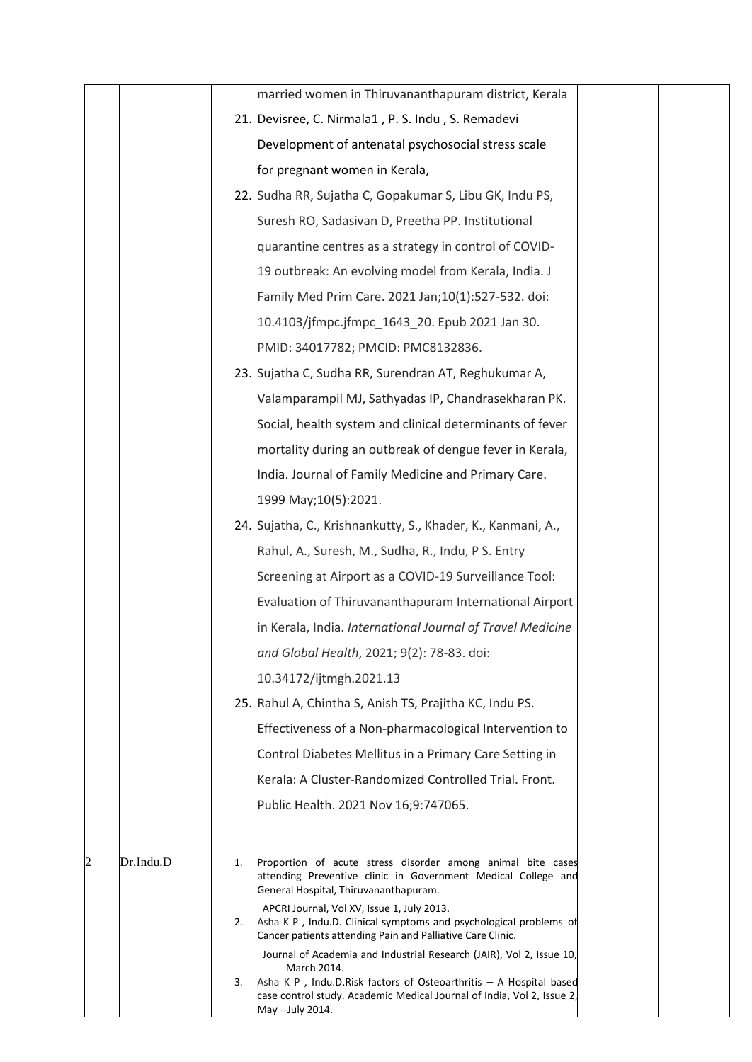| | | | | |
|---|---|---|---|---|
| | | married women in Thiruvananthapuram district, Kerala<br>21. Devisree, C. Nirmala1 , P. S. Indu , S. Remadevi Development of antenatal psychosocial stress scale for pregnant women in Kerala,<br>22. Sudha RR, Sujatha C, Gopakumar S, Libu GK, Indu PS, Suresh RO, Sadasivan D, Preetha PP. Institutional quarantine centres as a strategy in control of COVID-19 outbreak: An evolving model from Kerala, India. J Family Med Prim Care. 2021 Jan;10(1):527-532. doi: 10.4103/jfmpc.jfmpc_1643_20. Epub 2021 Jan 30. PMID: 34017782; PMCID: PMC8132836.<br>23. Sujatha C, Sudha RR, Surendran AT, Reghukumar A, Valamparampil MJ, Sathyadas IP, Chandrasekharan PK. Social, health system and clinical determinants of fever mortality during an outbreak of dengue fever in Kerala, India. Journal of Family Medicine and Primary Care. 1999 May;10(5):2021.<br>24. Sujatha, C., Krishnankutty, S., Khader, K., Kanmani, A., Rahul, A., Suresh, M., Sudha, R., Indu, P S. Entry Screening at Airport as a COVID-19 Surveillance Tool: Evaluation of Thiruvananthapuram International Airport in Kerala, India. *International Journal of Travel Medicine and Global Health*, 2021; 9(2): 78-83. doi: 10.34172/ijtmgh.2021.13<br>25. Rahul A, Chintha S, Anish TS, Prajitha KC, Indu PS. Effectiveness of a Non-pharmacological Intervention to Control Diabetes Mellitus in a Primary Care Setting in Kerala: A Cluster-Randomized Controlled Trial. Front. Public Health. 2021 Nov 16;9:747065. | | |
| 2 | Dr.Indu.D | 1. Proportion of acute stress disorder among animal bite cases attending Preventive clinic in Government Medical College and General Hospital, Thiruvananthapuram. APCRI Journal, Vol XV, Issue 1, July 2013.<br>2. Asha K P , Indu.D. Clinical symptoms and psychological problems of Cancer patients attending Pain and Palliative Care Clinic. Journal of Academia and Industrial Research (JAIR), Vol 2, Issue 10, March 2014.<br>3. Asha K P , Indu.D.Risk factors of Osteoarthritis – A Hospital based case control study. Academic Medical Journal of India, Vol 2, Issue 2, May –July 2014. | | |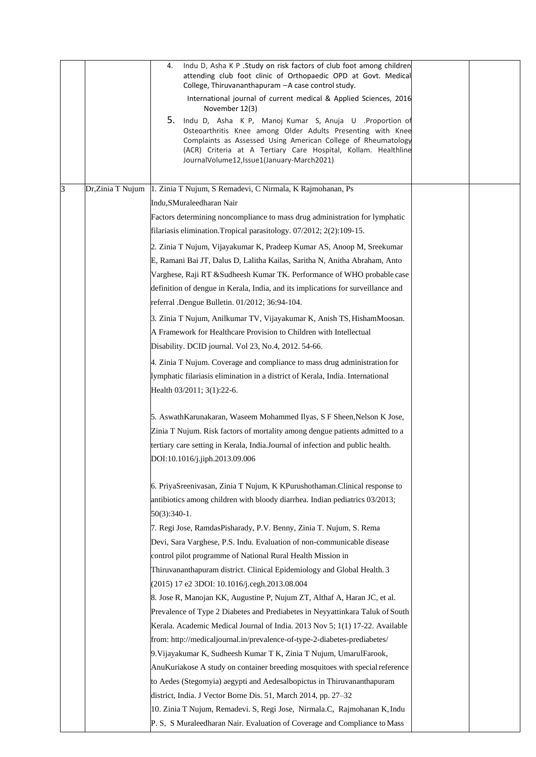|  |  |  |  |  |
|---|---|---|---|---|
|  |  | 4. Indu D, Asha K P .Study on risk factors of club foot among children attending club foot clinic of Orthopaedic OPD at Govt. Medical College, Thiruvananthapuram –A case control study. International journal of current medical & Applied Sciences, 2016 November 12(3)<br>5. Indu D, Asha K P, Manoj Kumar S, Anuja U .Proportion of Osteoarthritis Knee among Older Adults Presenting with Knee Complaints as Assessed Using American College of Rheumatology (ACR) Criteria at A Tertiary Care Hospital, Kollam. Healthline JournalVolume12,Issue1(January-March2021) |  |  |
| 3 | Dr,Zinia T Nujum | 1. Zinia T Nujum, S Remadevi, C Nirmala, K Rajmohanan, Ps Indu,SMuraleedharan Nair<br>Factors determining noncompliance to mass drug administration for lymphatic filariasis elimination.Tropical parasitology. 07/2012; 2(2):109-15.<br>2. Zinia T Nujum, Vijayakumar K, Pradeep Kumar AS, Anoop M, Sreekumar E, Ramani Bai JT, Dalus D, Lalitha Kailas, Saritha N, Anitha Abraham, Anto Varghese, Raji RT &Sudheesh Kumar TK. Performance of WHO probable case definition of dengue in Kerala, India, and its implications for surveillance and referral .Dengue Bulletin. 01/2012; 36:94-104.<br>3. Zinia T Nujum, Anilkumar TV, Vijayakumar K, Anish TS, HishamMoosan. A Framework for Healthcare Provision to Children with Intellectual Disability. DCID journal. Vol 23, No.4, 2012. 54-66.<br>4. Zinia T Nujum. Coverage and compliance to mass drug administration for lymphatic filariasis elimination in a district of Kerala, India. International Health 03/2011; 3(1):22-6.<br>5. AswathKarunakaran, Waseem Mohammed Ilyas, S F Sheen,Nelson K Jose, Zinia T Nujum. Risk factors of mortality among dengue patients admitted to a tertiary care setting in Kerala, India.Journal of infection and public health. DOI:10.1016/j.jiph.2013.09.006<br>6. PriyaSreenivasan, Zinia T Nujum, K KPurushothaman.Clinical response to antibiotics among children with bloody diarrhea. Indian pediatrics 03/2013; 50(3):340-1.<br>7. Regi Jose, RamdasPisharady, P.V. Benny, Zinia T. Nujum, S. Rema Devi, Sara Varghese, P.S. Indu. Evaluation of non-communicable disease control pilot programme of National Rural Health Mission in Thiruvananthapuram district. Clinical Epidemiology and Global Health. 3 (2015) 17 e2 3DOI: 10.1016/j.cegh.2013.08.004<br>8. Jose R, Manojan KK, Augustine P, Nujum ZT, Althaf A, Haran JC, et al. Prevalence of Type 2 Diabetes and Prediabetes in Neyyattinkara Taluk of South Kerala. Academic Medical Journal of India. 2013 Nov 5; 1(1) 17-22. Available from: http://medicaljournal.in/prevalence-of-type-2-diabetes-prediabetes/<br>9.Vijayakumar K, Sudheesh Kumar T K, Zinia T Nujum, UmarulFarook, AnuKuriakose A study on container breeding mosquitoes with special reference to Aedes (Stegomyia) aegypti and Aedesalbopictus in Thiruvananthapuram district, India. J Vector Borne Dis. 51, March 2014, pp. 27–32<br>10. Zinia T Nujum, Remadevi. S, Regi Jose, Nirmala.C, Rajmohanan K, Indu P. S, S Muraleedharan Nair. Evaluation of Coverage and Compliance to Mass |  |  |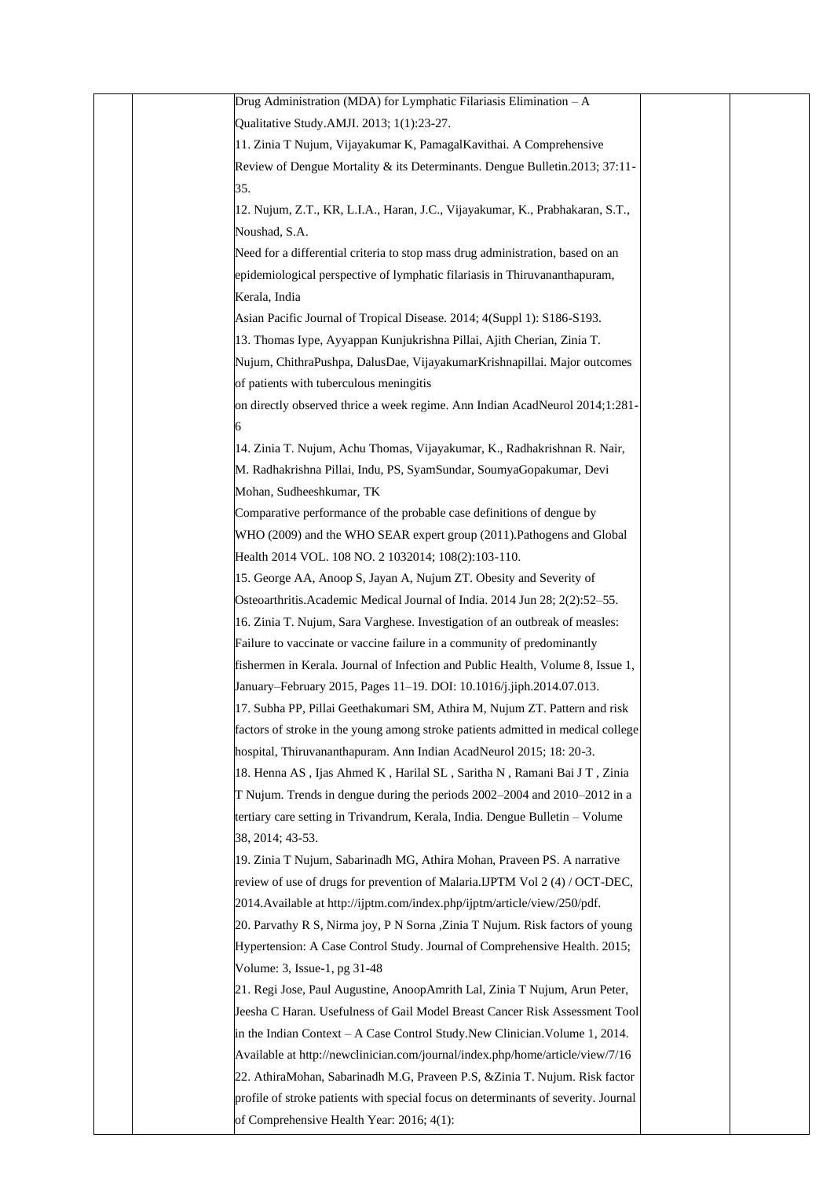| | | Drug Administration (MDA) for Lymphatic Filariasis Elimination – A Qualitative Study.AMJI. 2013; 1(1):23-27.<br>11. Zinia T Nujum, Vijayakumar K, PamagalKavithai. A Comprehensive Review of Dengue Mortality & its Determinants. Dengue Bulletin.2013; 37:11-35.<br>12. Nujum, Z.T., KR, L.I.A., Haran, J.C., Vijayakumar, K., Prabhakaran, S.T., Noushad, S.A.<br>Need for a differential criteria to stop mass drug administration, based on an epidemiological perspective of lymphatic filariasis in Thiruvananthapuram, Kerala, India<br>Asian Pacific Journal of Tropical Disease. 2014; 4(Suppl 1): S186-S193.<br>13. Thomas Iype, Ayyappan Kunjukrishna Pillai, Ajith Cherian, Zinia T. Nujum, ChithraPushpa, DalusDae, VijayakumarKrishnapillai. Major outcomes of patients with tuberculous meningitis<br>on directly observed thrice a week regime. Ann Indian AcadNeurol 2014;1:281-6<br>14. Zinia T. Nujum, Achu Thomas, Vijayakumar, K., Radhakrishnan R. Nair, M. Radhakrishna Pillai, Indu, PS, SyamSundar, SoumyaGopakumar, Devi Mohan, Sudheeshkumar, TK<br>Comparative performance of the probable case definitions of dengue by WHO (2009) and the WHO SEAR expert group (2011).Pathogens and Global Health 2014 VOL. 108 NO. 2 1032014; 108(2):103-110.<br>15. George AA, Anoop S, Jayan A, Nujum ZT. Obesity and Severity of Osteoarthritis.Academic Medical Journal of India. 2014 Jun 28; 2(2):52–55.<br>16. Zinia T. Nujum, Sara Varghese. Investigation of an outbreak of measles: Failure to vaccinate or vaccine failure in a community of predominantly fishermen in Kerala. Journal of Infection and Public Health, Volume 8, Issue 1, January–February 2015, Pages 11–19. DOI: 10.1016/j.jiph.2014.07.013.<br>17. Subha PP, Pillai Geethakumari SM, Athira M, Nujum ZT. Pattern and risk factors of stroke in the young among stroke patients admitted in medical college hospital, Thiruvananthapuram. Ann Indian AcadNeurol 2015; 18: 20-3.<br>18. Henna AS , Ijas Ahmed K , Harilal SL , Saritha N , Ramani Bai J T , Zinia T Nujum. Trends in dengue during the periods 2002–2004 and 2010–2012 in a tertiary care setting in Trivandrum, Kerala, India. Dengue Bulletin – Volume 38, 2014; 43-53.<br>19. Zinia T Nujum, Sabarinadh MG, Athira Mohan, Praveen PS. A narrative review of use of drugs for prevention of Malaria.IJPTM Vol 2 (4) / OCT-DEC, 2014.Available at http://ijptm.com/index.php/ijptm/article/view/250/pdf.<br>20. Parvathy R S, Nirma joy, P N Sorna ,Zinia T Nujum. Risk factors of young Hypertension: A Case Control Study. Journal of Comprehensive Health. 2015; Volume: 3, Issue-1, pg 31-48<br>21. Regi Jose, Paul Augustine, AnoopAmrith Lal, Zinia T Nujum, Arun Peter, Jeesha C Haran. Usefulness of Gail Model Breast Cancer Risk Assessment Tool in the Indian Context – A Case Control Study.New Clinician.Volume 1, 2014. Available at http://newclinician.com/journal/index.php/home/article/view/7/16<br>22. AthiraMohan, Sabarinadh M.G, Praveen P.S, &Zinia T. Nujum. Risk factor profile of stroke patients with special focus on determinants of severity. Journal of Comprehensive Health Year: 2016; 4(1): | | |
|---|---|---|---|---|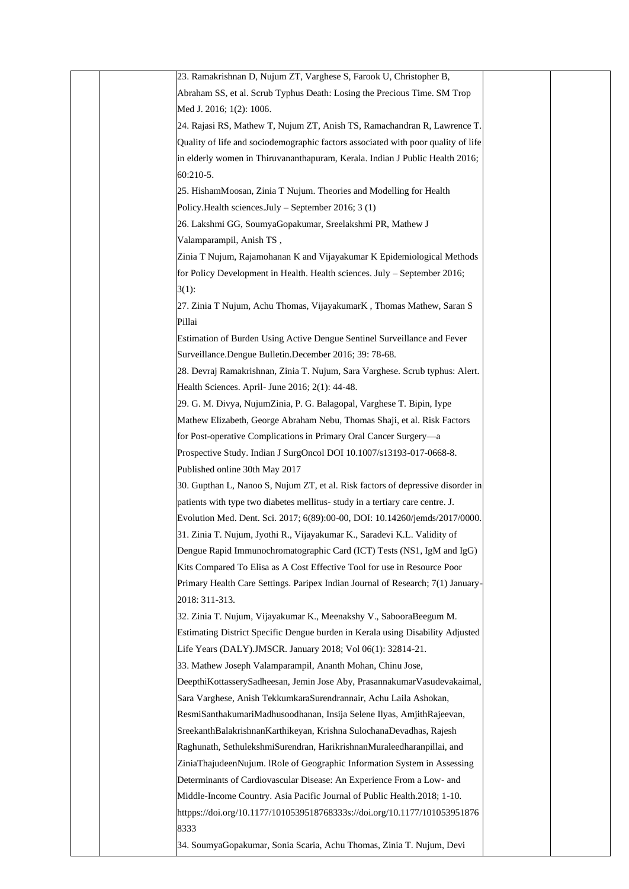| | | | | |
|---|---|---|---|---|
| | | 23. Ramakrishnan D, Nujum ZT, Varghese S, Farook U, Christopher B, Abraham SS, et al. Scrub Typhus Death: Losing the Precious Time. SM Trop Med J. 2016; 1(2): 1006.<br>24. Rajasi RS, Mathew T, Nujum ZT, Anish TS, Ramachandran R, Lawrence T. Quality of life and sociodemographic factors associated with poor quality of life in elderly women in Thiruvananthapuram, Kerala. Indian J Public Health 2016; 60:210-5.<br>25. HishamMoosan, Zinia T Nujum. Theories and Modelling for Health Policy.Health sciences.July – September 2016; 3 (1)<br>26. Lakshmi GG, SoumyaGopakumar, Sreelakshmi PR, Mathew J Valamparampil, Anish TS ,<br>Zinia T Nujum, Rajamohanan K and Vijayakumar K Epidemiological Methods for Policy Development in Health. Health sciences. July – September 2016; 3(1):<br>27. Zinia T Nujum, Achu Thomas, VijayakumarK , Thomas Mathew, Saran S Pillai<br>Estimation of Burden Using Active Dengue Sentinel Surveillance and Fever Surveillance.Dengue Bulletin.December 2016; 39: 78-68.<br>28. Devraj Ramakrishnan, Zinia T. Nujum, Sara Varghese. Scrub typhus: Alert. Health Sciences. April- June 2016; 2(1): 44-48.<br>29. G. M. Divya, NujumZinia, P. G. Balagopal, Varghese T. Bipin, Iype Mathew Elizabeth, George Abraham Nebu, Thomas Shaji, et al. Risk Factors for Post-operative Complications in Primary Oral Cancer Surgery—a Prospective Study. Indian J SurgOncol DOI 10.1007/s13193-017-0668-8. Published online 30th May 2017<br>30. Gupthan L, Nanoo S, Nujum ZT, et al. Risk factors of depressive disorder in patients with type two diabetes mellitus- study in a tertiary care centre. J. Evolution Med. Dent. Sci. 2017; 6(89):00-00, DOI: 10.14260/jemds/2017/0000.<br>31. Zinia T. Nujum, Jyothi R., Vijayakumar K., Saradevi K.L. Validity of Dengue Rapid Immunochromatographic Card (ICT) Tests (NS1, IgM and IgG) Kits Compared To Elisa as A Cost Effective Tool for use in Resource Poor Primary Health Care Settings. Paripex Indian Journal of Research; 7(1) January-2018: 311-313.<br>32. Zinia T. Nujum, Vijayakumar K., Meenakshy V., SabooraBeegum M. Estimating District Specific Dengue burden in Kerala using Disability Adjusted Life Years (DALY).JMSCR. January 2018; Vol 06(1): 32814-21.<br>33. Mathew Joseph Valamparampil, Ananth Mohan, Chinu Jose, DeepthiKottasserySadheesan, Jemin Jose Aby, PrasannakumarVasudevakaimal, Sara Varghese, Anish TekkumkaraSurendrannair, Achu Laila Ashokan, ResmiSanthakumariMadhusoodhanan, Insija Selene Ilyas, AmjithRajeevan, SreekanthBalakrishnanKarthikeyan, Krishna SulochanaDevadhas, Rajesh Raghunath, SethulekshmiSurendran, HarikrishnanMuraleedharanpillai, and ZiniaThajudeenNujum. lRole of Geographic Information System in Assessing Determinants of Cardiovascular Disease: An Experience From a Low- and Middle-Income Country. Asia Pacific Journal of Public Health.2018; 1-10. httpps://doi.org/10.1177/1010539518768333s://doi.org/10.1177/101053951876 8333<br>34. SoumyaGopakumar, Sonia Scaria, Achu Thomas, Zinia T. Nujum, Devi | | |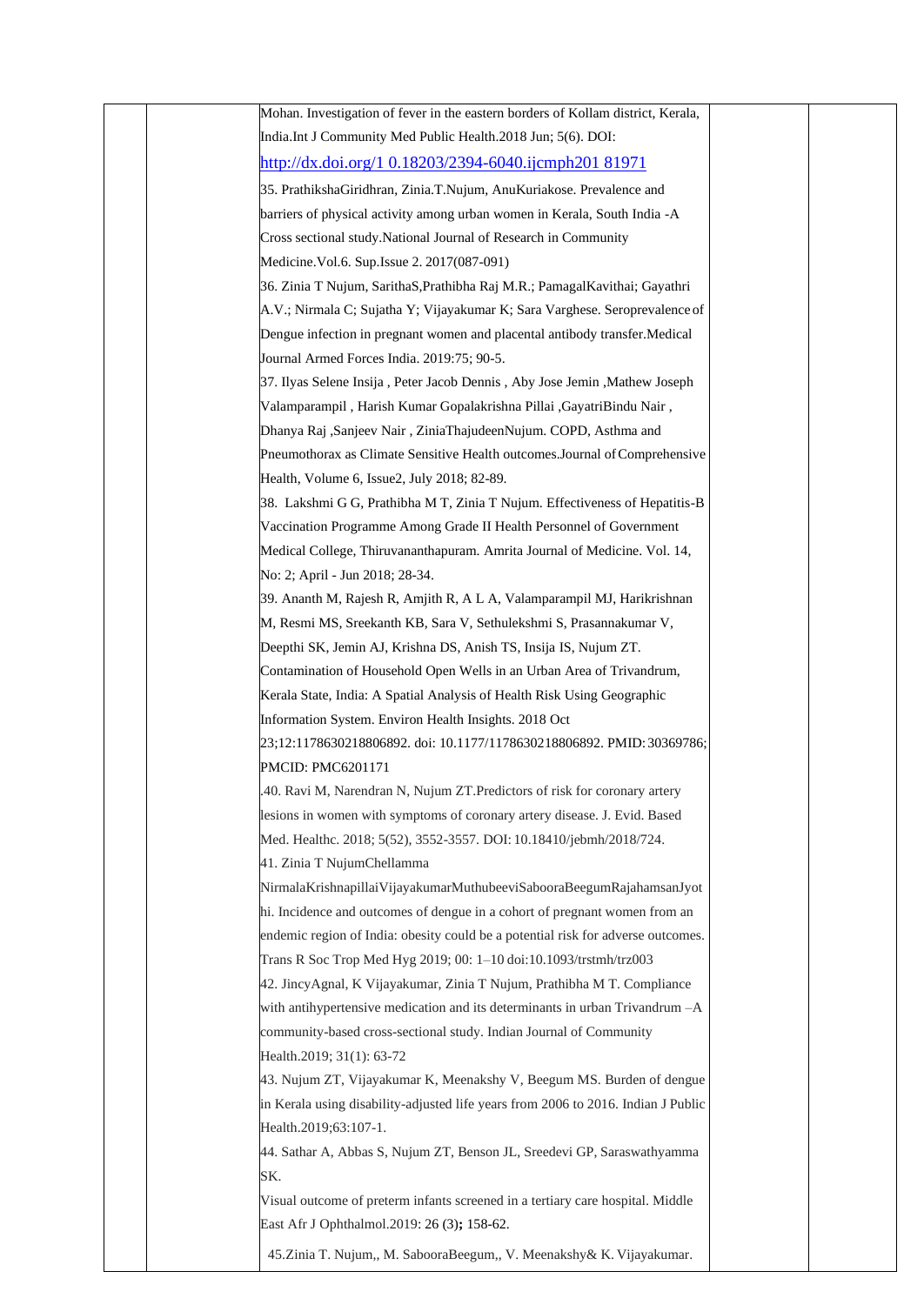Mohan. Investigation of fever in the eastern borders of Kollam district, Kerala, India.Int J Community Med Public Health.2018 Jun; 5(6). DOI: http://dx.doi.org/1 0.18203/2394-6040.ijcmph201 81971

35. PrathikshaGiridhran, Zinia.T.Nujum, AnuKuriakose. Prevalence and barriers of physical activity among urban women in Kerala, South India -A Cross sectional study.National Journal of Research in Community Medicine.Vol.6. Sup.Issue 2. 2017(087-091)

36. Zinia T Nujum, SarithaS,Prathibha Raj M.R.; PamagalKavithai; Gayathri A.V.; Nirmala C; Sujatha Y; Vijayakumar K; Sara Varghese. Seroprevalence of Dengue infection in pregnant women and placental antibody transfer.Medical Journal Armed Forces India. 2019:75; 90-5.

37. Ilyas Selene Insija , Peter Jacob Dennis , Aby Jose Jemin ,Mathew Joseph Valamparampil , Harish Kumar Gopalakrishna Pillai ,GayatriBindu Nair , Dhanya Raj ,Sanjeev Nair , ZiniaThajudeenNujum. COPD, Asthma and Pneumothorax as Climate Sensitive Health outcomes.Journal of Comprehensive Health, Volume 6, Issue2, July 2018; 82-89.

38. Lakshmi G G, Prathibha M T, Zinia T Nujum. Effectiveness of Hepatitis-B Vaccination Programme Among Grade II Health Personnel of Government Medical College, Thiruvananthapuram. Amrita Journal of Medicine. Vol. 14, No: 2; April - Jun 2018; 28-34.

39. Ananth M, Rajesh R, Amjith R, A L A, Valamparampil MJ, Harikrishnan M, Resmi MS, Sreekanth KB, Sara V, Sethulekshmi S, Prasannakumar V, Deepthi SK, Jemin AJ, Krishna DS, Anish TS, Insija IS, Nujum ZT. Contamination of Household Open Wells in an Urban Area of Trivandrum, Kerala State, India: A Spatial Analysis of Health Risk Using Geographic Information System. Environ Health Insights. 2018 Oct 23;12:1178630218806892. doi: 10.1177/1178630218806892. PMID: 30369786; PMCID: PMC6201171

.40. Ravi M, Narendran N, Nujum ZT.Predictors of risk for coronary artery lesions in women with symptoms of coronary artery disease. J. Evid. Based Med. Healthc. 2018; 5(52), 3552-3557. DOI: 10.18410/jebmh/2018/724.

41. Zinia T NujumChellamma NirmalaKrishnapillaiVijayakumarMuthubeeviSabooraBeegumRajahamsanJyothi. Incidence and outcomes of dengue in a cohort of pregnant women from an endemic region of India: obesity could be a potential risk for adverse outcomes. Trans R Soc Trop Med Hyg 2019; 00: 1–10 doi:10.1093/trstmh/trz003

42. JincyAgnal, K Vijayakumar, Zinia T Nujum, Prathibha M T. Compliance with antihypertensive medication and its determinants in urban Trivandrum –A community-based cross-sectional study. Indian Journal of Community Health.2019; 31(1): 63-72

43. Nujum ZT, Vijayakumar K, Meenakshy V, Beegum MS. Burden of dengue in Kerala using disability-adjusted life years from 2006 to 2016. Indian J Public Health.2019;63:107-1.

44. Sathar A, Abbas S, Nujum ZT, Benson JL, Sreedevi GP, Saraswathyamma SK.
Visual outcome of preterm infants screened in a tertiary care hospital. Middle East Afr J Ophthalmol.2019: 26 (3); 158-62.

45.Zinia T. Nujum,, M. SabooraBeegum,, V. Meenakshy& K. Vijayakumar.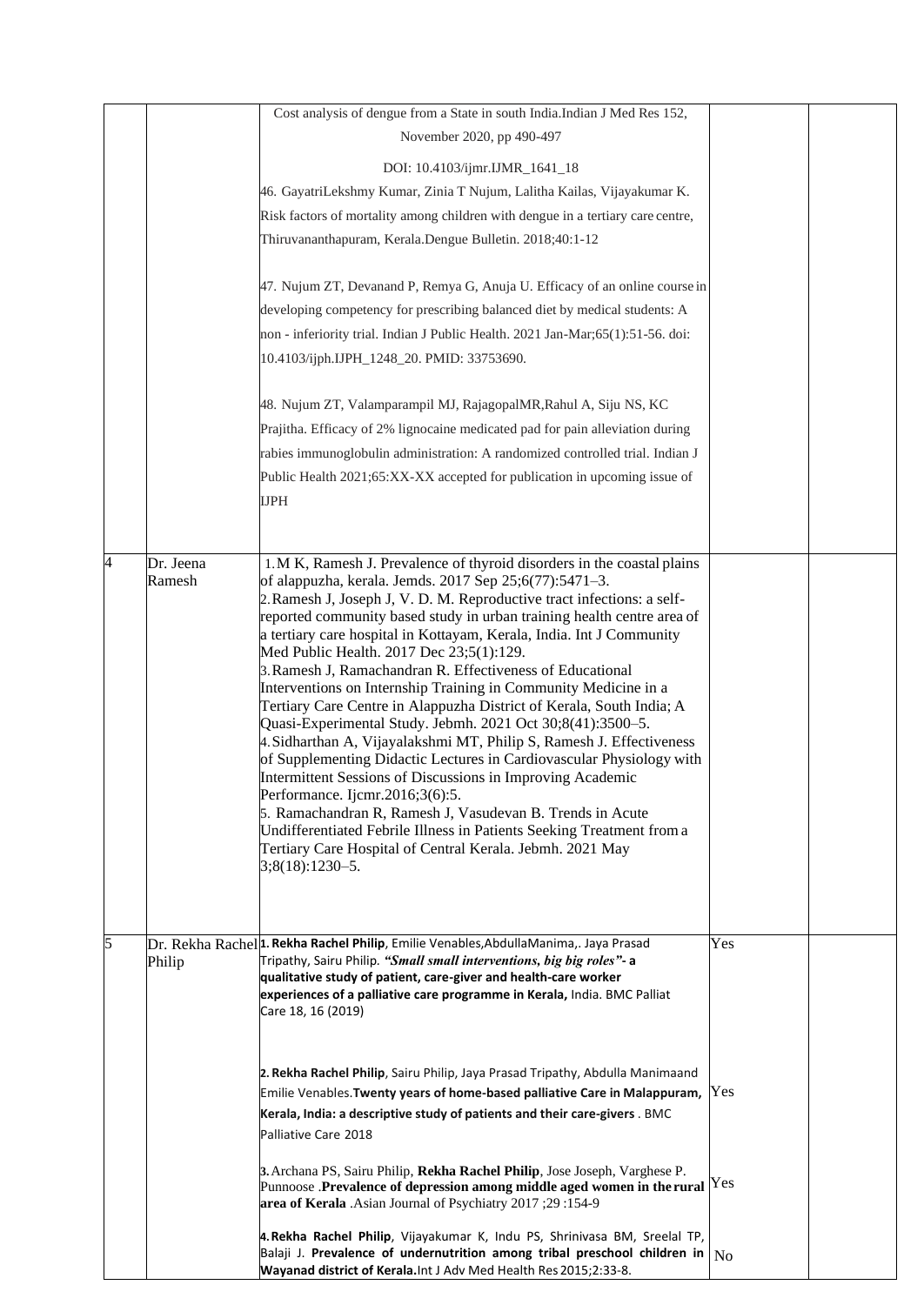| | | | | |
|---|---|---|---|---|
| | | Cost analysis of dengue from a State in south India.Indian J Med Res 152, November 2020, pp 490-497<br><br>DOI: 10.4103/ijmr.IJMR_1641_18<br>46. GayatriLekshmy Kumar, Zinia T Nujum, Lalitha Kailas, Vijayakumar K. Risk factors of mortality among children with dengue in a tertiary care centre, Thiruvananthapuram, Kerala.Dengue Bulletin. 2018;40:1-12<br><br>47. Nujum ZT, Devanand P, Remya G, Anuja U. Efficacy of an online course in developing competency for prescribing balanced diet by medical students: A non - inferiority trial. Indian J Public Health. 2021 Jan-Mar;65(1):51-56. doi: 10.4103/ijph.IJPH_1248_20. PMID: 33753690.<br><br>48. Nujum ZT, Valamparampil MJ, RajagopalMR,Rahul A, Siju NS, KC Prajitha. Efficacy of 2% lignocaine medicated pad for pain alleviation during rabies immunoglobulin administration: A randomized controlled trial. Indian J Public Health 2021;65:XX-XX accepted for publication in upcoming issue of IJPH | | |
| 4 | Dr. Jeena Ramesh | 1. M K, Ramesh J. Prevalence of thyroid disorders in the coastal plains of alappuzha, kerala. Jemds. 2017 Sep 25;6(77):5471–3.<br>2. Ramesh J, Joseph J, V. D. M. Reproductive tract infections: a self-reported community based study in urban training health centre area of a tertiary care hospital in Kottayam, Kerala, India. Int J Community Med Public Health. 2017 Dec 23;5(1):129.<br>3. Ramesh J, Ramachandran R. Effectiveness of Educational Interventions on Internship Training in Community Medicine in a Tertiary Care Centre in Alappuzha District of Kerala, South India; A Quasi-Experimental Study. Jebmh. 2021 Oct 30;8(41):3500–5.<br>4. Sidharthan A, Vijayalakshmi MT, Philip S, Ramesh J. Effectiveness of Supplementing Didactic Lectures in Cardiovascular Physiology with Intermittent Sessions of Discussions in Improving Academic Performance. Ijcmr.2016;3(6):5.<br>5. Ramachandran R, Ramesh J, Vasudevan B. Trends in Acute Undifferentiated Febrile Illness in Patients Seeking Treatment from a Tertiary Care Hospital of Central Kerala. Jebmh. 2021 May 3;8(18):1230–5. | | |
| 5 | Dr. Rekha Rachel Philip | **1. Rekha Rachel Philip**, Emilie Venables,AbdullaManima,. Jaya Prasad Tripathy, Sairu Philip. ***"Small small interventions, big big roles"*- a qualitative study of patient, care-giver and health-care worker experiences of a palliative care programme in Kerala,** India. BMC Palliat Care 18, 16 (2019)<br><br>**2. Rekha Rachel Philip**, Sairu Philip, Jaya Prasad Tripathy, Abdulla Manimaand Emilie Venables.**Twenty years of home-based palliative Care in Malappuram, Kerala, India: a descriptive study of patients and their care-givers** . BMC Palliative Care 2018<br><br>**3.** Archana PS, Sairu Philip, **Rekha Rachel Philip**, Jose Joseph, Varghese P. Punnoose .**Prevalence of depression among middle aged women in the rural area of Kerala** .Asian Journal of Psychiatry 2017 ;29 :154-9<br><br>**4. Rekha Rachel Philip**, Vijayakumar K, Indu PS, Shrinivasa BM, Sreelal TP, Balaji J. **Prevalence of undernutrition among tribal preschool children in Wayanad district of Kerala.**Int J Adv Med Health Res 2015;2:33-8. | Yes<br><br>Yes<br><br>Yes<br><br>No | |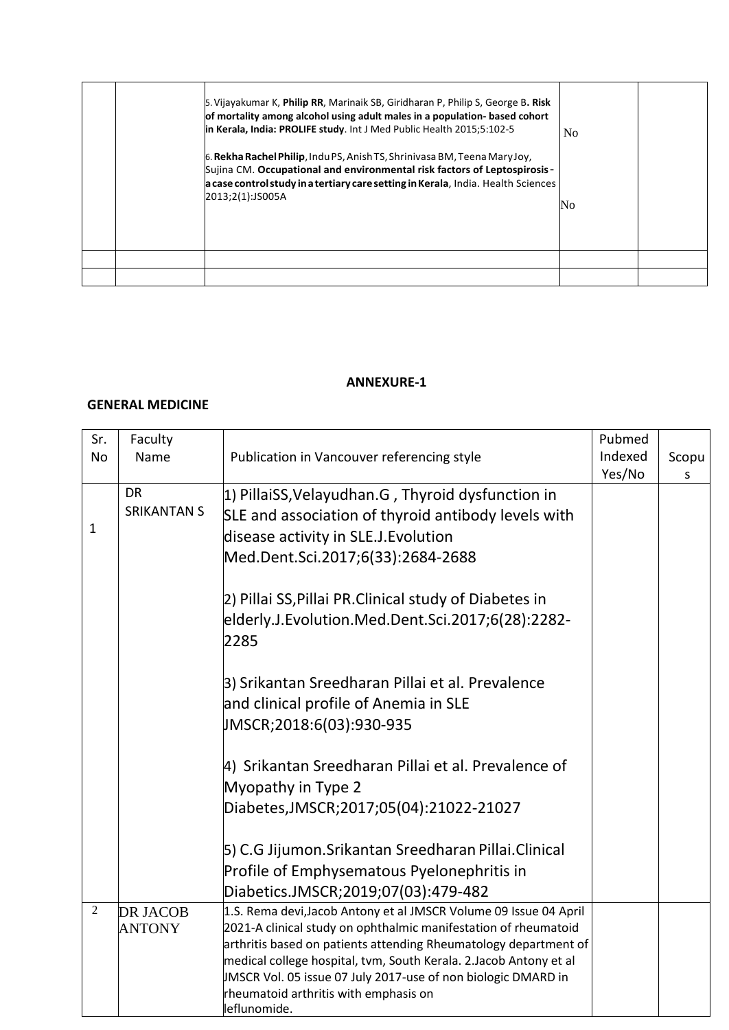| | | | | |
|---|---|---|---|---|
| | | 5. Vijayakumar K, **Philip RR**, Marinaik SB, Giridharan P, Philip S, George B**. Risk of mortality among alcohol using adult males in a population- based cohort in Kerala, India: PROLIFE study**. Int J Med Public Health 2015;5:102-5<br><br>6. **Rekha Rachel Philip**, Indu PS, Anish TS, Shrinivasa BM, Teena Mary Joy, Sujina CM. **Occupational and environmental risk factors of Leptospirosis - a case control study in a tertiary care setting in Kerala**, India. Health Sciences 2013;2(1):JS005A | No<br><br>No | |
| | | | | |
| | | | | |

**ANNEXURE-1**

**GENERAL MEDICINE**

| Sr. No | Faculty Name | Publication in Vancouver referencing style | Pubmed Indexed Yes/No | Scopus |
|---|---|---|---|---|
| 1 | DR SRIKANTAN S | 1) PillaiSS,Velayudhan.G , Thyroid dysfunction in SLE and association of thyroid antibody levels with disease activity in SLE.J.Evolution Med.Dent.Sci.2017;6(33):2684-2688<br><br>2) Pillai SS,Pillai PR.Clinical study of Diabetes in elderly.J.Evolution.Med.Dent.Sci.2017;6(28):2282-2285<br><br>3) Srikantan Sreedharan Pillai et al. Prevalence and clinical profile of Anemia in SLE JMSCR;2018:6(03):930-935<br><br>4) Srikantan Sreedharan Pillai et al. Prevalence of Myopathy in Type 2 Diabetes,JMSCR;2017;05(04):21022-21027<br><br>5) C.G Jijumon.Srikantan Sreedharan Pillai.Clinical Profile of Emphysematous Pyelonephritis in Diabetics.JMSCR;2019;07(03):479-482 | | |
| 2 | DR JACOB ANTONY | 1.S. Rema devi,Jacob Antony et al JMSCR Volume 09 Issue 04 April 2021-A clinical study on ophthalmic manifestation of rheumatoid arthritis based on patients attending Rheumatology department of medical college hospital, tvm, South Kerala. 2.Jacob Antony et al JMSCR Vol. 05 issue 07 July 2017-use of non biologic DMARD in rheumatoid arthritis with emphasis on leflunomide. | | |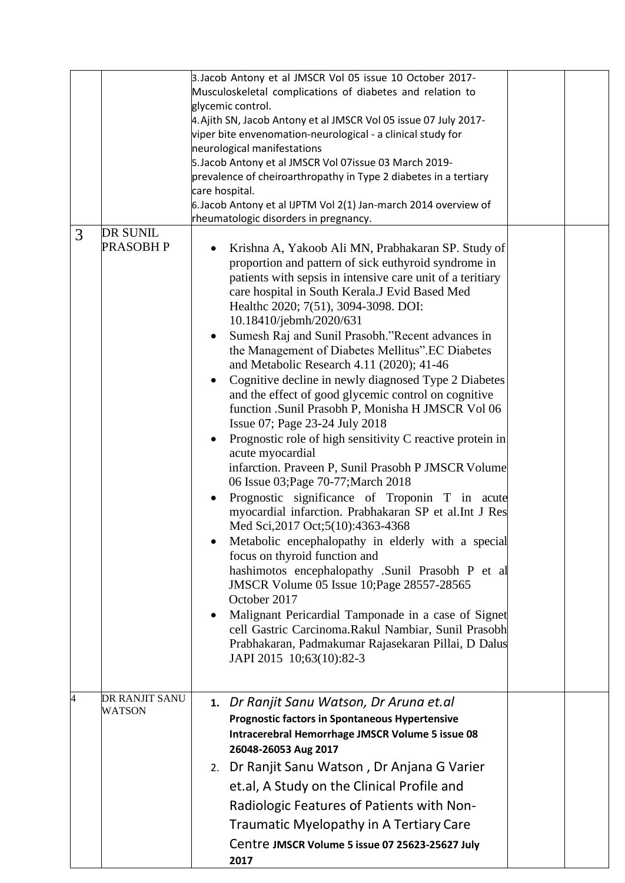|   |   |   |   |   |
|---|---|---|---|---|
|   |   | 3.Jacob Antony et al JMSCR Vol 05 issue 10 October 2017- Musculoskeletal complications of diabetes and relation to glycemic control.<br>4.Ajith SN, Jacob Antony et al JMSCR Vol 05 issue 07 July 2017- viper bite envenomation-neurological - a clinical study for neurological manifestations<br>5.Jacob Antony et al JMSCR Vol 07issue 03 March 2019- prevalence of cheiroarthropathy in Type 2 diabetes in a tertiary care hospital.<br>6.Jacob Antony et al IJPTM Vol 2(1) Jan-march 2014 overview of rheumatologic disorders in pregnancy. |   |   |
| 3 | DR SUNIL PRASOBH P | • Krishna A, Yakoob Ali MN, Prabhakaran SP. Study of proportion and pattern of sick euthyroid syndrome in patients with sepsis in intensive care unit of a teritiary care hospital in South Kerala.J Evid Based Med Healthc 2020; 7(51), 3094-3098. DOI: 10.18410/jebmh/2020/631<br>• Sumesh Raj and Sunil Prasobh."Recent advances in the Management of Diabetes Mellitus".EC Diabetes and Metabolic Research 4.11 (2020); 41-46<br>• Cognitive decline in newly diagnosed Type 2 Diabetes and the effect of good glycemic control on cognitive function .Sunil Prasobh P, Monisha H JMSCR Vol 06 Issue 07; Page 23-24 July 2018<br>• Prognostic role of high sensitivity C reactive protein in acute myocardial infarction. Praveen P, Sunil Prasobh P JMSCR Volume 06 Issue 03;Page 70-77;March 2018<br>• Prognostic significance of Troponin T in acute myocardial infarction. Prabhakaran SP et al.Int J Res Med Sci,2017 Oct;5(10):4363-4368<br>• Metabolic encephalopathy in elderly with a special focus on thyroid function and hashimotos encephalopathy .Sunil Prasobh P et al JMSCR Volume 05 Issue 10;Page 28557-28565 October 2017<br>• Malignant Pericardial Tamponade in a case of Signet cell Gastric Carcinoma.Rakul Nambiar, Sunil Prasobh Prabhakaran, Padmakumar Rajasekaran Pillai, D Dalus JAPI 2015 10;63(10):82-3 |   |   |
| 4 | DR RANJIT SANU WATSON | 1. *Dr Ranjit Sanu Watson, Dr Aruna et.al* **Prognostic factors in Spontaneous Hypertensive Intracerebral Hemorrhage JMSCR Volume 5 issue 08 26048-26053 Aug 2017**<br>2. Dr Ranjit Sanu Watson , Dr Anjana G Varier et.al, A Study on the Clinical Profile and Radiologic Features of Patients with Non-Traumatic Myelopathy in A Tertiary Care Centre **JMSCR Volume 5 issue 07 25623-25627 July 2017** |   |   |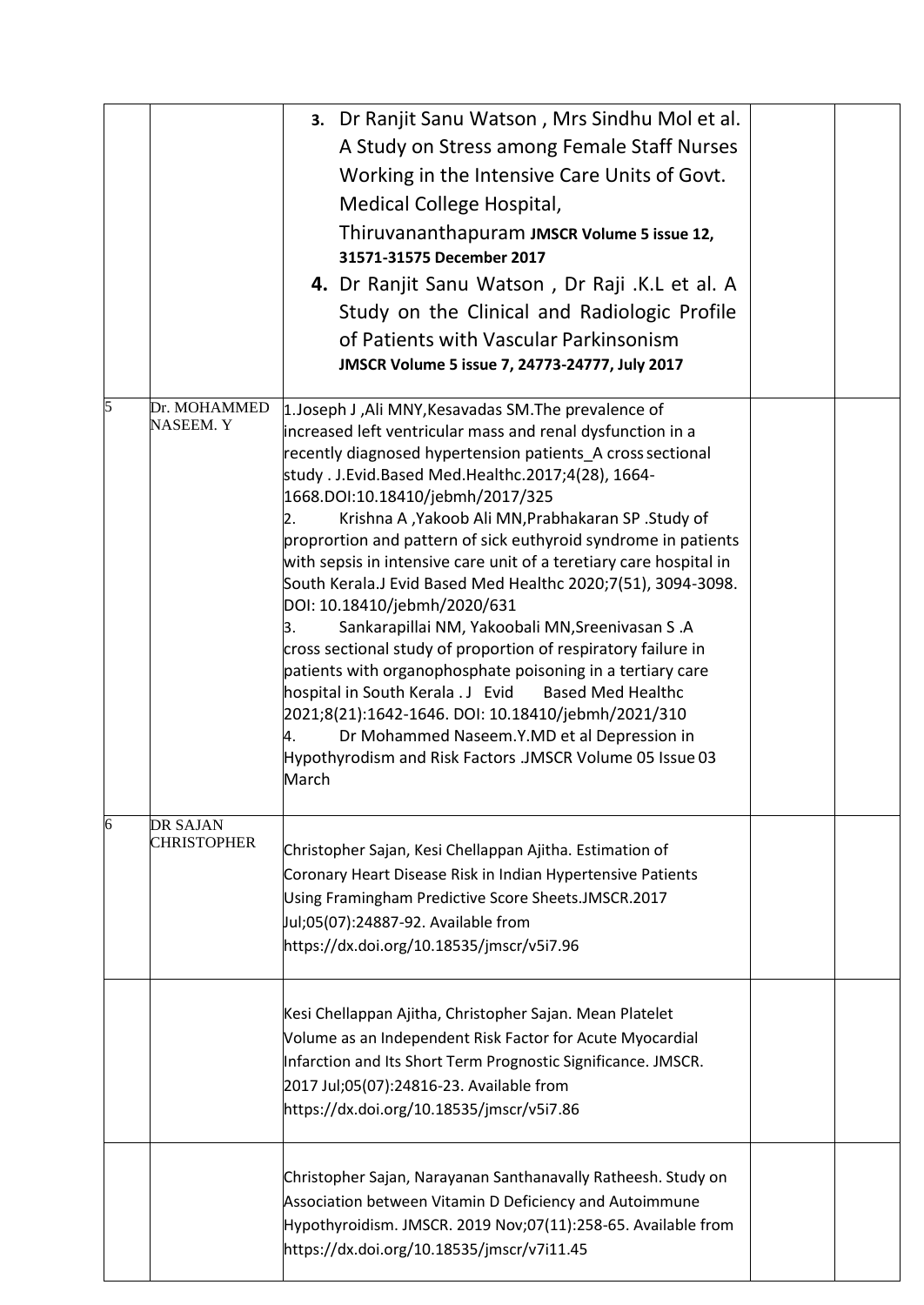|  |  |  |  |  |
|---|---|---|---|---|
|  |  | 3. Dr Ranjit Sanu Watson , Mrs Sindhu Mol et al. A Study on Stress among Female Staff Nurses Working in the Intensive Care Units of Govt. Medical College Hospital, Thiruvananthapuram **JMSCR Volume 5 issue 12, 31571-31575 December 2017**<br>4. Dr Ranjit Sanu Watson , Dr Raji .K.L et al. A Study on the Clinical and Radiologic Profile of Patients with Vascular Parkinsonism **JMSCR Volume 5 issue 7, 24773-24777, July 2017** |  |  |
| 5 | Dr. MOHAMMED NASEEM. Y | 1.Joseph J ,Ali MNY,Kesavadas SM.The prevalence of increased left ventricular mass and renal dysfunction in a recently diagnosed hypertension patients_A cross sectional study . J.Evid.Based Med.Healthc.2017;4(28), 1664-1668.DOI:10.18410/jebmh/2017/325<br>2. Krishna A ,Yakoob Ali MN,Prabhakaran SP .Study of proprortion and pattern of sick euthyroid syndrome in patients with sepsis in intensive care unit of a teretiary care hospital in South Kerala.J Evid Based Med Healthc 2020;7(51), 3094-3098. DOI: 10.18410/jebmh/2020/631<br>3. Sankarapillai NM, Yakoobali MN,Sreenivasan S .A cross sectional study of proportion of respiratory failure in patients with organophosphate poisoning in a tertiary care hospital in South Kerala . J Evid Based Med Healthc 2021;8(21):1642-1646. DOI: 10.18410/jebmh/2021/310<br>4. Dr Mohammed Naseem.Y.MD et al Depression in Hypothyrodism and Risk Factors .JMSCR Volume 05 Issue 03 March |  |  |
| 6 | DR SAJAN CHRISTOPHER | Christopher Sajan, Kesi Chellappan Ajitha. Estimation of Coronary Heart Disease Risk in Indian Hypertensive Patients Using Framingham Predictive Score Sheets.JMSCR.2017 Jul;05(07):24887-92. Available from https://dx.doi.org/10.18535/jmscr/v5i7.96 |  |  |
|  |  | Kesi Chellappan Ajitha, Christopher Sajan. Mean Platelet Volume as an Independent Risk Factor for Acute Myocardial Infarction and Its Short Term Prognostic Significance. JMSCR. 2017 Jul;05(07):24816-23. Available from https://dx.doi.org/10.18535/jmscr/v5i7.86 |  |  |
|  |  | Christopher Sajan, Narayanan Santhanavally Ratheesh. Study on Association between Vitamin D Deficiency and Autoimmune Hypothyroidism. JMSCR. 2019 Nov;07(11):258-65. Available from https://dx.doi.org/10.18535/jmscr/v7i11.45 |  |  |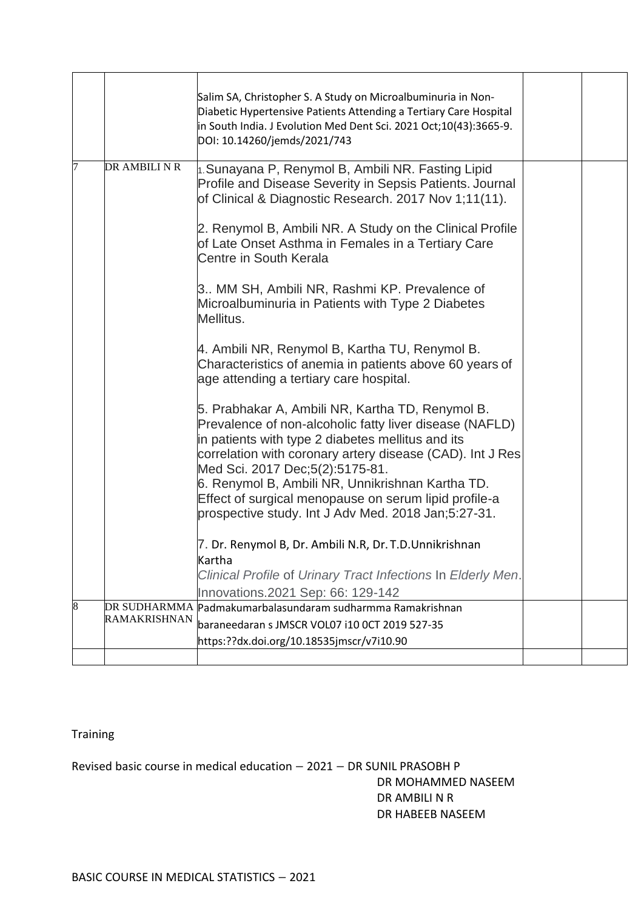| | | | | |
|---|---|---|---|---|
| | | Salim SA, Christopher S. A Study on Microalbuminuria in Non-Diabetic Hypertensive Patients Attending a Tertiary Care Hospital in South India. J Evolution Med Dent Sci. 2021 Oct;10(43):3665-9. DOI: 10.14260/jemds/2021/743 | | |
| 7 | DR AMBILI N R | 1. Sunayana P, Renymol B, Ambili NR. Fasting Lipid Profile and Disease Severity in Sepsis Patients. Journal of Clinical & Diagnostic Research. 2017 Nov 1;11(11).<br><br>2. Renymol B, Ambili NR. A Study on the Clinical Profile of Late Onset Asthma in Females in a Tertiary Care Centre in South Kerala<br><br>3.. MM SH, Ambili NR, Rashmi KP. Prevalence of Microalbuminuria in Patients with Type 2 Diabetes Mellitus.<br><br>4. Ambili NR, Renymol B, Kartha TU, Renymol B. Characteristics of anemia in patients above 60 years of age attending a tertiary care hospital.<br><br>5. Prabhakar A, Ambili NR, Kartha TD, Renymol B. Prevalence of non-alcoholic fatty liver disease (NAFLD) in patients with type 2 diabetes mellitus and its correlation with coronary artery disease (CAD). Int J Res Med Sci. 2017 Dec;5(2):5175-81.<br>6. Renymol B, Ambili NR, Unnikrishnan Kartha TD. Effect of surgical menopause on serum lipid profile-a prospective study. Int J Adv Med. 2018 Jan;5:27-31.<br><br>7. Dr. Renymol B, Dr. Ambili N.R, Dr. T.D.Unnikrishnan Kartha<br>*Clinical Profile* of *Urinary Tract Infections* In *Elderly Men*. Innovations.2021 Sep: 66: 129-142 | | |
| 8 | DR SUDHARMMA RAMAKRISHNAN | Padmakumarbalasundaram sudharmma Ramakrishnan baraneedaran s JMSCR VOL07 i10 0CT 2019 527-35<br>https:??dx.doi.org/10.18535jmscr/v7i10.90 | | |
| | | | | |

Training

Revised basic course in medical education – 2021 – DR SUNIL PRASOBH P
DR MOHAMMED NASEEM
DR AMBILI N R
DR HABEEB NASEEM

BASIC COURSE IN MEDICAL STATISTICS – 2021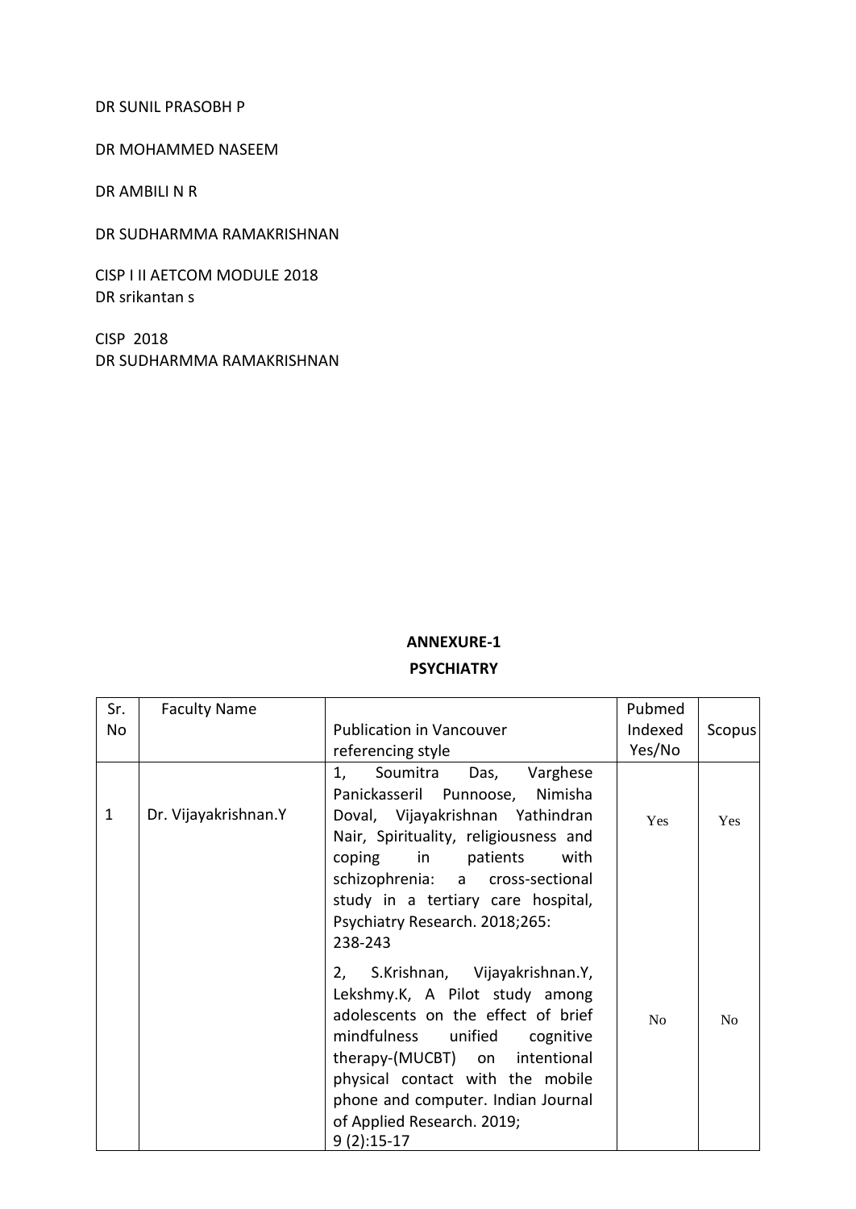DR SUNIL PRASOBH P

DR MOHAMMED NASEEM

DR AMBILI N R

DR SUDHARMMA RAMAKRISHNAN

CISP I II AETCOM MODULE 2018
DR srikantan s

CISP 2018
DR SUDHARMMA RAMAKRISHNAN

**ANNEXURE-1**

**PSYCHIATRY**

| Sr. No | Faculty Name | Publication in Vancouver referencing style | Pubmed Indexed Yes/No | Scopus |
|---|---|---|---|---|
| 1 | Dr. Vijayakrishnan.Y | 1, Soumitra Das, Varghese Panickasseril Punnoose, Nimisha Doval, Vijayakrishnan Yathindran Nair, Spirituality, religiousness and coping in patients with schizophrenia: a cross-sectional study in a tertiary care hospital, Psychiatry Research. 2018;265: 238-243 | Yes | Yes |
| | | 2, S.Krishnan, Vijayakrishnan.Y, Lekshmy.K, A Pilot study among adolescents on the effect of brief mindfulness unified cognitive therapy-(MUCBT) on intentional physical contact with the mobile phone and computer. Indian Journal of Applied Research. 2019; 9 (2):15-17 | No | No |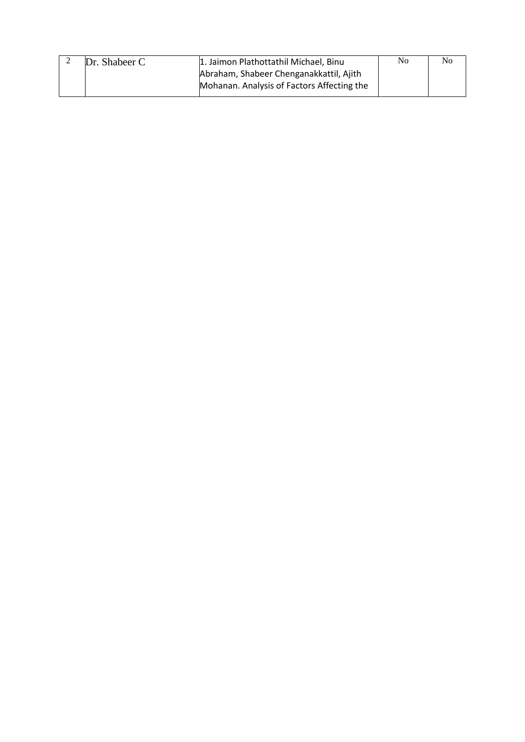| 2 | Dr. Shabeer C | 1. Jaimon Plathottathil Michael, Binu Abraham, Shabeer Chenganakkattil, Ajith Mohanan. Analysis of Factors Affecting the | No | No |
|---|---|---|---|---|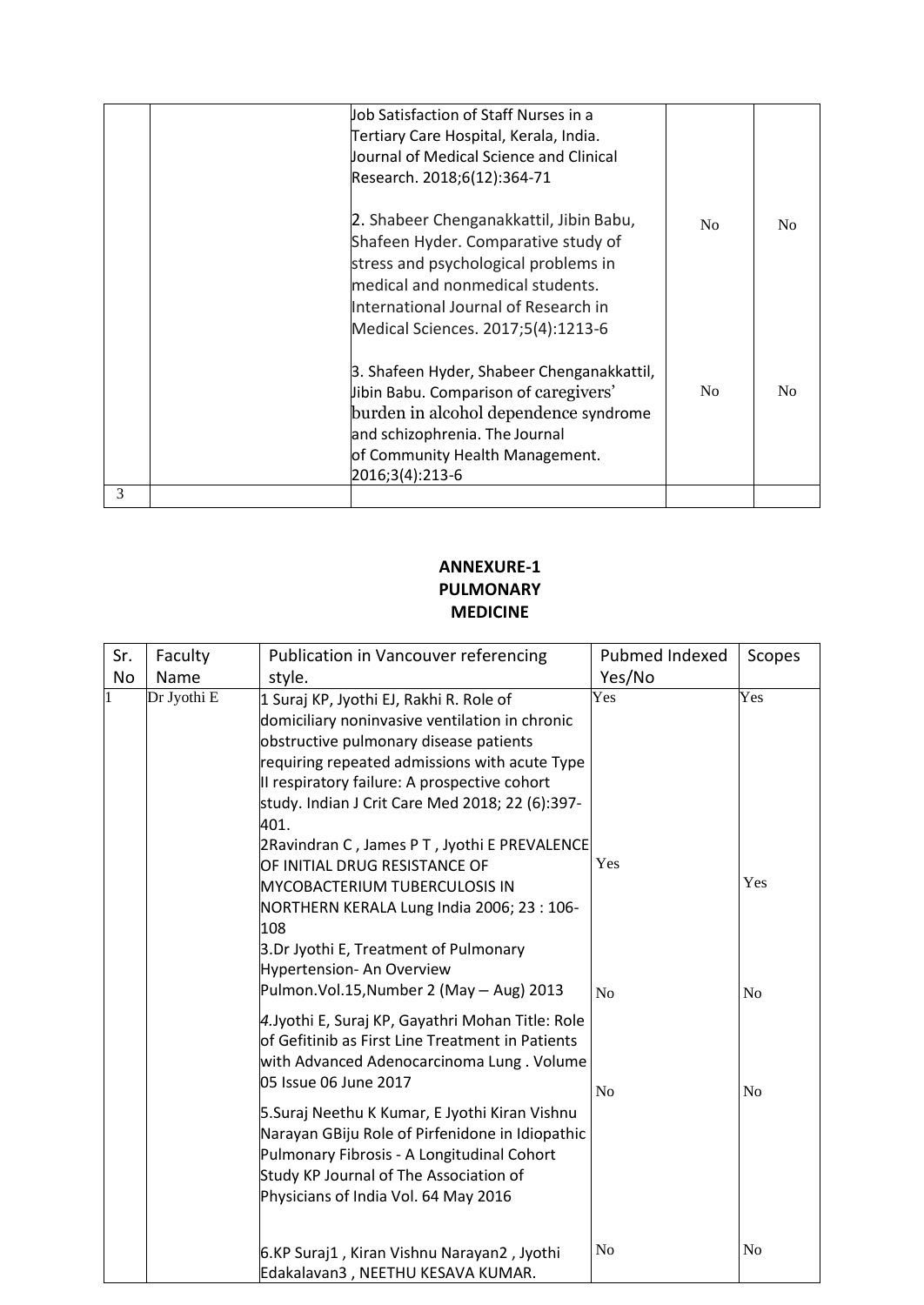| | | | | |
|---|---|---|---|---|
| | | Job Satisfaction of Staff Nurses in a Tertiary Care Hospital, Kerala, India. Journal of Medical Science and Clinical Research. 2018;6(12):364-71 | | |
| | | 2. Shabeer Chenganakkattil, Jibin Babu, Shafeen Hyder. Comparative study of stress and psychological problems in medical and nonmedical students. International Journal of Research in Medical Sciences. 2017;5(4):1213-6 | No | No |
| | | 3. Shafeen Hyder, Shabeer Chenganakkattil, Jibin Babu. Comparison of caregivers' burden in alcohol dependence syndrome and schizophrenia. The Journal of Community Health Management. 2016;3(4):213-6 | No | No |
| 3 | | | | |

**ANNEXURE-1**
**PULMONARY MEDICINE**

| Sr. No | Faculty Name | Publication in Vancouver referencing style. | Pubmed Indexed Yes/No | Scopes |
|---|---|---|---|---|
| 1 | Dr Jyothi E | 1 Suraj KP, Jyothi EJ, Rakhi R. Role of domiciliary noninvasive ventilation in chronic obstructive pulmonary disease patients requiring repeated admissions with acute Type II respiratory failure: A prospective cohort study. Indian J Crit Care Med 2018; 22 (6):397-401. | Yes | Yes |
| | | 2Ravindran C , James P T , Jyothi E PREVALENCE OF INITIAL DRUG RESISTANCE OF MYCOBACTERIUM TUBERCULOSIS IN NORTHERN KERALA Lung India 2006; 23 : 106-108 | Yes | Yes |
| | | 3.Dr Jyothi E, Treatment of Pulmonary Hypertension- An Overview Pulmon.Vol.15,Number 2 (May – Aug) 2013 | No | No |
| | | 4.Jyothi E, Suraj KP, Gayathri Mohan Title: Role of Gefitinib as First Line Treatment in Patients with Advanced Adenocarcinoma Lung . Volume 05 Issue 06 June 2017 | No | No |
| | | 5.Suraj Neethu K Kumar, E Jyothi Kiran Vishnu Narayan GBiju Role of Pirfenidone in Idiopathic Pulmonary Fibrosis - A Longitudinal Cohort Study KP Journal of The Association of Physicians of India Vol. 64 May 2016 | | |
| | | 6.KP Suraj1 , Kiran Vishnu Narayan2 , Jyothi Edakalavan3 , NEETHU KESAVA KUMAR. | No | No |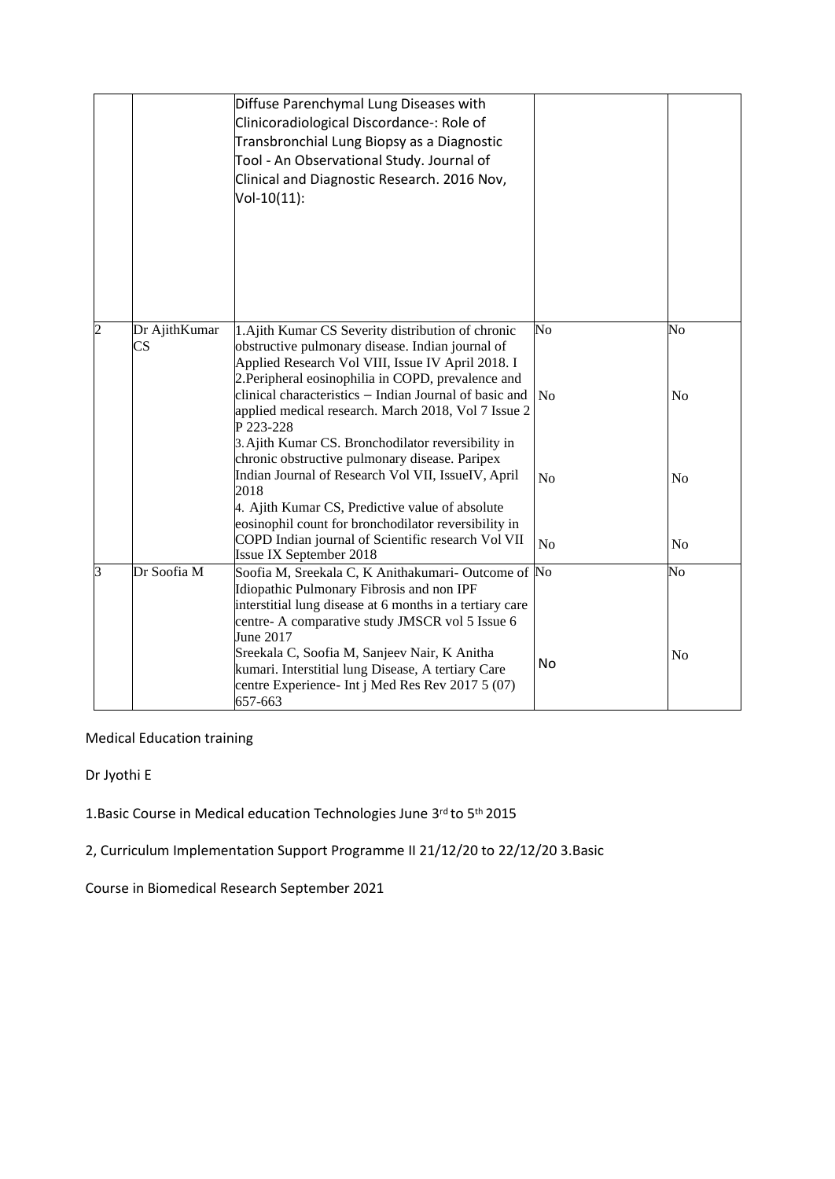|  |  |  |  |  |
|---|---|---|---|---|
|  |  | Diffuse Parenchymal Lung Diseases with Clinicoradiological Discordance-: Role of Transbronchial Lung Biopsy as a Diagnostic Tool - An Observational Study. Journal of Clinical and Diagnostic Research. 2016 Nov, Vol-10(11): |  |  |
| 2 | Dr AjithKumar CS | 1.Ajith Kumar CS Severity distribution of chronic obstructive pulmonary disease. Indian journal of Applied Research Vol VIII, Issue IV April 2018. I<br>2.Peripheral eosinophilia in COPD, prevalence and clinical characteristics – Indian Journal of basic and applied medical research. March 2018, Vol 7 Issue 2 P 223-228<br>3.Ajith Kumar CS. Bronchodilator reversibility in chronic obstructive pulmonary disease. Paripex Indian Journal of Research Vol VII, IssueIV, April 2018<br>4. Ajith Kumar CS, Predictive value of absolute eosinophil count for bronchodilator reversibility in COPD Indian journal of Scientific research Vol VII Issue IX September 2018 | No<br>No<br>No<br>No | No<br>No<br>No<br>No |
| 3 | Dr Soofia M | Soofia M, Sreekala C, K Anithakumari- Outcome of Idiopathic Pulmonary Fibrosis and non IPF interstitial lung disease at 6 months in a tertiary care centre- A comparative study JMSCR vol 5 Issue 6 June 2017<br>Sreekala C, Soofia M, Sanjeev Nair, K Anitha kumari. Interstitial lung Disease, A tertiary Care centre Experience- Int j Med Res Rev 2017 5 (07) 657-663 | No<br>No | No<br>No |

Medical Education training

Dr Jyothi E

1.Basic Course in Medical education Technologies June 3rd to 5th 2015

2, Curriculum Implementation Support Programme II 21/12/20 to 22/12/20 3.Basic

Course in Biomedical Research September 2021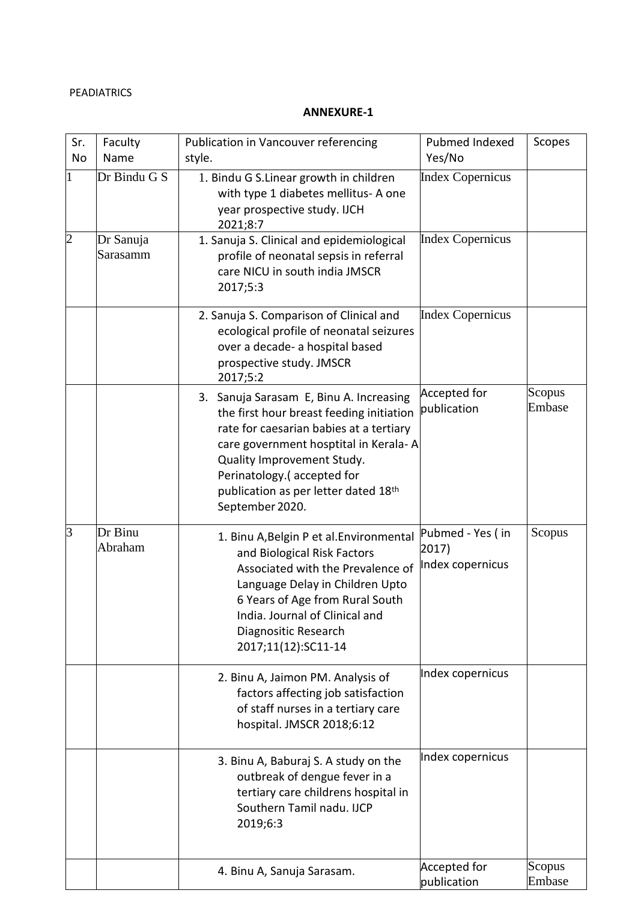PEADIATRICS

**ANNEXURE-1**

| Sr. No | Faculty Name | Publication in Vancouver referencing style. | Pubmed Indexed Yes/No | Scopes |
|---|---|---|---|---|
| 1 | Dr Bindu G S | 1. Bindu G S.Linear growth in children with type 1 diabetes mellitus- A one year prospective study. IJCH 2021;8:7 | Index Copernicus | |
| 2 | Dr Sanuja Sarasamm | 1. Sanuja S. Clinical and epidemiological profile of neonatal sepsis in referral care NICU in south india JMSCR 2017;5:3 | Index Copernicus | |
| | | 2. Sanuja S. Comparison of Clinical and ecological profile of neonatal seizures over a decade- a hospital based prospective study. JMSCR 2017;5:2 | Index Copernicus | |
| | | 3. Sanuja Sarasam E, Binu A. Increasing the first hour breast feeding initiation rate for caesarian babies at a tertiary care government hosptital in Kerala- A Quality Improvement Study. Perinatology.( accepted for publication as per letter dated 18th September 2020. | Accepted for publication | Scopus Embase |
| 3 | Dr Binu Abraham | 1. Binu A,Belgin P et al.Environmental and Biological Risk Factors Associated with the Prevalence of Language Delay in Children Upto 6 Years of Age from Rural South India. Journal of Clinical and Diagnositic Research 2017;11(12):SC11-14 | Pubmed - Yes ( in 2017) Index copernicus | Scopus |
| | | 2. Binu A, Jaimon PM. Analysis of factors affecting job satisfaction of staff nurses in a tertiary care hospital. JMSCR 2018;6:12 | Index copernicus | |
| | | 3. Binu A, Baburaj S. A study on the outbreak of dengue fever in a tertiary care childrens hospital in Southern Tamil nadu. IJCP 2019;6:3 | Index copernicus | |
| | | 4. Binu A, Sanuja Sarasam. | Accepted for publication | Scopus Embase |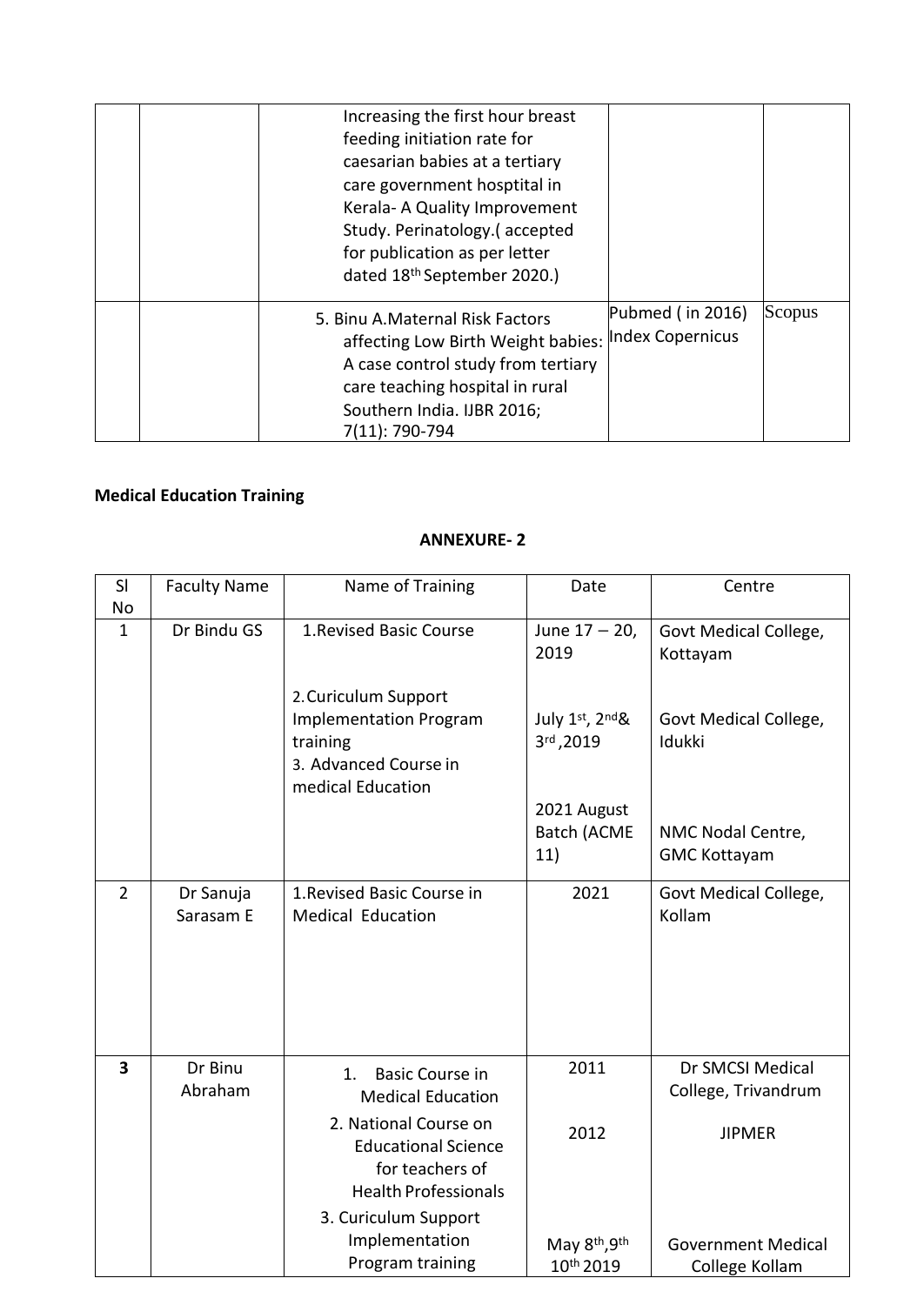|  |  | Increasing the first hour breast feeding initiation rate for caesarian babies at a tertiary care government hosptital in Kerala- A Quality Improvement Study. Perinatology.( accepted for publication as per letter dated 18th September 2020.) |  |  |
|---|---|---|---|---|
|  |  | 5. Binu A.Maternal Risk Factors affecting Low Birth Weight babies: A case control study from tertiary care teaching hospital in rural Southern India. IJBR 2016; 7(11): 790-794 | Pubmed ( in 2016) Index Copernicus | Scopus |

**Medical Education Training**

**ANNEXURE- 2**

| Sl No | Faculty Name | Name of Training | Date | Centre |
|---|---|---|---|---|
| 1 | Dr Bindu GS | 1.Revised Basic Course<br><br>2.Curiculum Support Implementation Program training<br>3. Advanced Course in medical Education | June 17 – 20, 2019<br><br>July 1st, 2nd& 3rd ,2019<br><br>2021 August Batch (ACME 11) | Govt Medical College, Kottayam<br><br>Govt Medical College, Idukki<br><br>NMC Nodal Centre, GMC Kottayam |
| 2 | Dr Sanuja Sarasam E | 1.Revised Basic Course in Medical Education | 2021 | Govt Medical College, Kollam |
| **3** | Dr Binu Abraham | 1. Basic Course in Medical Education<br>2. National Course on Educational Science for teachers of Health Professionals<br>3. Curiculum Support Implementation Program training | 2011<br><br>2012<br><br>May 8th,9th 10th 2019 | Dr SMCSI Medical College, Trivandrum<br><br>JIPMER<br><br>Government Medical College Kollam |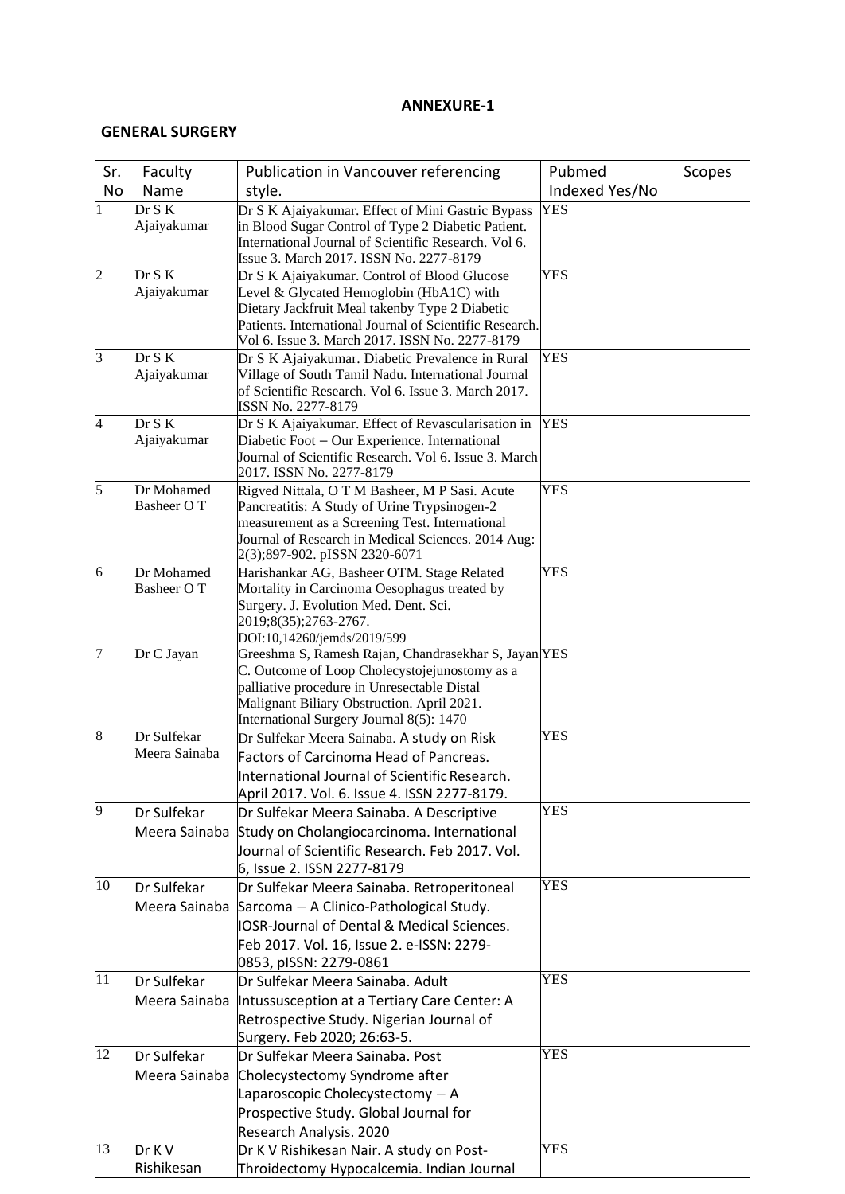**ANNEXURE-1**

**GENERAL SURGERY**

| Sr. No | Faculty Name | Publication in Vancouver referencing style. | Pubmed Indexed Yes/No | Scopes |
|---|---|---|---|---|
| 1 | Dr S K Ajaiyakumar | Dr S K Ajaiyakumar. Effect of Mini Gastric Bypass in Blood Sugar Control of Type 2 Diabetic Patient. International Journal of Scientific Research. Vol 6. Issue 3. March 2017. ISSN No. 2277-8179 | YES | |
| 2 | Dr S K Ajaiyakumar | Dr S K Ajaiyakumar. Control of Blood Glucose Level & Glycated Hemoglobin (HbA1C) with Dietary Jackfruit Meal takenby Type 2 Diabetic Patients. International Journal of Scientific Research. Vol 6. Issue 3. March 2017. ISSN No. 2277-8179 | YES | |
| 3 | Dr S K Ajaiyakumar | Dr S K Ajaiyakumar. Diabetic Prevalence in Rural Village of South Tamil Nadu. International Journal of Scientific Research. Vol 6. Issue 3. March 2017. ISSN No. 2277-8179 | YES | |
| 4 | Dr S K Ajaiyakumar | Dr S K Ajaiyakumar. Effect of Revascularisation in Diabetic Foot – Our Experience. International Journal of Scientific Research. Vol 6. Issue 3. March 2017. ISSN No. 2277-8179 | YES | |
| 5 | Dr Mohamed Basheer O T | Rigved Nittala, O T M Basheer, M P Sasi. Acute Pancreatitis: A Study of Urine Trypsinogen-2 measurement as a Screening Test. International Journal of Research in Medical Sciences. 2014 Aug: 2(3);897-902. pISSN 2320-6071 | YES | |
| 6 | Dr Mohamed Basheer O T | Harishankar AG, Basheer OTM. Stage Related Mortality in Carcinoma Oesophagus treated by Surgery. J. Evolution Med. Dent. Sci. 2019;8(35);2763-2767. DOI:10,14260/jemds/2019/599 | YES | |
| 7 | Dr C Jayan | Greeshma S, Ramesh Rajan, Chandrasekhar S, Jayan C. Outcome of Loop Cholecystojejunostomy as a palliative procedure in Unresectable Distal Malignant Biliary Obstruction. April 2021. International Surgery Journal 8(5): 1470 | YES | |
| 8 | Dr Sulfekar Meera Sainaba | Dr Sulfekar Meera Sainaba. A study on Risk Factors of Carcinoma Head of Pancreas. International Journal of Scientific Research. April 2017. Vol. 6. Issue 4. ISSN 2277-8179. | YES | |
| 9 | Dr Sulfekar Meera Sainaba | Dr Sulfekar Meera Sainaba. A Descriptive Study on Cholangiocarcinoma. International Journal of Scientific Research. Feb 2017. Vol. 6, Issue 2. ISSN 2277-8179 | YES | |
| 10 | Dr Sulfekar Meera Sainaba | Dr Sulfekar Meera Sainaba. Retroperitoneal Sarcoma – A Clinico-Pathological Study. IOSR-Journal of Dental & Medical Sciences. Feb 2017. Vol. 16, Issue 2. e-ISSN: 2279-0853, pISSN: 2279-0861 | YES | |
| 11 | Dr Sulfekar Meera Sainaba | Dr Sulfekar Meera Sainaba. Adult Intussusception at a Tertiary Care Center: A Retrospective Study. Nigerian Journal of Surgery. Feb 2020; 26:63-5. | YES | |
| 12 | Dr Sulfekar Meera Sainaba | Dr Sulfekar Meera Sainaba. Post Cholecystectomy Syndrome after Laparoscopic Cholecystectomy – A Prospective Study. Global Journal for Research Analysis. 2020 | YES | |
| 13 | Dr K V Rishikesan | Dr K V Rishikesan Nair. A study on Post-Throidectomy Hypocalcemia. Indian Journal | YES | |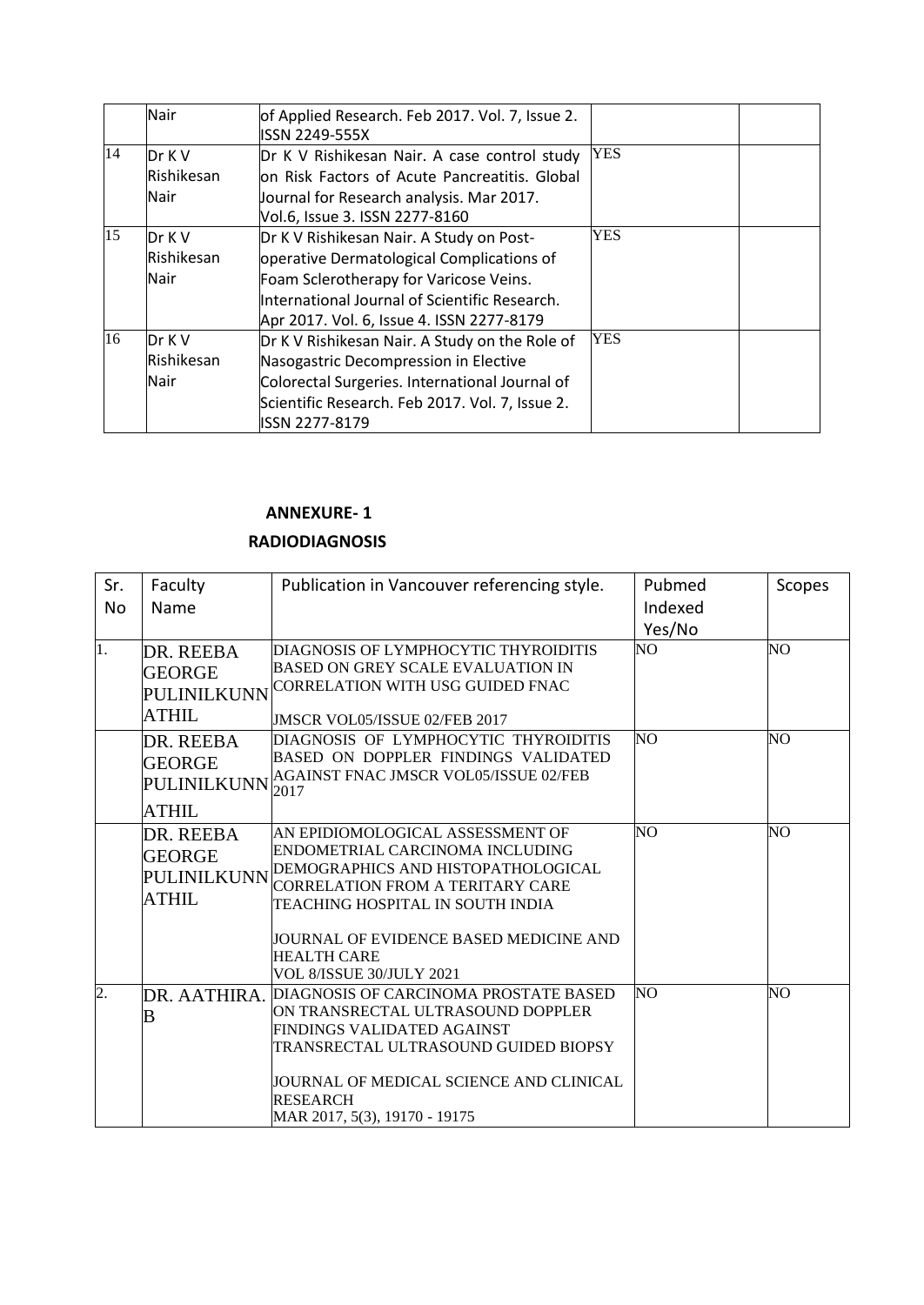|  | Nair | of Applied Research. Feb 2017. Vol. 7, Issue 2. ISSN 2249-555X |  |  |
|---|---|---|---|---|
| 14 | Dr K V Rishikesan Nair | Dr K V Rishikesan Nair. A case control study on Risk Factors of Acute Pancreatitis. Global Journal for Research analysis. Mar 2017. Vol.6, Issue 3. ISSN 2277-8160 | YES |  |
| 15 | Dr K V Rishikesan Nair | Dr K V Rishikesan Nair. A Study on Post-operative Dermatological Complications of Foam Sclerotherapy for Varicose Veins. International Journal of Scientific Research. Apr 2017. Vol. 6, Issue 4. ISSN 2277-8179 | YES |  |
| 16 | Dr K V Rishikesan Nair | Dr K V Rishikesan Nair. A Study on the Role of Nasogastric Decompression in Elective Colorectal Surgeries. International Journal of Scientific Research. Feb 2017. Vol. 7, Issue 2. ISSN 2277-8179 | YES |  |

**ANNEXURE- 1**

**RADIODIAGNOSIS**

| Sr. No | Faculty Name | Publication in Vancouver referencing style. | Pubmed Indexed Yes/No | Scopes |
|---|---|---|---|---|
| 1. | DR. REEBA GEORGE PULINILKUNNATHIL | DIAGNOSIS OF LYMPHOCYTIC THYROIDITIS BASED ON GREY SCALE EVALUATION IN CORRELATION WITH USG GUIDED FNAC JMSCR VOL05/ISSUE 02/FEB 2017 | NO | NO |
|  | DR. REEBA GEORGE PULINILKUNNATHIL | DIAGNOSIS OF LYMPHOCYTIC THYROIDITIS BASED ON DOPPLER FINDINGS VALIDATED AGAINST FNAC JMSCR VOL05/ISSUE 02/FEB 2017 | NO | NO |
|  | DR. REEBA GEORGE PULINILKUNNATHIL | AN EPIDIOMOLOGICAL ASSESSMENT OF ENDOMETRIAL CARCINOMA INCLUDING DEMOGRAPHICS AND HISTOPATHOLOGICAL CORRELATION FROM A TERITARY CARE TEACHING HOSPITAL IN SOUTH INDIA JOURNAL OF EVIDENCE BASED MEDICINE AND HEALTH CARE VOL 8/ISSUE 30/JULY 2021 | NO | NO |
| 2. | DR. AATHIRA. B | DIAGNOSIS OF CARCINOMA PROSTATE BASED ON TRANSRECTAL ULTRASOUND DOPPLER FINDINGS VALIDATED AGAINST TRANSRECTAL ULTRASOUND GUIDED BIOPSY JOURNAL OF MEDICAL SCIENCE AND CLINICAL RESEARCH MAR 2017, 5(3), 19170 - 19175 | NO | NO |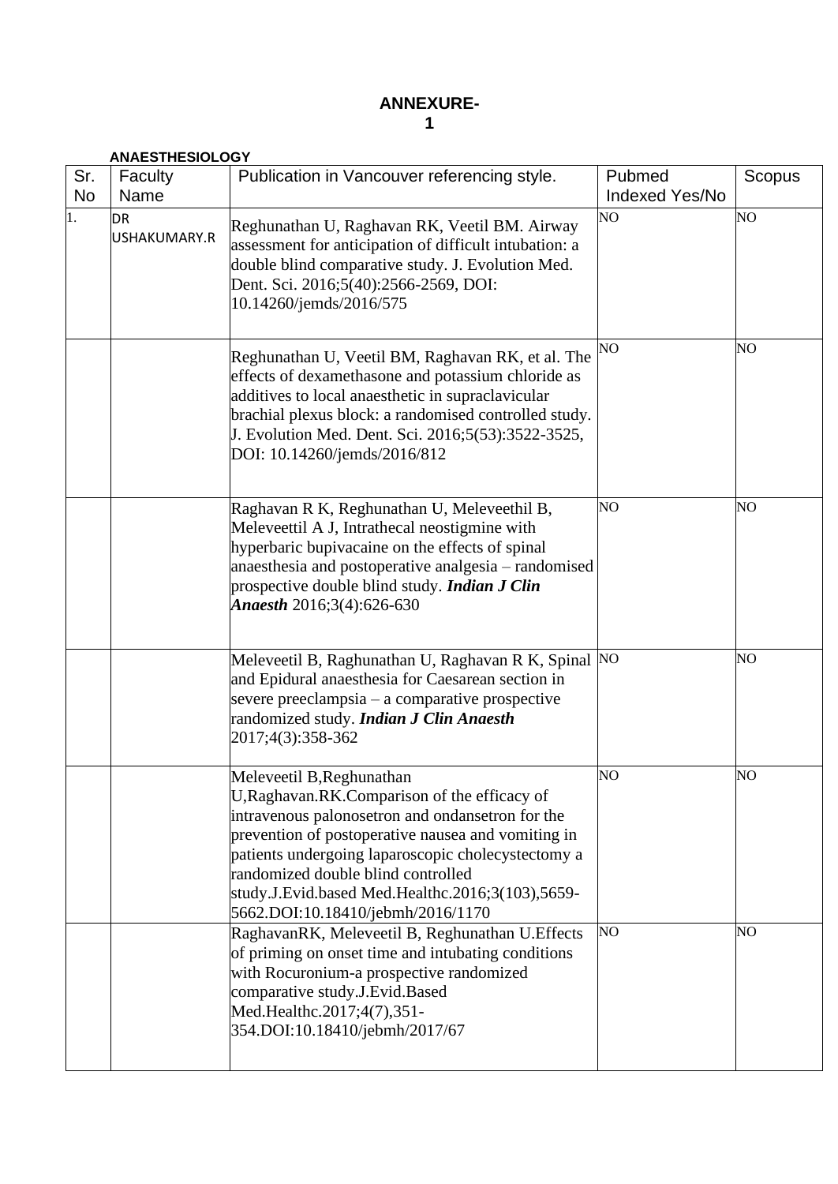# ANNEXURE-1

**ANAESTHESIOLOGY**

| Sr. No | Faculty Name | Publication in Vancouver referencing style. | Pubmed Indexed Yes/No | Scopus |
|---|---|---|---|---|
| 1. | DR USHAKUMARY.R | Reghunathan U, Raghavan RK, Veetil BM. Airway assessment for anticipation of difficult intubation: a double blind comparative study. J. Evolution Med. Dent. Sci. 2016;5(40):2566-2569, DOI: 10.14260/jemds/2016/575 | NO | NO |
| | | Reghunathan U, Veetil BM, Raghavan RK, et al. The effects of dexamethasone and potassium chloride as additives to local anaesthetic in supraclavicular brachial plexus block: a randomised controlled study. J. Evolution Med. Dent. Sci. 2016;5(53):3522-3525, DOI: 10.14260/jemds/2016/812 | NO | NO |
| | | Raghavan R K, Reghunathan U, Meleveethil B, Meleveettil A J, Intrathecal neostigmine with hyperbaric bupivacaine on the effects of spinal anaesthesia and postoperative analgesia – randomised prospective double blind study. ***Indian J Clin Anaesth*** 2016;3(4):626-630 | NO | NO |
| | | Meleveetil B, Raghunathan U, Raghavan R K, Spinal and Epidural anaesthesia for Caesarean section in severe preeclampsia – a comparative prospective randomized study. ***Indian J Clin Anaesth*** 2017;4(3):358-362 | NO | NO |
| | | Meleveetil B,Reghunathan U,Raghavan.RK.Comparison of the efficacy of intravenous palonosetron and ondansetron for the prevention of postoperative nausea and vomiting in patients undergoing laparoscopic cholecystectomy a randomized double blind controlled study.J.Evid.based Med.Healthc.2016;3(103),5659-5662.DOI:10.18410/jebmh/2016/1170 | NO | NO |
| | | RaghavanRK, Meleveetil B, Reghunathan U.Effects of priming on onset time and intubating conditions with Rocuronium-a prospective randomized comparative study.J.Evid.Based Med.Healthc.2017;4(7),351-354.DOI:10.18410/jebmh/2017/67 | NO | NO |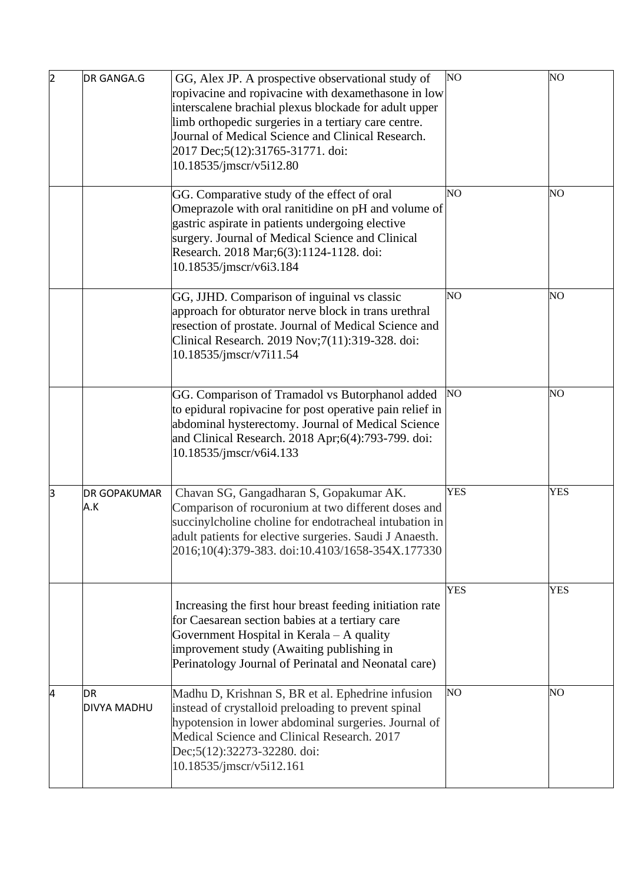| | | | | |
|---|---|---|---|---|
| 2 | DR GANGA.G | GG, Alex JP. A prospective observational study of ropivacine and ropivacine with dexamethasone in low interscalene brachial plexus blockade for adult upper limb orthopedic surgeries in a tertiary care centre. Journal of Medical Science and Clinical Research. 2017 Dec;5(12):31765-31771. doi: 10.18535/jmscr/v5i12.80 | NO | NO |
| | | GG. Comparative study of the effect of oral Omeprazole with oral ranitidine on pH and volume of gastric aspirate in patients undergoing elective surgery. Journal of Medical Science and Clinical Research. 2018 Mar;6(3):1124-1128. doi: 10.18535/jmscr/v6i3.184 | NO | NO |
| | | GG, JJHD. Comparison of inguinal vs classic approach for obturator nerve block in trans urethral resection of prostate. Journal of Medical Science and Clinical Research. 2019 Nov;7(11):319-328. doi: 10.18535/jmscr/v7i11.54 | NO | NO |
| | | GG. Comparison of Tramadol vs Butorphanol added to epidural ropivacine for post operative pain relief in abdominal hysterectomy. Journal of Medical Science and Clinical Research. 2018 Apr;6(4):793-799. doi: 10.18535/jmscr/v6i4.133 | NO | NO |
| 3 | DR GOPAKUMAR A.K | Chavan SG, Gangadharan S, Gopakumar AK. Comparison of rocuronium at two different doses and succinylcholine choline for endotracheal intubation in adult patients for elective surgeries. Saudi J Anaesth. 2016;10(4):379-383. doi:10.4103/1658-354X.177330 | YES | YES |
| | | Increasing the first hour breast feeding initiation rate for Caesarean section babies at a tertiary care Government Hospital in Kerala – A quality improvement study (Awaiting publishing in Perinatology Journal of Perinatal and Neonatal care) | YES | YES |
| 4 | DR DIVYA MADHU | Madhu D, Krishnan S, BR et al. Ephedrine infusion instead of crystalloid preloading to prevent spinal hypotension in lower abdominal surgeries. Journal of Medical Science and Clinical Research. 2017 Dec;5(12):32273-32280. doi: 10.18535/jmscr/v5i12.161 | NO | NO |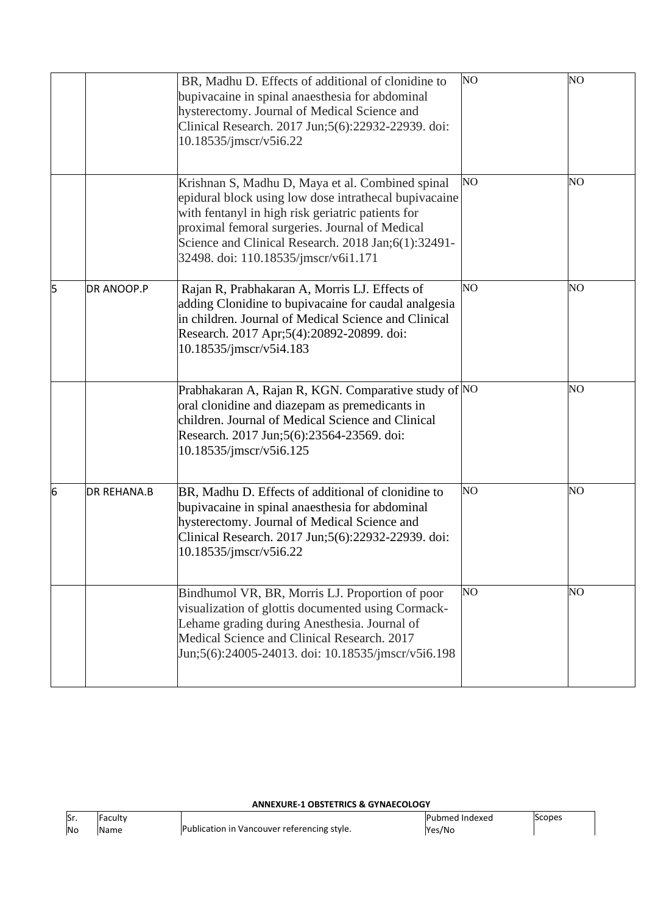| | | | | |
|---|---|---|---|---|
| | | BR, Madhu D. Effects of additional of clonidine to bupivacaine in spinal anaesthesia for abdominal hysterectomy. Journal of Medical Science and Clinical Research. 2017 Jun;5(6):22932-22939. doi: 10.18535/jmscr/v5i6.22 | NO | NO |
| | | Krishnan S, Madhu D, Maya et al. Combined spinal epidural block using low dose intrathecal bupivacaine with fentanyl in high risk geriatric patients for proximal femoral surgeries. Journal of Medical Science and Clinical Research. 2018 Jan;6(1):32491-32498. doi: 110.18535/jmscr/v6i1.171 | NO | NO |
| 5 | DR ANOOP.P | Rajan R, Prabhakaran A, Morris LJ. Effects of adding Clonidine to bupivacaine for caudal analgesia in children. Journal of Medical Science and Clinical Research. 2017 Apr;5(4):20892-20899. doi: 10.18535/jmscr/v5i4.183 | NO | NO |
| | | Prabhakaran A, Rajan R, KGN. Comparative study of oral clonidine and diazepam as premedicants in children. Journal of Medical Science and Clinical Research. 2017 Jun;5(6):23564-23569. doi: 10.18535/jmscr/v5i6.125 | NO | NO |
| 6 | DR REHANA.B | BR, Madhu D. Effects of additional of clonidine to bupivacaine in spinal anaesthesia for abdominal hysterectomy. Journal of Medical Science and Clinical Research. 2017 Jun;5(6):22932-22939. doi: 10.18535/jmscr/v5i6.22 | NO | NO |
| | | Bindhumol VR, BR, Morris LJ. Proportion of poor visualization of glottis documented using Cormack-Lehame grading during Anesthesia. Journal of Medical Science and Clinical Research. 2017 Jun;5(6):24005-24013. doi: 10.18535/jmscr/v5i6.198 | NO | NO |

**ANNEXURE-1 OBSTETRICS & GYNAECOLOGY**

| Sr. No | Faculty Name | Publication in Vancouver referencing style. | Pubmed Indexed Yes/No | Scopes |
|---|---|---|---|---|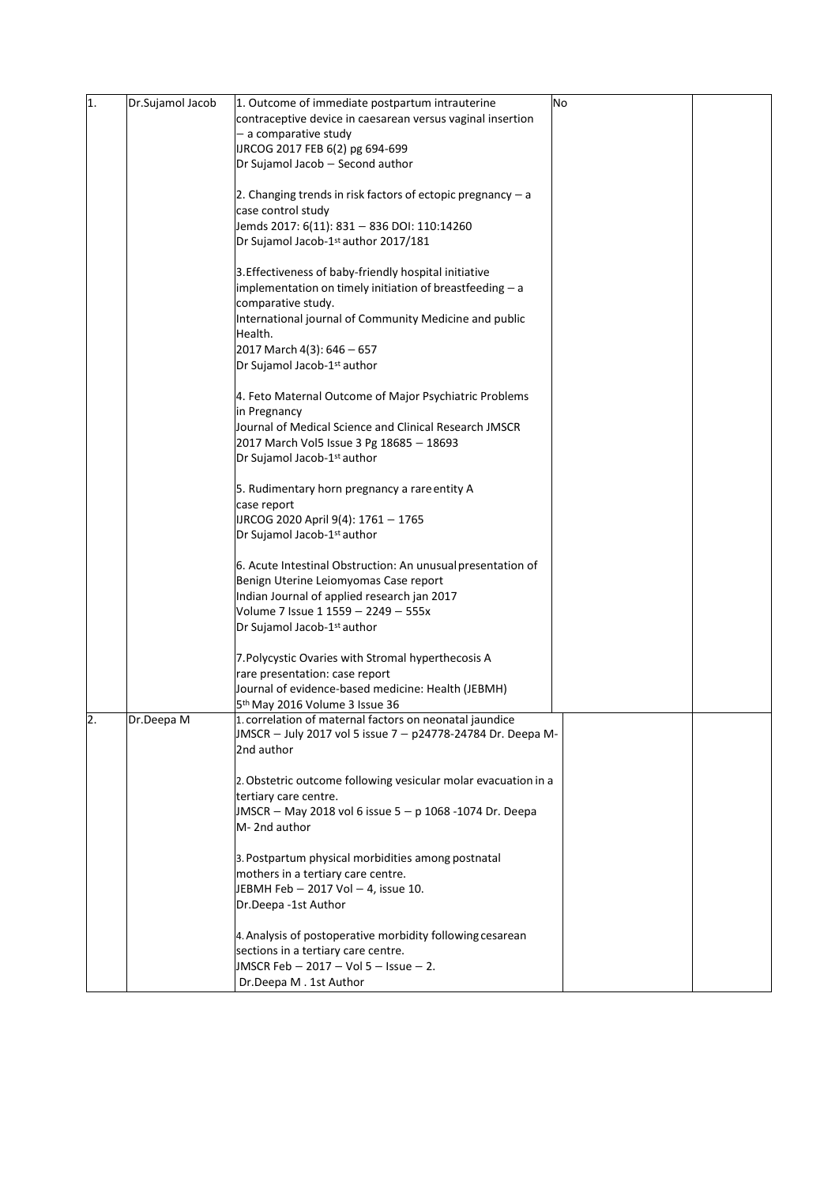| 1. | Dr.Sujamol Jacob | 1. Outcome of immediate postpartum intrauterine contraceptive device in caesarean versus vaginal insertion – a comparative study<br>IJRCOG 2017 FEB 6(2) pg 694-699<br>Dr Sujamol Jacob – Second author<br><br>2. Changing trends in risk factors of ectopic pregnancy – a case control study<br>Jemds 2017: 6(11): 831 – 836 DOI: 110:14260<br>Dr Sujamol Jacob-1st author 2017/181<br><br>3.Effectiveness of baby-friendly hospital initiative implementation on timely initiation of breastfeeding – a comparative study.<br>International journal of Community Medicine and public Health.<br>2017 March 4(3): 646 – 657<br>Dr Sujamol Jacob-1st author<br><br>4. Feto Maternal Outcome of Major Psychiatric Problems in Pregnancy<br>Journal of Medical Science and Clinical Research JMSCR<br>2017 March Vol5 Issue 3 Pg 18685 – 18693<br>Dr Sujamol Jacob-1st author<br><br>5. Rudimentary horn pregnancy a rare entity A case report<br>IJRCOG 2020 April 9(4): 1761 – 1765<br>Dr Sujamol Jacob-1st author<br><br>6. Acute Intestinal Obstruction: An unusual presentation of Benign Uterine Leiomyomas Case report<br>Indian Journal of applied research jan 2017<br>Volume 7 Issue 1 1559 – 2249 – 555x<br>Dr Sujamol Jacob-1st author<br><br>7.Polycystic Ovaries with Stromal hyperthecosis A rare presentation: case report<br>Journal of evidence-based medicine: Health (JEBMH)<br>5th May 2016 Volume 3 Issue 36 | No | |
|---|---|---|---|---|
| 2. | Dr.Deepa M | 1. correlation of maternal factors on neonatal jaundice<br>JMSCR – July 2017 vol 5 issue 7 – p24778-24784 Dr. Deepa M-2nd author<br><br>2. Obstetric outcome following vesicular molar evacuation in a tertiary care centre.<br>JMSCR – May 2018 vol 6 issue 5 – p 1068 -1074 Dr. Deepa M- 2nd author<br><br>3. Postpartum physical morbidities among postnatal mothers in a tertiary care centre.<br>JEBMH Feb – 2017 Vol – 4, issue 10.<br>Dr.Deepa -1st Author<br><br>4. Analysis of postoperative morbidity following cesarean sections in a tertiary care centre.<br>JMSCR Feb – 2017 – Vol 5 – Issue – 2.<br>Dr.Deepa M . 1st Author | | |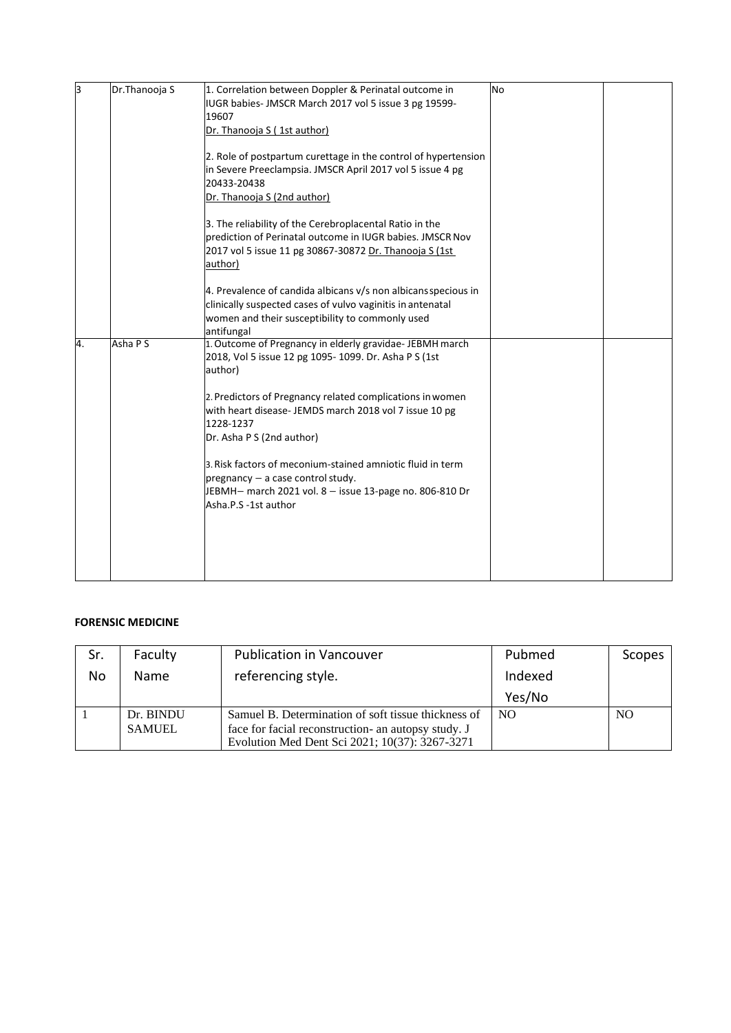| | | | | |
|---|---|---|---|---|
| 3 | Dr.Thanooja S | 1. Correlation between Doppler & Perinatal outcome in IUGR babies- JMSCR March 2017 vol 5 issue 3 pg 19599-19607<br>Dr. Thanooja S ( 1st author)<br><br>2. Role of postpartum curettage in the control of hypertension in Severe Preeclampsia. JMSCR April 2017 vol 5 issue 4 pg 20433-20438<br>Dr. Thanooja S (2nd author)<br><br>3. The reliability of the Cerebroplacental Ratio in the prediction of Perinatal outcome in IUGR babies. JMSCR Nov 2017 vol 5 issue 11 pg 30867-30872 Dr. Thanooja S (1st author)<br><br>4. Prevalence of candida albicans v/s non albicans specious in clinically suspected cases of vulvo vaginitis in antenatal women and their susceptibility to commonly used antifungal | No | |
| 4. | Asha P S | 1. Outcome of Pregnancy in elderly gravidae- JEBMH march 2018, Vol 5 issue 12 pg 1095- 1099. Dr. Asha P S (1st author)<br><br>2. Predictors of Pregnancy related complications in women with heart disease- JEMDS march 2018 vol 7 issue 10 pg 1228-1237<br>Dr. Asha P S (2nd author)<br><br>3. Risk factors of meconium-stained amniotic fluid in term pregnancy – a case control study.<br>JEBMH– march 2021 vol. 8 – issue 13-page no. 806-810 Dr Asha.P.S -1st author | | |

**FORENSIC MEDICINE**

| Sr. No | Faculty Name | Publication in Vancouver referencing style. | Pubmed Indexed Yes/No | Scopes |
|---|---|---|---|---|
| 1 | Dr. BINDU SAMUEL | Samuel B. Determination of soft tissue thickness of face for facial reconstruction- an autopsy study. J Evolution Med Dent Sci 2021; 10(37): 3267-3271 | NO | NO |